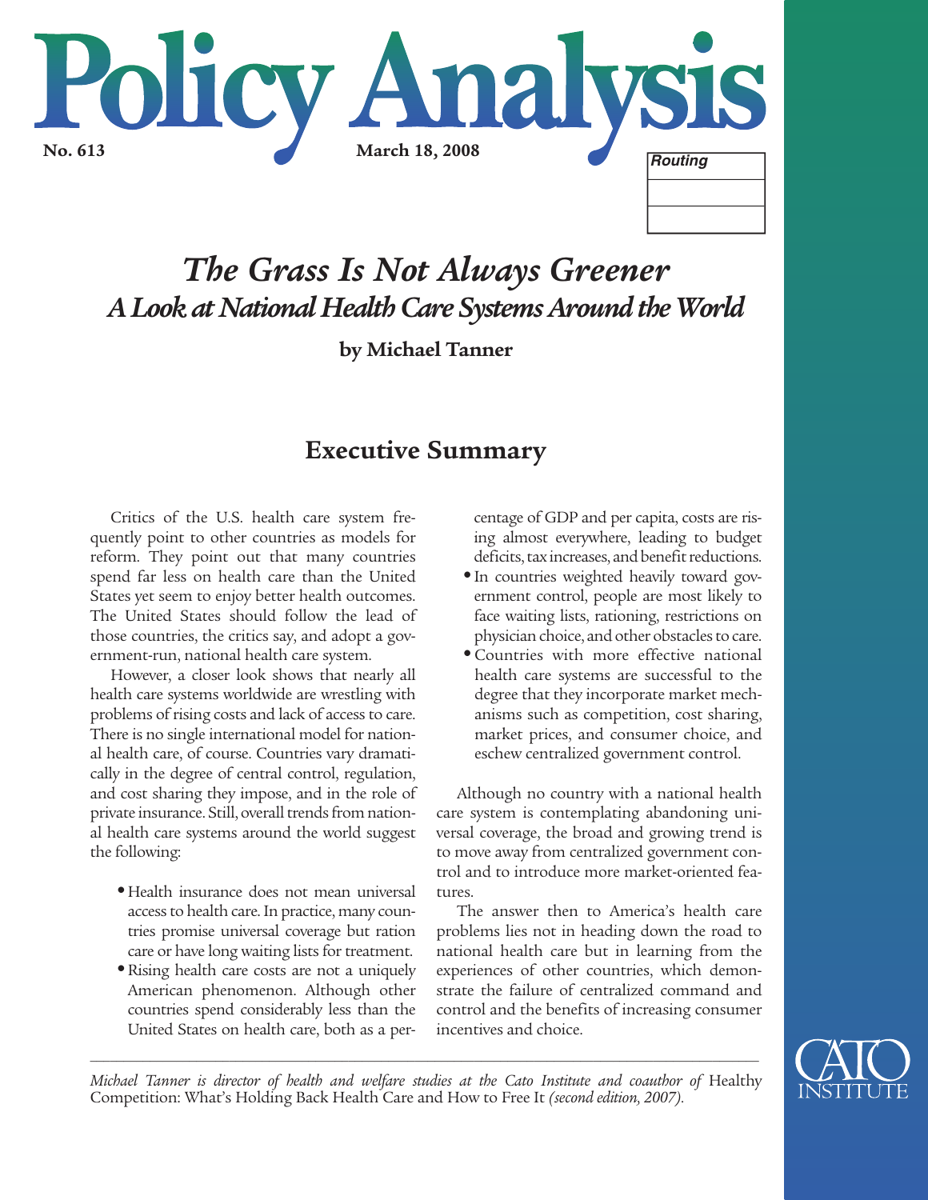# Policy Analysis

**No. 613** **March 18, 2008**

Routing

# *The Grass Is Not Always Greener*
## *A Look at National Health Care Systems Around the World*

**by Michael Tanner**

## Executive Summary

Critics of the U.S. health care system frequently point to other countries as models for reform. They point out that many countries spend far less on health care than the United States yet seem to enjoy better health outcomes. The United States should follow the lead of those countries, the critics say, and adopt a government-run, national health care system.

However, a closer look shows that nearly all health care systems worldwide are wrestling with problems of rising costs and lack of access to care. There is no single international model for national health care, of course. Countries vary dramatically in the degree of central control, regulation, and cost sharing they impose, and in the role of private insurance. Still, overall trends from national health care systems around the world suggest the following:

- Health insurance does not mean universal access to health care. In practice, many countries promise universal coverage but ration care or have long waiting lists for treatment.
- Rising health care costs are not a uniquely American phenomenon. Although other countries spend considerably less than the United States on health care, both as a percentage of GDP and per capita, costs are rising almost everywhere, leading to budget deficits, tax increases, and benefit reductions.
- In countries weighted heavily toward government control, people are most likely to face waiting lists, rationing, restrictions on physician choice, and other obstacles to care.
- Countries with more effective national health care systems are successful to the degree that they incorporate market mechanisms such as competition, cost sharing, market prices, and consumer choice, and eschew centralized government control.

Although no country with a national health care system is contemplating abandoning universal coverage, the broad and growing trend is to move away from centralized government control and to introduce more market-oriented features.

The answer then to America's health care problems lies not in heading down the road to national health care but in learning from the experiences of other countries, which demonstrate the failure of centralized command and control and the benefits of increasing consumer incentives and choice.

---

*Michael Tanner is director of health and welfare studies at the Cato Institute and coauthor of* Healthy Competition: What's Holding Back Health Care and How to Free It *(second edition, 2007).*

CATO INSTITUTE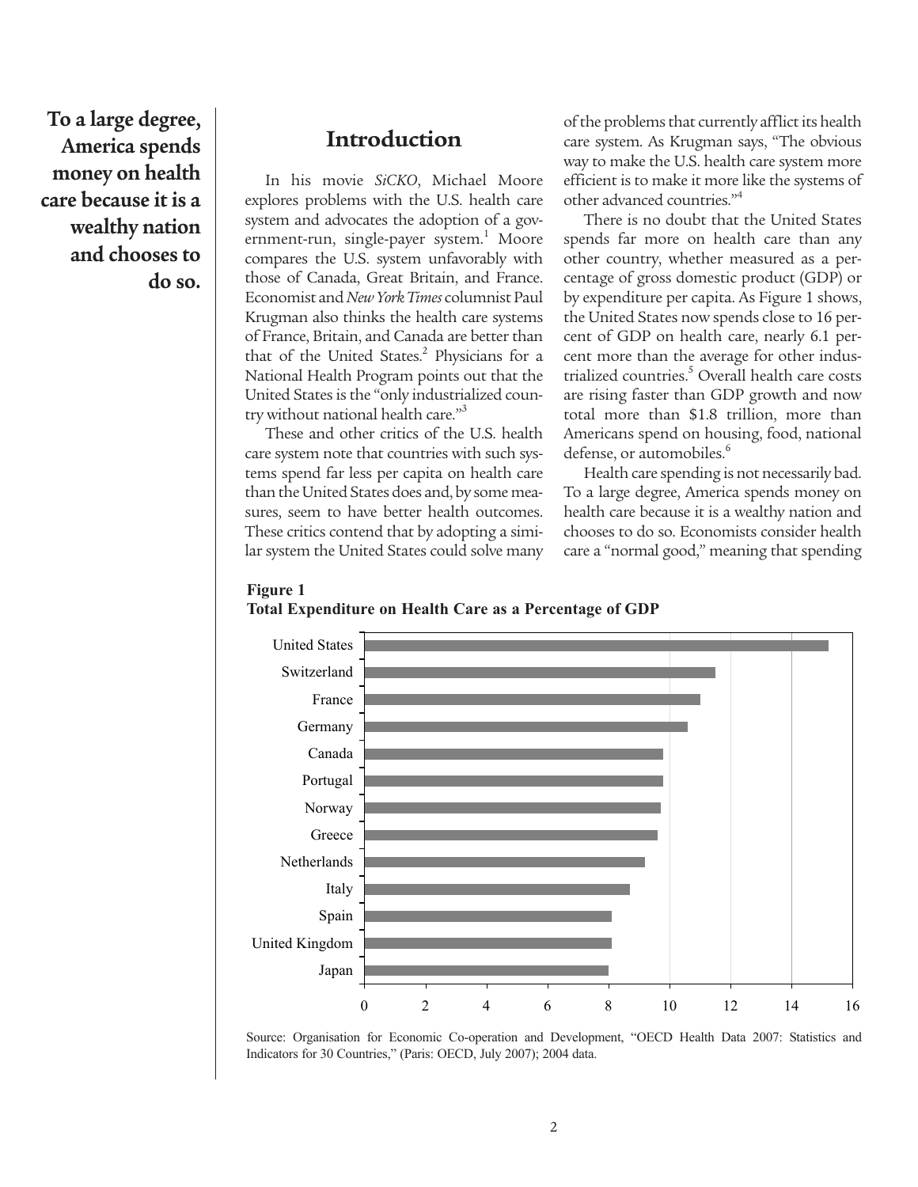To a large degree, America spends money on health care because it is a wealthy nation and chooses to do so.

## Introduction

In his movie *SiCKO*, Michael Moore explores problems with the U.S. health care system and advocates the adoption of a government-run, single-payer system.[1] Moore compares the U.S. system unfavorably with those of Canada, Great Britain, and France. Economist and *New York Times* columnist Paul Krugman also thinks the health care systems of France, Britain, and Canada are better than that of the United States.[2] Physicians for a National Health Program points out that the United States is the "only industrialized country without national health care."[3]

These and other critics of the U.S. health care system note that countries with such systems spend far less per capita on health care than the United States does and, by some measures, seem to have better health outcomes. These critics contend that by adopting a similar system the United States could solve many of the problems that currently afflict its health care system. As Krugman says, "The obvious way to make the U.S. health care system more efficient is to make it more like the systems of other advanced countries."[4]

There is no doubt that the United States spends far more on health care than any other country, whether measured as a percentage of gross domestic product (GDP) or by expenditure per capita. As Figure 1 shows, the United States now spends close to 16 percent of GDP on health care, nearly 6.1 percent more than the average for other industrialized countries.[5] Overall health care costs are rising faster than GDP growth and now total more than $1.8 trillion, more than Americans spend on housing, food, national defense, or automobiles.[6]

Health care spending is not necessarily bad. To a large degree, America spends money on health care because it is a wealthy nation and chooses to do so. Economists consider health care a "normal good," meaning that spending

**Figure 1**
**Total Expenditure on Health Care as a Percentage of GDP**

| Country | % of GDP (approx.) |
|---|---|
| United States | 15.2 |
| Switzerland | 11.5 |
| France | 11.0 |
| Germany | 10.6 |
| Canada | 9.8 |
| Portugal | 9.8 |
| Norway | 9.7 |
| Greece | 9.6 |
| Netherlands | 9.2 |
| Italy | 8.7 |
| Spain | 8.1 |
| United Kingdom | 8.1 |
| Japan | 8.0 |

Source: Organisation for Economic Co-operation and Development, "OECD Health Data 2007: Statistics and Indicators for 30 Countries," (Paris: OECD, July 2007); 2004 data.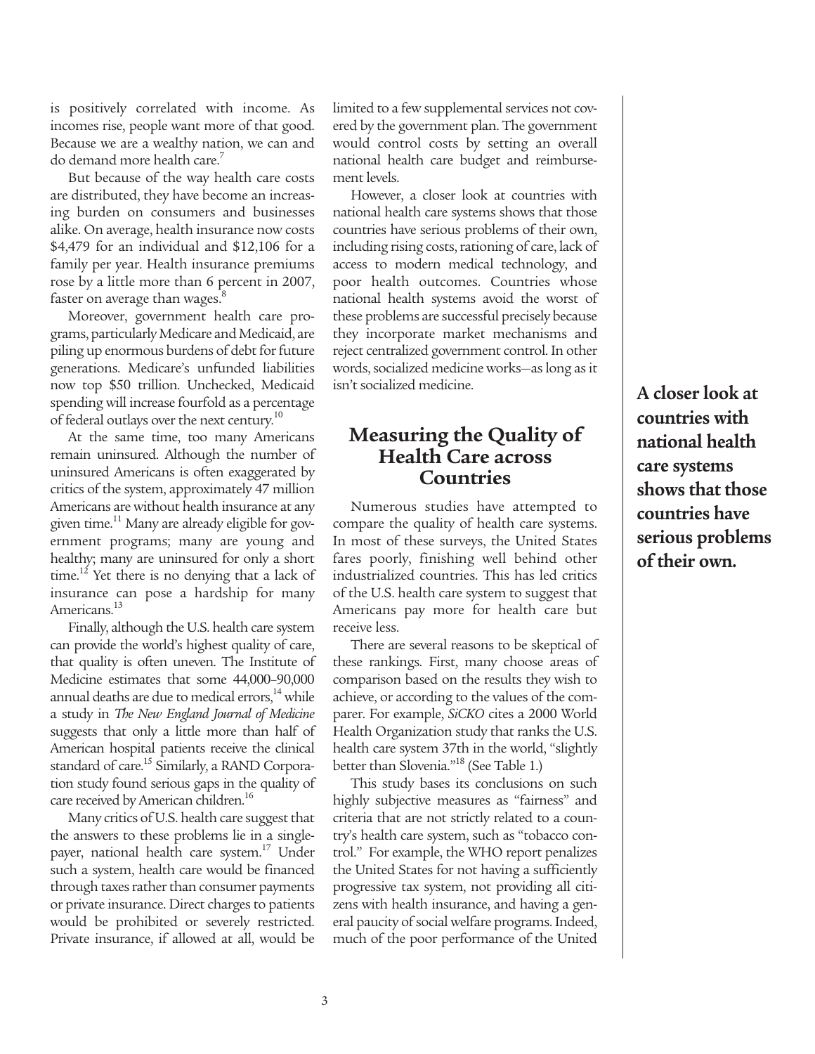is positively correlated with income. As incomes rise, people want more of that good. Because we are a wealthy nation, we can and do demand more health care.[7]

But because of the way health care costs are distributed, they have become an increasing burden on consumers and businesses alike. On average, health insurance now costs $4,479 for an individual and $12,106 for a family per year. Health insurance premiums rose by a little more than 6 percent in 2007, faster on average than wages.[8]

Moreover, government health care programs, particularly Medicare and Medicaid, are piling up enormous burdens of debt for future generations. Medicare's unfunded liabilities now top $50 trillion. Unchecked, Medicaid spending will increase fourfold as a percentage of federal outlays over the next century.[10]

At the same time, too many Americans remain uninsured. Although the number of uninsured Americans is often exaggerated by critics of the system, approximately 47 million Americans are without health insurance at any given time.[11] Many are already eligible for government programs; many are young and healthy; many are uninsured for only a short time.[12] Yet there is no denying that a lack of insurance can pose a hardship for many Americans.[13]

Finally, although the U.S. health care system can provide the world's highest quality of care, that quality is often uneven. The Institute of Medicine estimates that some 44,000–90,000 annual deaths are due to medical errors,[14] while a study in *The New England Journal of Medicine* suggests that only a little more than half of American hospital patients receive the clinical standard of care.[15] Similarly, a RAND Corporation study found serious gaps in the quality of care received by American children.[16]

Many critics of U.S. health care suggest that the answers to these problems lie in a single-payer, national health care system.[17] Under such a system, health care would be financed through taxes rather than consumer payments or private insurance. Direct charges to patients would be prohibited or severely restricted. Private insurance, if allowed at all, would be limited to a few supplemental services not covered by the government plan. The government would control costs by setting an overall national health care budget and reimbursement levels.

However, a closer look at countries with national health care systems shows that those countries have serious problems of their own, including rising costs, rationing of care, lack of access to modern medical technology, and poor health outcomes. Countries whose national health systems avoid the worst of these problems are successful precisely because they incorporate market mechanisms and reject centralized government control. In other words, socialized medicine works—as long as it isn't socialized medicine.

**A closer look at countries with national health care systems shows that those countries have serious problems of their own.**

## Measuring the Quality of Health Care across Countries

Numerous studies have attempted to compare the quality of health care systems. In most of these surveys, the United States fares poorly, finishing well behind other industrialized countries. This has led critics of the U.S. health care system to suggest that Americans pay more for health care but receive less.

There are several reasons to be skeptical of these rankings. First, many choose areas of comparison based on the results they wish to achieve, or according to the values of the comparer. For example, *SiCKO* cites a 2000 World Health Organization study that ranks the U.S. health care system 37th in the world, "slightly better than Slovenia."[18] (See Table 1.)

This study bases its conclusions on such highly subjective measures as "fairness" and criteria that are not strictly related to a country's health care system, such as "tobacco control." For example, the WHO report penalizes the United States for not having a sufficiently progressive tax system, not providing all citizens with health insurance, and having a general paucity of social welfare programs. Indeed, much of the poor performance of the United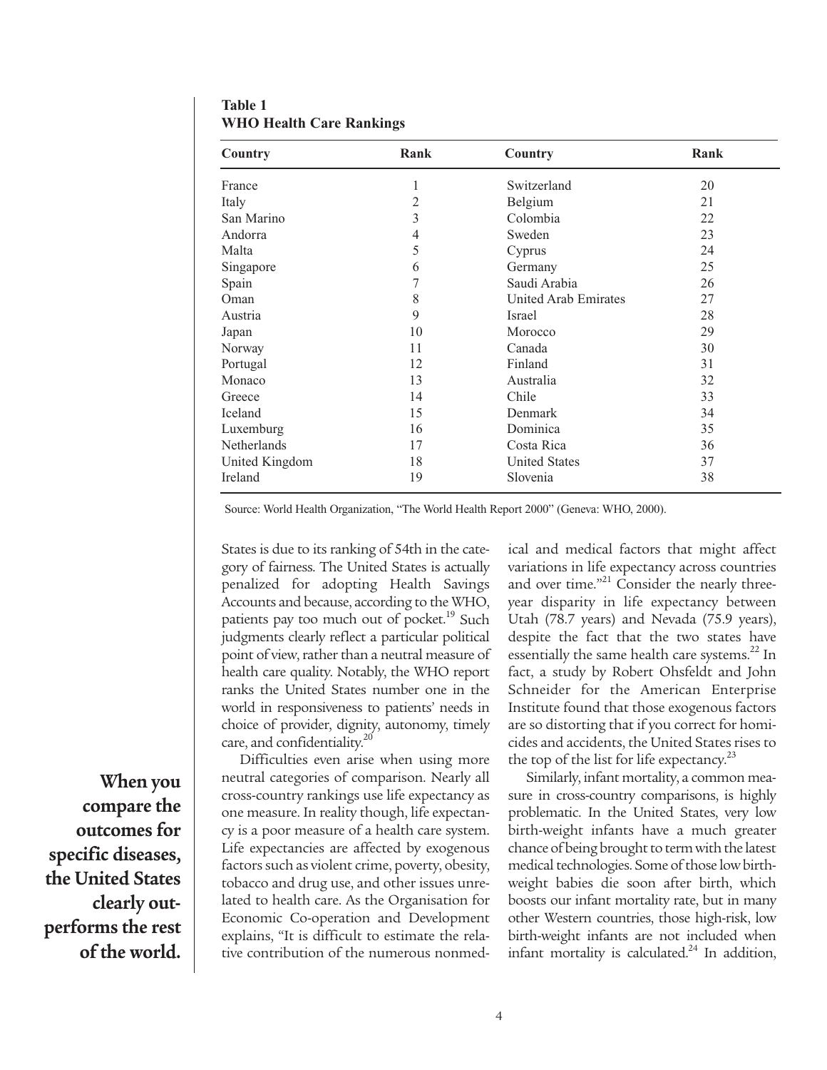**Table 1**
**WHO Health Care Rankings**

| Country | Rank | Country | Rank |
|---|---|---|---|
| France | 1 | Switzerland | 20 |
| Italy | 2 | Belgium | 21 |
| San Marino | 3 | Colombia | 22 |
| Andorra | 4 | Sweden | 23 |
| Malta | 5 | Cyprus | 24 |
| Singapore | 6 | Germany | 25 |
| Spain | 7 | Saudi Arabia | 26 |
| Oman | 8 | United Arab Emirates | 27 |
| Austria | 9 | Israel | 28 |
| Japan | 10 | Morocco | 29 |
| Norway | 11 | Canada | 30 |
| Portugal | 12 | Finland | 31 |
| Monaco | 13 | Australia | 32 |
| Greece | 14 | Chile | 33 |
| Iceland | 15 | Denmark | 34 |
| Luxemburg | 16 | Dominica | 35 |
| Netherlands | 17 | Costa Rica | 36 |
| United Kingdom | 18 | United States | 37 |
| Ireland | 19 | Slovenia | 38 |

Source: World Health Organization, "The World Health Report 2000" (Geneva: WHO, 2000).

States is due to its ranking of 54th in the category of fairness. The United States is actually penalized for adopting Health Savings Accounts and because, according to the WHO, patients pay too much out of pocket.[19] Such judgments clearly reflect a particular political point of view, rather than a neutral measure of health care quality. Notably, the WHO report ranks the United States number one in the world in responsiveness to patients' needs in choice of provider, dignity, autonomy, timely care, and confidentiality.[20]

**When you compare the outcomes for specific diseases, the United States clearly outperforms the rest of the world.**

Difficulties even arise when using more neutral categories of comparison. Nearly all cross-country rankings use life expectancy as one measure. In reality though, life expectancy is a poor measure of a health care system. Life expectancies are affected by exogenous factors such as violent crime, poverty, obesity, tobacco and drug use, and other issues unrelated to health care. As the Organisation for Economic Co-operation and Development explains, "It is difficult to estimate the relative contribution of the numerous nonmedical and medical factors that might affect variations in life expectancy across countries and over time."[21] Consider the nearly three-year disparity in life expectancy between Utah (78.7 years) and Nevada (75.9 years), despite the fact that the two states have essentially the same health care systems.[22] In fact, a study by Robert Ohsfeldt and John Schneider for the American Enterprise Institute found that those exogenous factors are so distorting that if you correct for homicides and accidents, the United States rises to the top of the list for life expectancy.[23]

Similarly, infant mortality, a common measure in cross-country comparisons, is highly problematic. In the United States, very low birth-weight infants have a much greater chance of being brought to term with the latest medical technologies. Some of those low birth-weight babies die soon after birth, which boosts our infant mortality rate, but in many other Western countries, those high-risk, low birth-weight infants are not included when infant mortality is calculated.[24] In addition,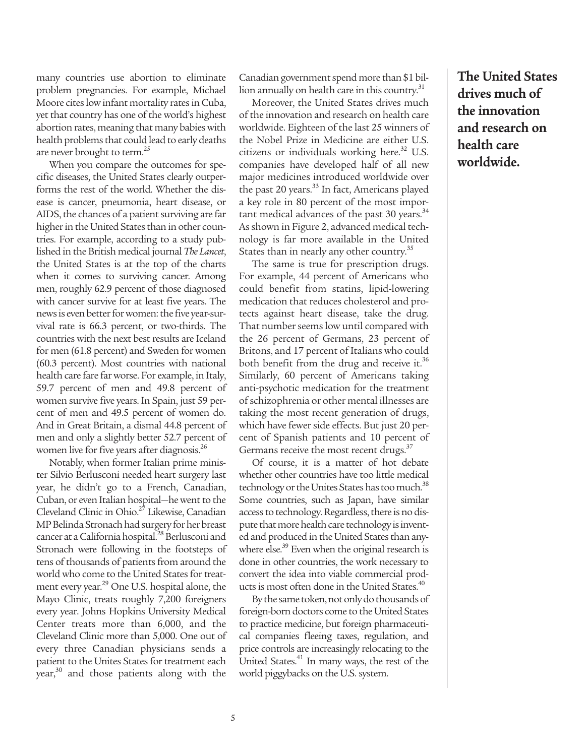many countries use abortion to eliminate problem pregnancies. For example, Michael Moore cites low infant mortality rates in Cuba, yet that country has one of the world's highest abortion rates, meaning that many babies with health problems that could lead to early deaths are never brought to term.[25]

When you compare the outcomes for specific diseases, the United States clearly outperforms the rest of the world. Whether the disease is cancer, pneumonia, heart disease, or AIDS, the chances of a patient surviving are far higher in the United States than in other countries. For example, according to a study published in the British medical journal *The Lancet*, the United States is at the top of the charts when it comes to surviving cancer. Among men, roughly 62.9 percent of those diagnosed with cancer survive for at least five years. The news is even better for women: the five year-survival rate is 66.3 percent, or two-thirds. The countries with the next best results are Iceland for men (61.8 percent) and Sweden for women (60.3 percent). Most countries with national health care fare far worse. For example, in Italy, 59.7 percent of men and 49.8 percent of women survive five years. In Spain, just 59 percent of men and 49.5 percent of women do. And in Great Britain, a dismal 44.8 percent of men and only a slightly better 52.7 percent of women live for five years after diagnosis.[26]

Notably, when former Italian prime minister Silvio Berlusconi needed heart surgery last year, he didn't go to a French, Canadian, Cuban, or even Italian hospital—he went to the Cleveland Clinic in Ohio.[27] Likewise, Canadian MP Belinda Stronach had surgery for her breast cancer at a California hospital.[28] Berlusconi and Stronach were following in the footsteps of tens of thousands of patients from around the world who come to the United States for treatment every year.[29] One U.S. hospital alone, the Mayo Clinic, treats roughly 7,200 foreigners every year. Johns Hopkins University Medical Center treats more than 6,000, and the Cleveland Clinic more than 5,000. One out of every three Canadian physicians sends a patient to the Unites States for treatment each year,[30] and those patients along with the Canadian government spend more than $1 billion annually on health care in this country.[31]

Moreover, the United States drives much of the innovation and research on health care worldwide. Eighteen of the last 25 winners of the Nobel Prize in Medicine are either U.S. citizens or individuals working here.[32] U.S. companies have developed half of all new major medicines introduced worldwide over the past 20 years.[33] In fact, Americans played a key role in 80 percent of the most important medical advances of the past 30 years.[34] As shown in Figure 2, advanced medical technology is far more available in the United States than in nearly any other country.[35]

**The United States drives much of the innovation and research on health care worldwide.**

The same is true for prescription drugs. For example, 44 percent of Americans who could benefit from statins, lipid-lowering medication that reduces cholesterol and protects against heart disease, take the drug. That number seems low until compared with the 26 percent of Germans, 23 percent of Britons, and 17 percent of Italians who could both benefit from the drug and receive it.[36] Similarly, 60 percent of Americans taking anti-psychotic medication for the treatment of schizophrenia or other mental illnesses are taking the most recent generation of drugs, which have fewer side effects. But just 20 percent of Spanish patients and 10 percent of Germans receive the most recent drugs.[37]

Of course, it is a matter of hot debate whether other countries have too little medical technology or the Unites States has too much.[38] Some countries, such as Japan, have similar access to technology. Regardless, there is no dispute that more health care technology is invented and produced in the United States than anywhere else.[39] Even when the original research is done in other countries, the work necessary to convert the idea into viable commercial products is most often done in the United States.[40]

By the same token, not only do thousands of foreign-born doctors come to the United States to practice medicine, but foreign pharmaceutical companies fleeing taxes, regulation, and price controls are increasingly relocating to the United States.[41] In many ways, the rest of the world piggybacks on the U.S. system.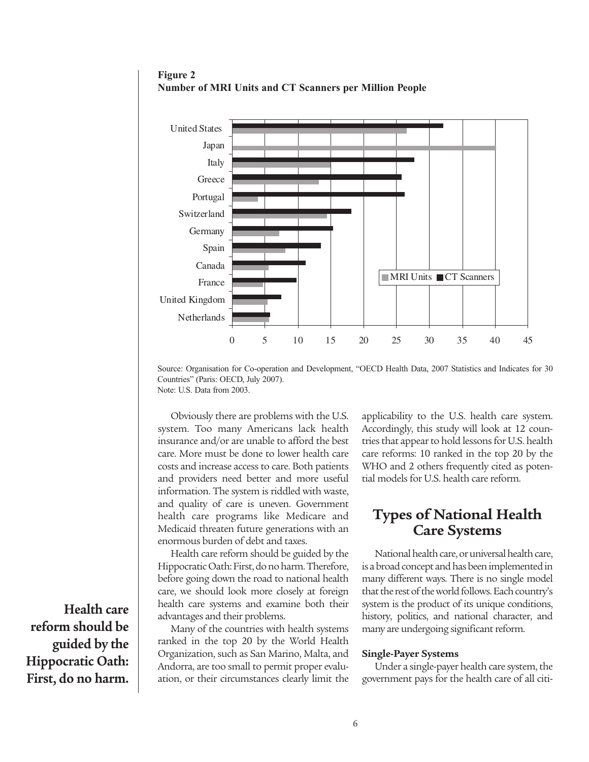**Figure 2**
**Number of MRI Units and CT Scanners per Million People**

Source: Organisation for Co-operation and Development, "OECD Health Data, 2007 Statistics and Indicates for 30 Countries" (Paris: OECD, July 2007).
Note: U.S. Data from 2003.

Obviously there are problems with the U.S. system. Too many Americans lack health insurance and/or are unable to afford the best care. More must be done to lower health care costs and increase access to care. Both patients and providers need better and more useful information. The system is riddled with waste, and quality of care is uneven. Government health care programs like Medicare and Medicaid threaten future generations with an enormous burden of debt and taxes.

Health care reform should be guided by the Hippocratic Oath: First, do no harm. Therefore, before going down the road to national health care, we should look more closely at foreign health care systems and examine both their advantages and their problems.

**Health care reform should be guided by the Hippocratic Oath: First, do no harm.**

Many of the countries with health systems ranked in the top 20 by the World Health Organization, such as San Marino, Malta, and Andorra, are too small to permit proper evaluation, or their circumstances clearly limit the applicability to the U.S. health care system. Accordingly, this study will look at 12 countries that appear to hold lessons for U.S. health care reforms: 10 ranked in the top 20 by the WHO and 2 others frequently cited as potential models for U.S. health care reform.

## Types of National Health Care Systems

National health care, or universal health care, is a broad concept and has been implemented in many different ways. There is no single model that the rest of the world follows. Each country's system is the product of its unique conditions, history, politics, and national character, and many are undergoing significant reform.

### Single-Payer Systems

Under a single-payer health care system, the government pays for the health care of all citi-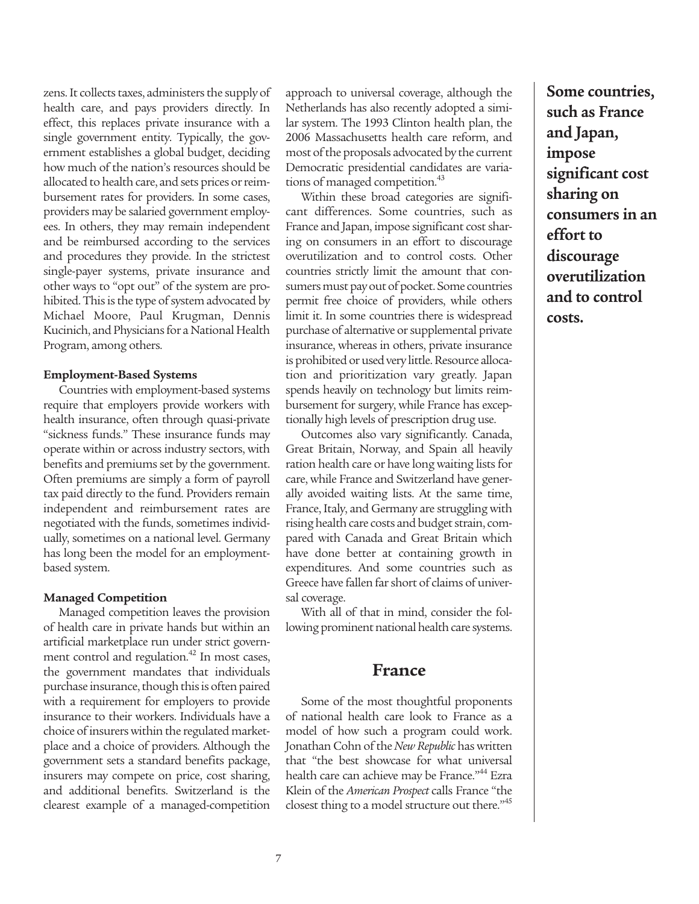zens. It collects taxes, administers the supply of health care, and pays providers directly. In effect, this replaces private insurance with a single government entity. Typically, the government establishes a global budget, deciding how much of the nation's resources should be allocated to health care, and sets prices or reimbursement rates for providers. In some cases, providers may be salaried government employees. In others, they may remain independent and be reimbursed according to the services and procedures they provide. In the strictest single-payer systems, private insurance and other ways to "opt out" of the system are prohibited. This is the type of system advocated by Michael Moore, Paul Krugman, Dennis Kucinich, and Physicians for a National Health Program, among others.

**Employment-Based Systems**

Countries with employment-based systems require that employers provide workers with health insurance, often through quasi-private "sickness funds." These insurance funds may operate within or across industry sectors, with benefits and premiums set by the government. Often premiums are simply a form of payroll tax paid directly to the fund. Providers remain independent and reimbursement rates are negotiated with the funds, sometimes individually, sometimes on a national level. Germany has long been the model for an employment-based system.

**Managed Competition**

Managed competition leaves the provision of health care in private hands but within an artificial marketplace run under strict government control and regulation.[42] In most cases, the government mandates that individuals purchase insurance, though this is often paired with a requirement for employers to provide insurance to their workers. Individuals have a choice of insurers within the regulated marketplace and a choice of providers. Although the government sets a standard benefits package, insurers may compete on price, cost sharing, and additional benefits. Switzerland is the clearest example of a managed-competition approach to universal coverage, although the Netherlands has also recently adopted a similar system. The 1993 Clinton health plan, the 2006 Massachusetts health care reform, and most of the proposals advocated by the current Democratic presidential candidates are variations of managed competition.[43]

Within these broad categories are significant differences. Some countries, such as France and Japan, impose significant cost sharing on consumers in an effort to discourage overutilization and to control costs. Other countries strictly limit the amount that consumers must pay out of pocket. Some countries permit free choice of providers, while others limit it. In some countries there is widespread purchase of alternative or supplemental private insurance, whereas in others, private insurance is prohibited or used very little. Resource allocation and prioritization vary greatly. Japan spends heavily on technology but limits reimbursement for surgery, while France has exceptionally high levels of prescription drug use.

Outcomes also vary significantly. Canada, Great Britain, Norway, and Spain all heavily ration health care or have long waiting lists for care, while France and Switzerland have generally avoided waiting lists. At the same time, France, Italy, and Germany are struggling with rising health care costs and budget strain, compared with Canada and Great Britain which have done better at containing growth in expenditures. And some countries such as Greece have fallen far short of claims of universal coverage.

With all of that in mind, consider the following prominent national health care systems.

**Some countries, such as France and Japan, impose significant cost sharing on consumers in an effort to discourage overutilization and to control costs.**

## France

Some of the most thoughtful proponents of national health care look to France as a model of how such a program could work. Jonathan Cohn of the *New Republic* has written that "the best showcase for what universal health care can achieve may be France."[44] Ezra Klein of the *American Prospect* calls France "the closest thing to a model structure out there."[45]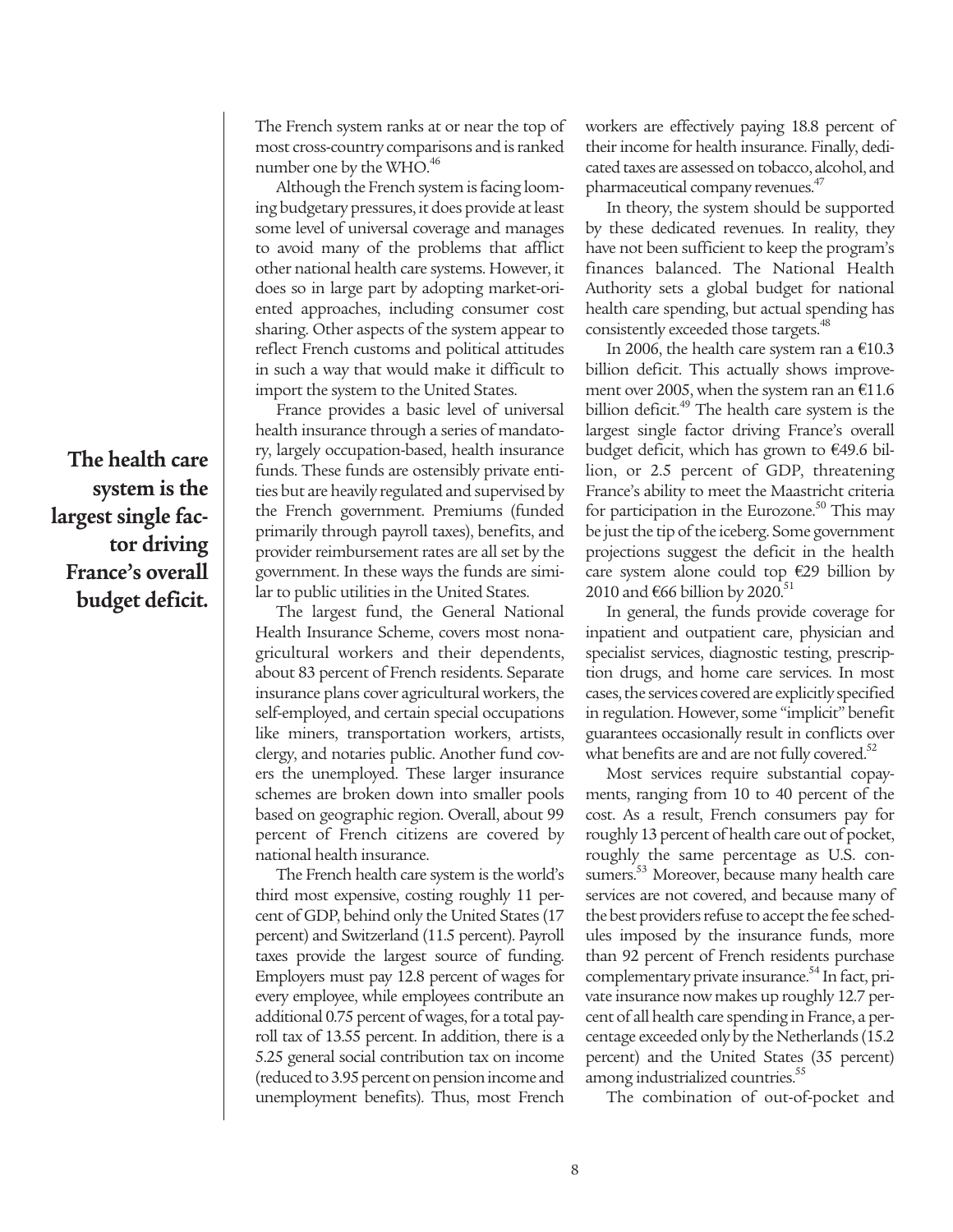The French system ranks at or near the top of most cross-country comparisons and is ranked number one by the WHO.[46]

Although the French system is facing looming budgetary pressures, it does provide at least some level of universal coverage and manages to avoid many of the problems that afflict other national health care systems. However, it does so in large part by adopting market-oriented approaches, including consumer cost sharing. Other aspects of the system appear to reflect French customs and political attitudes in such a way that would make it difficult to import the system to the United States.

**The health care system is the largest single factor driving France's overall budget deficit.**

France provides a basic level of universal health insurance through a series of mandatory, largely occupation-based, health insurance funds. These funds are ostensibly private entities but are heavily regulated and supervised by the French government. Premiums (funded primarily through payroll taxes), benefits, and provider reimbursement rates are all set by the government. In these ways the funds are similar to public utilities in the United States.

The largest fund, the General National Health Insurance Scheme, covers most nonagricultural workers and their dependents, about 83 percent of French residents. Separate insurance plans cover agricultural workers, the self-employed, and certain special occupations like miners, transportation workers, artists, clergy, and notaries public. Another fund covers the unemployed. These larger insurance schemes are broken down into smaller pools based on geographic region. Overall, about 99 percent of French citizens are covered by national health insurance.

The French health care system is the world's third most expensive, costing roughly 11 percent of GDP, behind only the United States (17 percent) and Switzerland (11.5 percent). Payroll taxes provide the largest source of funding. Employers must pay 12.8 percent of wages for every employee, while employees contribute an additional 0.75 percent of wages, for a total payroll tax of 13.55 percent. In addition, there is a 5.25 general social contribution tax on income (reduced to 3.95 percent on pension income and unemployment benefits). Thus, most French workers are effectively paying 18.8 percent of their income for health insurance. Finally, dedicated taxes are assessed on tobacco, alcohol, and pharmaceutical company revenues.[47]

In theory, the system should be supported by these dedicated revenues. In reality, they have not been sufficient to keep the program's finances balanced. The National Health Authority sets a global budget for national health care spending, but actual spending has consistently exceeded those targets.[48]

In 2006, the health care system ran a €10.3 billion deficit. This actually shows improvement over 2005, when the system ran an €11.6 billion deficit.[49] The health care system is the largest single factor driving France's overall budget deficit, which has grown to €49.6 billion, or 2.5 percent of GDP, threatening France's ability to meet the Maastricht criteria for participation in the Eurozone.[50] This may be just the tip of the iceberg. Some government projections suggest the deficit in the health care system alone could top €29 billion by 2010 and €66 billion by 2020.[51]

In general, the funds provide coverage for inpatient and outpatient care, physician and specialist services, diagnostic testing, prescription drugs, and home care services. In most cases, the services covered are explicitly specified in regulation. However, some "implicit" benefit guarantees occasionally result in conflicts over what benefits are and are not fully covered.[52]

Most services require substantial copayments, ranging from 10 to 40 percent of the cost. As a result, French consumers pay for roughly 13 percent of health care out of pocket, roughly the same percentage as U.S. consumers.[53] Moreover, because many health care services are not covered, and because many of the best providers refuse to accept the fee schedules imposed by the insurance funds, more than 92 percent of French residents purchase complementary private insurance.[54] In fact, private insurance now makes up roughly 12.7 percent of all health care spending in France, a percentage exceeded only by the Netherlands (15.2 percent) and the United States (35 percent) among industrialized countries.[55]

The combination of out-of-pocket and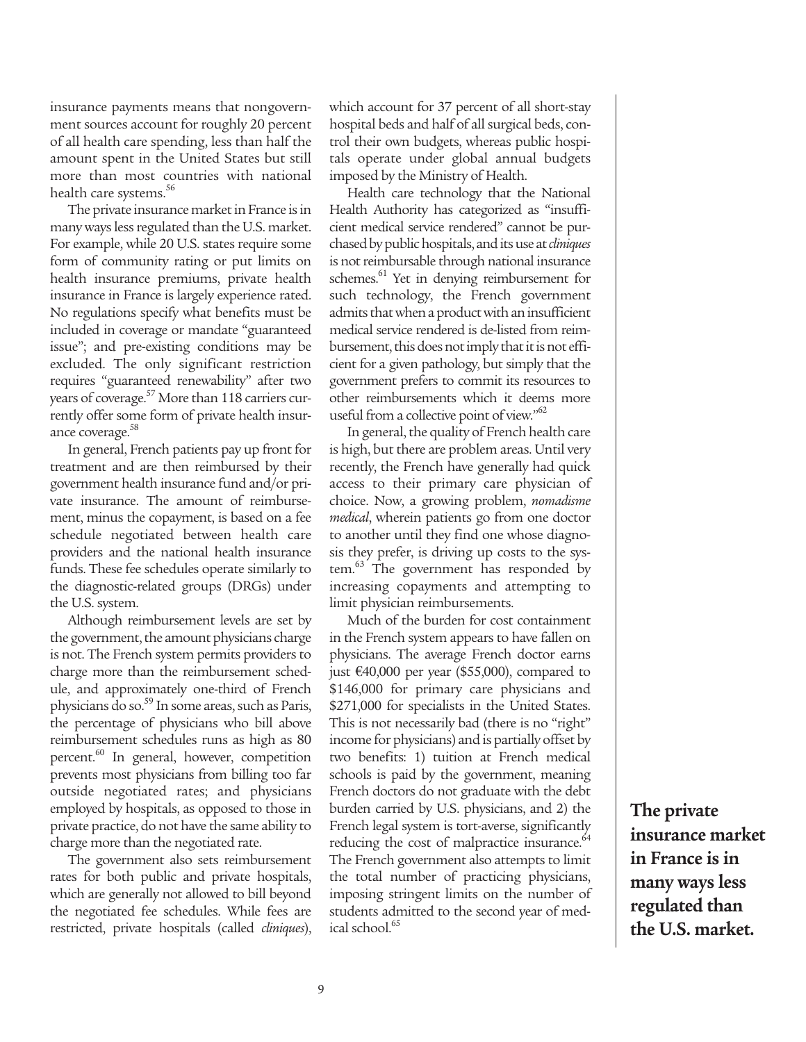insurance payments means that nongovernment sources account for roughly 20 percent of all health care spending, less than half the amount spent in the United States but still more than most countries with national health care systems.[56]

The private insurance market in France is in many ways less regulated than the U.S. market. For example, while 20 U.S. states require some form of community rating or put limits on health insurance premiums, private health insurance in France is largely experience rated. No regulations specify what benefits must be included in coverage or mandate "guaranteed issue"; and pre-existing conditions may be excluded. The only significant restriction requires "guaranteed renewability" after two years of coverage.[57] More than 118 carriers currently offer some form of private health insurance coverage.[58]

In general, French patients pay up front for treatment and are then reimbursed by their government health insurance fund and/or private insurance. The amount of reimbursement, minus the copayment, is based on a fee schedule negotiated between health care providers and the national health insurance funds. These fee schedules operate similarly to the diagnostic-related groups (DRGs) under the U.S. system.

Although reimbursement levels are set by the government, the amount physicians charge is not. The French system permits providers to charge more than the reimbursement schedule, and approximately one-third of French physicians do so.[59] In some areas, such as Paris, the percentage of physicians who bill above reimbursement schedules runs as high as 80 percent.[60] In general, however, competition prevents most physicians from billing too far outside negotiated rates; and physicians employed by hospitals, as opposed to those in private practice, do not have the same ability to charge more than the negotiated rate.

The government also sets reimbursement rates for both public and private hospitals, which are generally not allowed to bill beyond the negotiated fee schedules. While fees are restricted, private hospitals (called *cliniques*), which account for 37 percent of all short-stay hospital beds and half of all surgical beds, control their own budgets, whereas public hospitals operate under global annual budgets imposed by the Ministry of Health.

Health care technology that the National Health Authority has categorized as "insufficient medical service rendered" cannot be purchased by public hospitals, and its use at *cliniques* is not reimbursable through national insurance schemes.[61] Yet in denying reimbursement for such technology, the French government admits that when a product with an insufficient medical service rendered is de-listed from reimbursement, this does not imply that it is not efficient for a given pathology, but simply that the government prefers to commit its resources to other reimbursements which it deems more useful from a collective point of view."[62]

In general, the quality of French health care is high, but there are problem areas. Until very recently, the French have generally had quick access to their primary care physician of choice. Now, a growing problem, *nomadisme medical*, wherein patients go from one doctor to another until they find one whose diagnosis they prefer, is driving up costs to the system.[63] The government has responded by increasing copayments and attempting to limit physician reimbursements.

Much of the burden for cost containment in the French system appears to have fallen on physicians. The average French doctor earns just €40,000 per year ($55,000), compared to $146,000 for primary care physicians and $271,000 for specialists in the United States. This is not necessarily bad (there is no "right" income for physicians) and is partially offset by two benefits: 1) tuition at French medical schools is paid by the government, meaning French doctors do not graduate with the debt burden carried by U.S. physicians, and 2) the French legal system is tort-averse, significantly reducing the cost of malpractice insurance.[64] The French government also attempts to limit the total number of practicing physicians, imposing stringent limits on the number of students admitted to the second year of medical school.[65]

**The private insurance market in France is in many ways less regulated than the U.S. market.**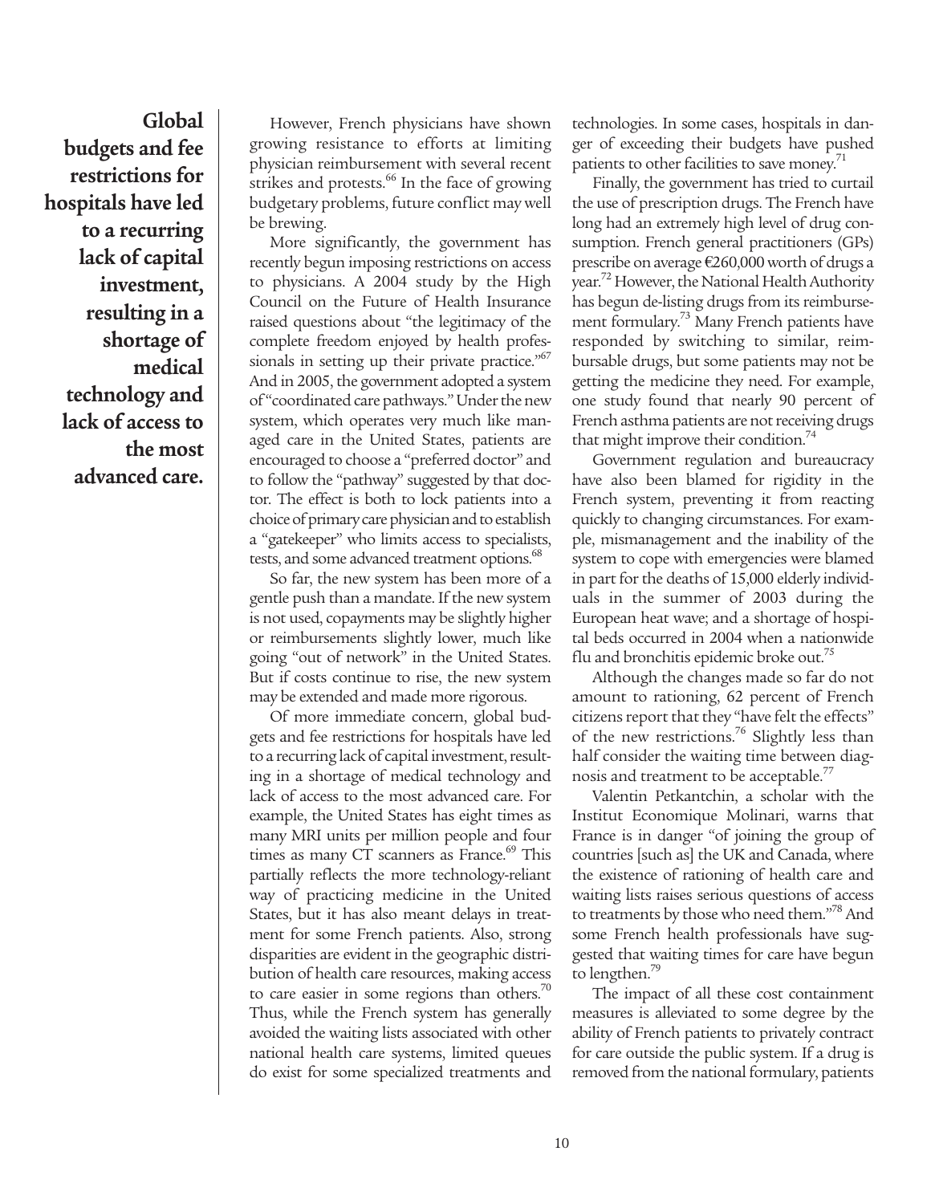**Global budgets and fee restrictions for hospitals have led to a recurring lack of capital investment, resulting in a shortage of medical technology and lack of access to the most advanced care.**

However, French physicians have shown growing resistance to efforts at limiting physician reimbursement with several recent strikes and protests.[66] In the face of growing budgetary problems, future conflict may well be brewing.

More significantly, the government has recently begun imposing restrictions on access to physicians. A 2004 study by the High Council on the Future of Health Insurance raised questions about "the legitimacy of the complete freedom enjoyed by health professionals in setting up their private practice."[67] And in 2005, the government adopted a system of "coordinated care pathways." Under the new system, which operates very much like managed care in the United States, patients are encouraged to choose a "preferred doctor" and to follow the "pathway" suggested by that doctor. The effect is both to lock patients into a choice of primary care physician and to establish a "gatekeeper" who limits access to specialists, tests, and some advanced treatment options.[68]

So far, the new system has been more of a gentle push than a mandate. If the new system is not used, copayments may be slightly higher or reimbursements slightly lower, much like going "out of network" in the United States. But if costs continue to rise, the new system may be extended and made more rigorous.

Of more immediate concern, global budgets and fee restrictions for hospitals have led to a recurring lack of capital investment, resulting in a shortage of medical technology and lack of access to the most advanced care. For example, the United States has eight times as many MRI units per million people and four times as many CT scanners as France.[69] This partially reflects the more technology-reliant way of practicing medicine in the United States, but it has also meant delays in treatment for some French patients. Also, strong disparities are evident in the geographic distribution of health care resources, making access to care easier in some regions than others.[70] Thus, while the French system has generally avoided the waiting lists associated with other national health care systems, limited queues do exist for some specialized treatments and technologies. In some cases, hospitals in danger of exceeding their budgets have pushed patients to other facilities to save money.[71]

Finally, the government has tried to curtail the use of prescription drugs. The French have long had an extremely high level of drug consumption. French general practitioners (GPs) prescribe on average €260,000 worth of drugs a year.[72] However, the National Health Authority has begun de-listing drugs from its reimbursement formulary.[73] Many French patients have responded by switching to similar, reimbursable drugs, but some patients may not be getting the medicine they need. For example, one study found that nearly 90 percent of French asthma patients are not receiving drugs that might improve their condition.[74]

Government regulation and bureaucracy have also been blamed for rigidity in the French system, preventing it from reacting quickly to changing circumstances. For example, mismanagement and the inability of the system to cope with emergencies were blamed in part for the deaths of 15,000 elderly individuals in the summer of 2003 during the European heat wave; and a shortage of hospital beds occurred in 2004 when a nationwide flu and bronchitis epidemic broke out.[75]

Although the changes made so far do not amount to rationing, 62 percent of French citizens report that they "have felt the effects" of the new restrictions.[76] Slightly less than half consider the waiting time between diagnosis and treatment to be acceptable.[77]

Valentin Petkantchin, a scholar with the Institut Economique Molinari, warns that France is in danger "of joining the group of countries [such as] the UK and Canada, where the existence of rationing of health care and waiting lists raises serious questions of access to treatments by those who need them."[78] And some French health professionals have suggested that waiting times for care have begun to lengthen.[79]

The impact of all these cost containment measures is alleviated to some degree by the ability of French patients to privately contract for care outside the public system. If a drug is removed from the national formulary, patients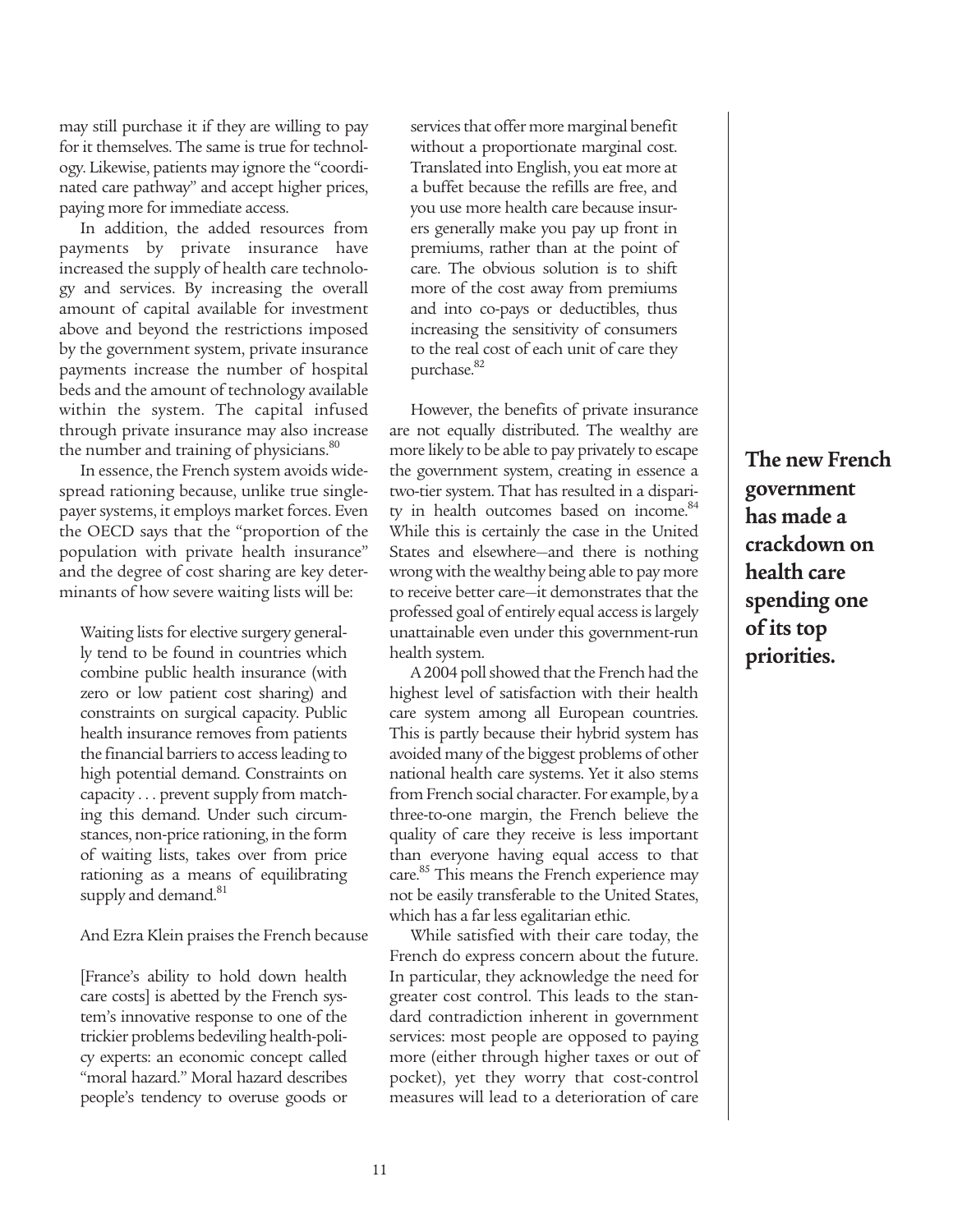may still purchase it if they are willing to pay for it themselves. The same is true for technology. Likewise, patients may ignore the "coordinated care pathway" and accept higher prices, paying more for immediate access.

In addition, the added resources from payments by private insurance have increased the supply of health care technology and services. By increasing the overall amount of capital available for investment above and beyond the restrictions imposed by the government system, private insurance payments increase the number of hospital beds and the amount of technology available within the system. The capital infused through private insurance may also increase the number and training of physicians.[80]

In essence, the French system avoids widespread rationing because, unlike true single-payer systems, it employs market forces. Even the OECD says that the "proportion of the population with private health insurance" and the degree of cost sharing are key determinants of how severe waiting lists will be:

> Waiting lists for elective surgery generally tend to be found in countries which combine public health insurance (with zero or low patient cost sharing) and constraints on surgical capacity. Public health insurance removes from patients the financial barriers to access leading to high potential demand. Constraints on capacity . . . prevent supply from matching this demand. Under such circumstances, non-price rationing, in the form of waiting lists, takes over from price rationing as a means of equilibrating supply and demand.[81]

And Ezra Klein praises the French because

> [France's ability to hold down health care costs] is abetted by the French system's innovative response to one of the trickier problems bedeviling health-policy experts: an economic concept called "moral hazard." Moral hazard describes people's tendency to overuse goods or services that offer more marginal benefit without a proportionate marginal cost. Translated into English, you eat more at a buffet because the refills are free, and you use more health care because insurers generally make you pay up front in premiums, rather than at the point of care. The obvious solution is to shift more of the cost away from premiums and into co-pays or deductibles, thus increasing the sensitivity of consumers to the real cost of each unit of care they purchase.[82]

However, the benefits of private insurance are not equally distributed. The wealthy are more likely to be able to pay privately to escape the government system, creating in essence a two-tier system. That has resulted in a disparity in health outcomes based on income.[84] While this is certainly the case in the United States and elsewhere—and there is nothing wrong with the wealthy being able to pay more to receive better care—it demonstrates that the professed goal of entirely equal access is largely unattainable even under this government-run health system.

A 2004 poll showed that the French had the highest level of satisfaction with their health care system among all European countries. This is partly because their hybrid system has avoided many of the biggest problems of other national health care systems. Yet it also stems from French social character. For example, by a three-to-one margin, the French believe the quality of care they receive is less important than everyone having equal access to that care.[85] This means the French experience may not be easily transferable to the United States, which has a far less egalitarian ethic.

While satisfied with their care today, the French do express concern about the future. In particular, they acknowledge the need for greater cost control. This leads to the standard contradiction inherent in government services: most people are opposed to paying more (either through higher taxes or out of pocket), yet they worry that cost-control measures will lead to a deterioration of care

**The new French government has made a crackdown on health care spending one of its top priorities.**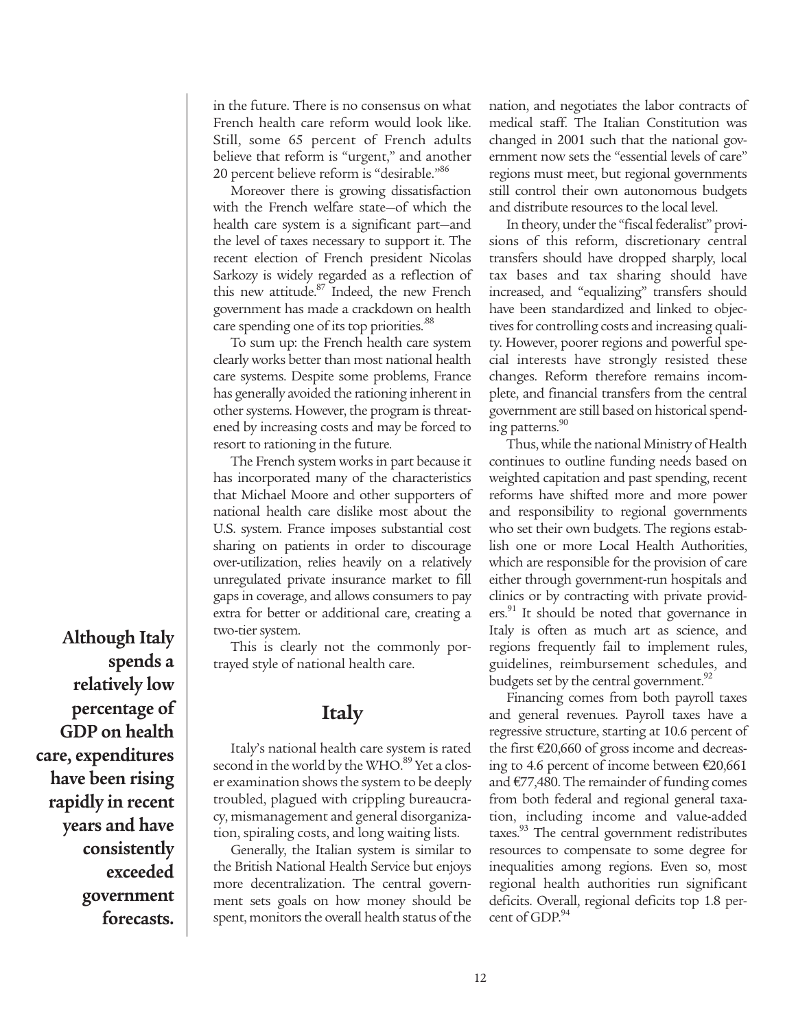in the future. There is no consensus on what French health care reform would look like. Still, some 65 percent of French adults believe that reform is "urgent," and another 20 percent believe reform is "desirable."[86]

Moreover there is growing dissatisfaction with the French welfare state—of which the health care system is a significant part—and the level of taxes necessary to support it. The recent election of French president Nicolas Sarkozy is widely regarded as a reflection of this new attitude.[87] Indeed, the new French government has made a crackdown on health care spending one of its top priorities.[88]

To sum up: the French health care system clearly works better than most national health care systems. Despite some problems, France has generally avoided the rationing inherent in other systems. However, the program is threatened by increasing costs and may be forced to resort to rationing in the future.

The French system works in part because it has incorporated many of the characteristics that Michael Moore and other supporters of national health care dislike most about the U.S. system. France imposes substantial cost sharing on patients in order to discourage over-utilization, relies heavily on a relatively unregulated private insurance market to fill gaps in coverage, and allows consumers to pay extra for better or additional care, creating a two-tier system.

This is clearly not the commonly portrayed style of national health care.

## Italy

**Although Italy spends a relatively low percentage of GDP on health care, expenditures have been rising rapidly in recent years and have consistently exceeded government forecasts.**

Italy's national health care system is rated second in the world by the WHO.[89] Yet a closer examination shows the system to be deeply troubled, plagued with crippling bureaucracy, mismanagement and general disorganization, spiraling costs, and long waiting lists.

Generally, the Italian system is similar to the British National Health Service but enjoys more decentralization. The central government sets goals on how money should be spent, monitors the overall health status of the nation, and negotiates the labor contracts of medical staff. The Italian Constitution was changed in 2001 such that the national government now sets the "essential levels of care" regions must meet, but regional governments still control their own autonomous budgets and distribute resources to the local level.

In theory, under the "fiscal federalist" provisions of this reform, discretionary central transfers should have dropped sharply, local tax bases and tax sharing should have increased, and "equalizing" transfers should have been standardized and linked to objectives for controlling costs and increasing quality. However, poorer regions and powerful special interests have strongly resisted these changes. Reform therefore remains incomplete, and financial transfers from the central government are still based on historical spending patterns.[90]

Thus, while the national Ministry of Health continues to outline funding needs based on weighted capitation and past spending, recent reforms have shifted more and more power and responsibility to regional governments who set their own budgets. The regions establish one or more Local Health Authorities, which are responsible for the provision of care either through government-run hospitals and clinics or by contracting with private providers.[91] It should be noted that governance in Italy is often as much art as science, and regions frequently fail to implement rules, guidelines, reimbursement schedules, and budgets set by the central government.[92]

Financing comes from both payroll taxes and general revenues. Payroll taxes have a regressive structure, starting at 10.6 percent of the first €20,660 of gross income and decreasing to 4.6 percent of income between €20,661 and €77,480. The remainder of funding comes from both federal and regional general taxation, including income and value-added taxes.[93] The central government redistributes resources to compensate to some degree for inequalities among regions. Even so, most regional health authorities run significant deficits. Overall, regional deficits top 1.8 percent of GDP.[94]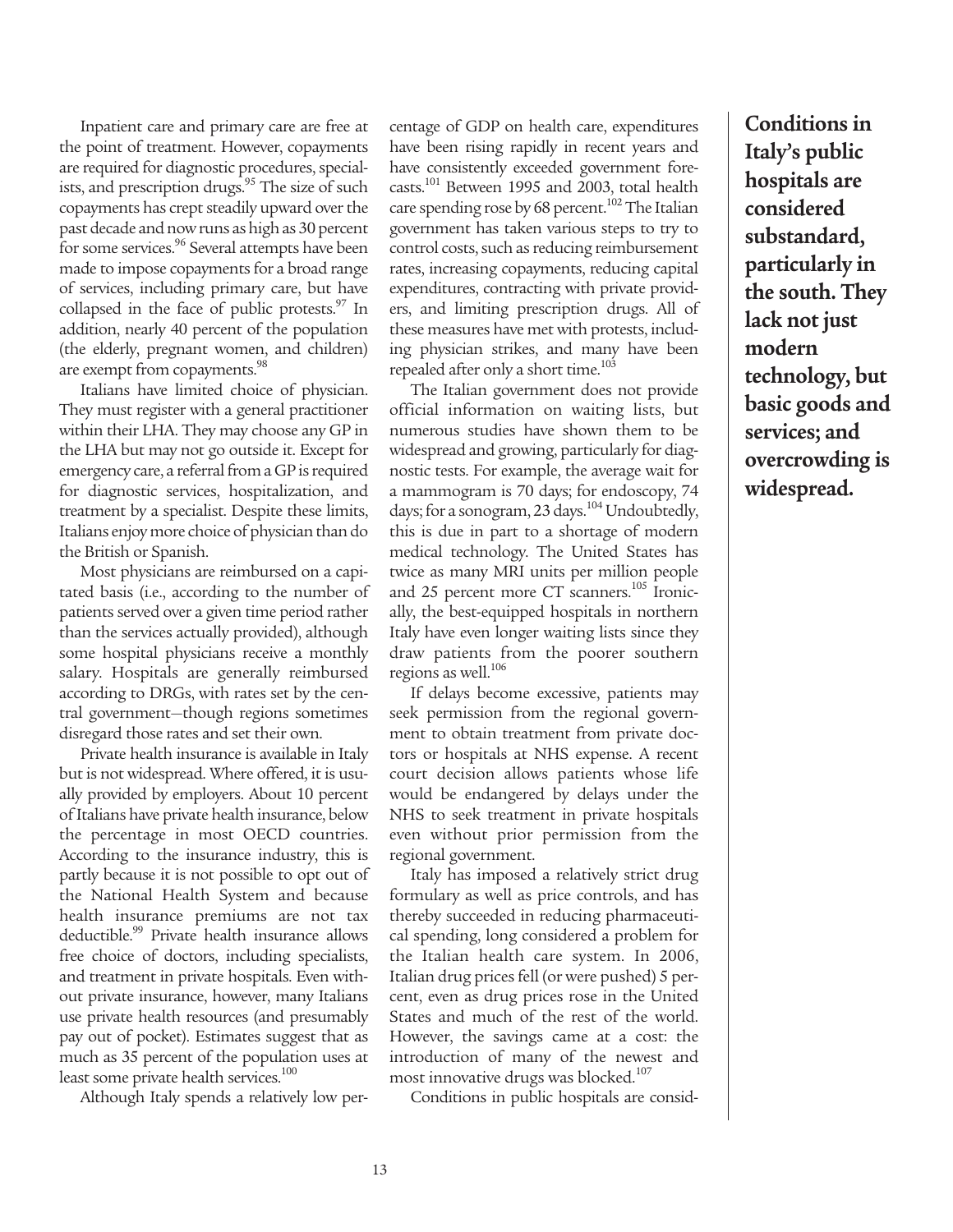Inpatient care and primary care are free at the point of treatment. However, copayments are required for diagnostic procedures, specialists, and prescription drugs.[95] The size of such copayments has crept steadily upward over the past decade and now runs as high as 30 percent for some services.[96] Several attempts have been made to impose copayments for a broad range of services, including primary care, but have collapsed in the face of public protests.[97] In addition, nearly 40 percent of the population (the elderly, pregnant women, and children) are exempt from copayments.[98]

Italians have limited choice of physician. They must register with a general practitioner within their LHA. They may choose any GP in the LHA but may not go outside it. Except for emergency care, a referral from a GP is required for diagnostic services, hospitalization, and treatment by a specialist. Despite these limits, Italians enjoy more choice of physician than do the British or Spanish.

Most physicians are reimbursed on a capitated basis (i.e., according to the number of patients served over a given time period rather than the services actually provided), although some hospital physicians receive a monthly salary. Hospitals are generally reimbursed according to DRGs, with rates set by the central government—though regions sometimes disregard those rates and set their own.

Private health insurance is available in Italy but is not widespread. Where offered, it is usually provided by employers. About 10 percent of Italians have private health insurance, below the percentage in most OECD countries. According to the insurance industry, this is partly because it is not possible to opt out of the National Health System and because health insurance premiums are not tax deductible.[99] Private health insurance allows free choice of doctors, including specialists, and treatment in private hospitals. Even without private insurance, however, many Italians use private health resources (and presumably pay out of pocket). Estimates suggest that as much as 35 percent of the population uses at least some private health services.[100]

Although Italy spends a relatively low percentage of GDP on health care, expenditures have been rising rapidly in recent years and have consistently exceeded government forecasts.[101] Between 1995 and 2003, total health care spending rose by 68 percent.[102] The Italian government has taken various steps to try to control costs, such as reducing reimbursement rates, increasing copayments, reducing capital expenditures, contracting with private providers, and limiting prescription drugs. All of these measures have met with protests, including physician strikes, and many have been repealed after only a short time.[103]

The Italian government does not provide official information on waiting lists, but numerous studies have shown them to be widespread and growing, particularly for diagnostic tests. For example, the average wait for a mammogram is 70 days; for endoscopy, 74 days; for a sonogram, 23 days.[104] Undoubtedly, this is due in part to a shortage of modern medical technology. The United States has twice as many MRI units per million people and 25 percent more CT scanners.[105] Ironically, the best-equipped hospitals in northern Italy have even longer waiting lists since they draw patients from the poorer southern regions as well.[106]

If delays become excessive, patients may seek permission from the regional government to obtain treatment from private doctors or hospitals at NHS expense. A recent court decision allows patients whose life would be endangered by delays under the NHS to seek treatment in private hospitals even without prior permission from the regional government.

Italy has imposed a relatively strict drug formulary as well as price controls, and has thereby succeeded in reducing pharmaceutical spending, long considered a problem for the Italian health care system. In 2006, Italian drug prices fell (or were pushed) 5 percent, even as drug prices rose in the United States and much of the rest of the world. However, the savings came at a cost: the introduction of many of the newest and most innovative drugs was blocked.[107]

Conditions in public hospitals are consid-

**Conditions in Italy's public hospitals are considered substandard, particularly in the south. They lack not just modern technology, but basic goods and services; and overcrowding is widespread.**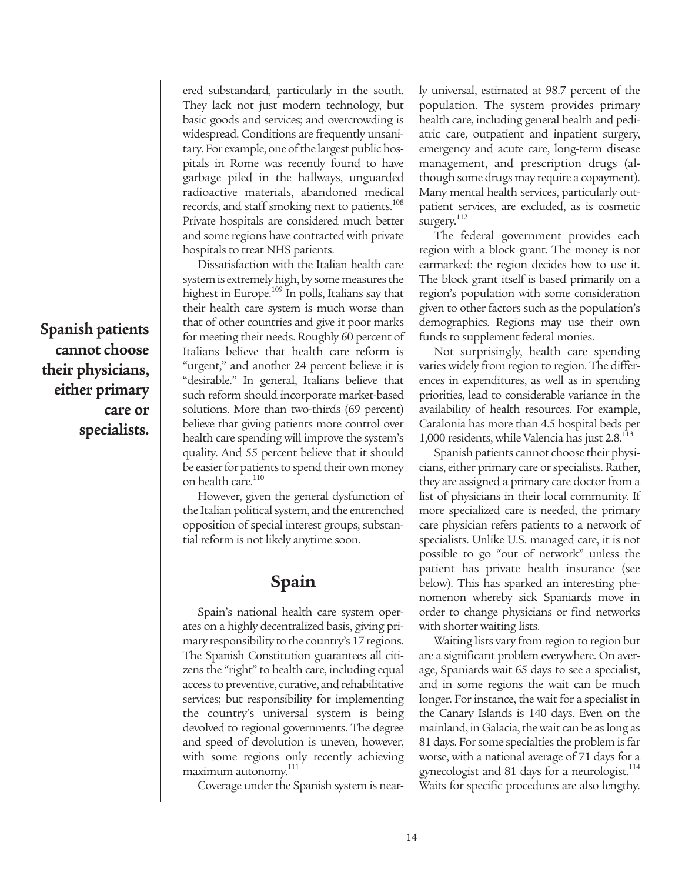ered substandard, particularly in the south. They lack not just modern technology, but basic goods and services; and overcrowding is widespread. Conditions are frequently unsanitary. For example, one of the largest public hospitals in Rome was recently found to have garbage piled in the hallways, unguarded radioactive materials, abandoned medical records, and staff smoking next to patients.[108] Private hospitals are considered much better and some regions have contracted with private hospitals to treat NHS patients.

Dissatisfaction with the Italian health care system is extremely high, by some measures the highest in Europe.[109] In polls, Italians say that their health care system is much worse than that of other countries and give it poor marks for meeting their needs. Roughly 60 percent of Italians believe that health care reform is "urgent," and another 24 percent believe it is "desirable." In general, Italians believe that such reform should incorporate market-based solutions. More than two-thirds (69 percent) believe that giving patients more control over health care spending will improve the system's quality. And 55 percent believe that it should be easier for patients to spend their own money on health care.[110]

However, given the general dysfunction of the Italian political system, and the entrenched opposition of special interest groups, substantial reform is not likely anytime soon.

## Spain

Spain's national health care system operates on a highly decentralized basis, giving primary responsibility to the country's 17 regions. The Spanish Constitution guarantees all citizens the "right" to health care, including equal access to preventive, curative, and rehabilitative services; but responsibility for implementing the country's universal system is being devolved to regional governments. The degree and speed of devolution is uneven, however, with some regions only recently achieving maximum autonomy.[111]

Coverage under the Spanish system is nearly universal, estimated at 98.7 percent of the population. The system provides primary health care, including general health and pediatric care, outpatient and inpatient surgery, emergency and acute care, long-term disease management, and prescription drugs (although some drugs may require a copayment). Many mental health services, particularly outpatient services, are excluded, as is cosmetic surgery.[112]

The federal government provides each region with a block grant. The money is not earmarked: the region decides how to use it. The block grant itself is based primarily on a region's population with some consideration given to other factors such as the population's demographics. Regions may use their own funds to supplement federal monies.

Not surprisingly, health care spending varies widely from region to region. The differences in expenditures, as well as in spending priorities, lead to considerable variance in the availability of health resources. For example, Catalonia has more than 4.5 hospital beds per 1,000 residents, while Valencia has just 2.8.[113]

**Spanish patients cannot choose their physicians, either primary care or specialists.**

Spanish patients cannot choose their physicians, either primary care or specialists. Rather, they are assigned a primary care doctor from a list of physicians in their local community. If more specialized care is needed, the primary care physician refers patients to a network of specialists. Unlike U.S. managed care, it is not possible to go "out of network" unless the patient has private health insurance (see below). This has sparked an interesting phenomenon whereby sick Spaniards move in order to change physicians or find networks with shorter waiting lists.

Waiting lists vary from region to region but are a significant problem everywhere. On average, Spaniards wait 65 days to see a specialist, and in some regions the wait can be much longer. For instance, the wait for a specialist in the Canary Islands is 140 days. Even on the mainland, in Galacia, the wait can be as long as 81 days. For some specialties the problem is far worse, with a national average of 71 days for a gynecologist and 81 days for a neurologist.[114] Waits for specific procedures are also lengthy.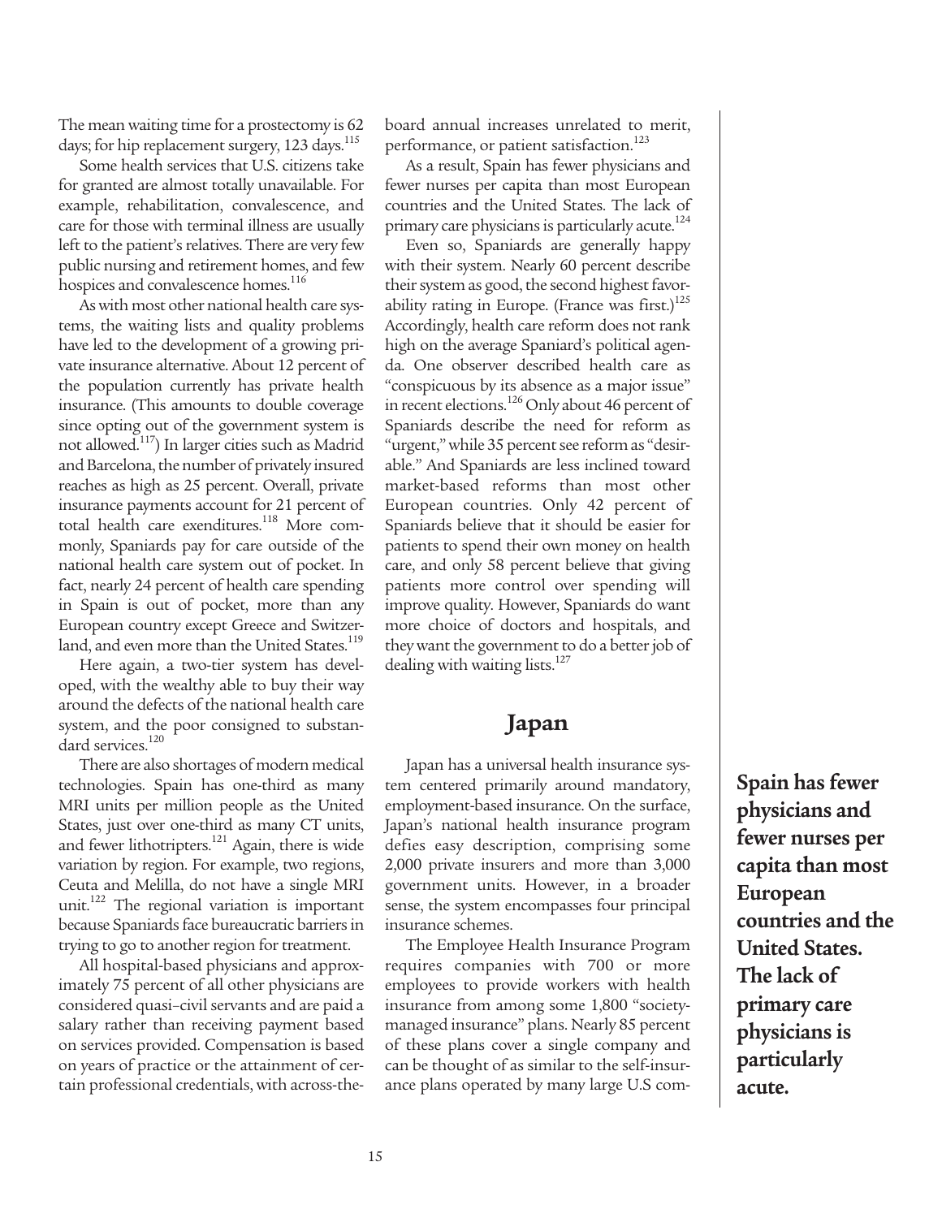The mean waiting time for a prostectomy is 62 days; for hip replacement surgery, 123 days.[115]

Some health services that U.S. citizens take for granted are almost totally unavailable. For example, rehabilitation, convalescence, and care for those with terminal illness are usually left to the patient's relatives. There are very few public nursing and retirement homes, and few hospices and convalescence homes.[116]

As with most other national health care systems, the waiting lists and quality problems have led to the development of a growing private insurance alternative. About 12 percent of the population currently has private health insurance. (This amounts to double coverage since opting out of the government system is not allowed.[117]) In larger cities such as Madrid and Barcelona, the number of privately insured reaches as high as 25 percent. Overall, private insurance payments account for 21 percent of total health care exenditures.[118] More commonly, Spaniards pay for care outside of the national health care system out of pocket. In fact, nearly 24 percent of health care spending in Spain is out of pocket, more than any European country except Greece and Switzerland, and even more than the United States.[119]

Here again, a two-tier system has developed, with the wealthy able to buy their way around the defects of the national health care system, and the poor consigned to substandard services.[120]

There are also shortages of modern medical technologies. Spain has one-third as many MRI units per million people as the United States, just over one-third as many CT units, and fewer lithotripters.[121] Again, there is wide variation by region. For example, two regions, Ceuta and Melilla, do not have a single MRI unit.[122] The regional variation is important because Spaniards face bureaucratic barriers in trying to go to another region for treatment.

All hospital-based physicians and approximately 75 percent of all other physicians are considered quasi–civil servants and are paid a salary rather than receiving payment based on services provided. Compensation is based on years of practice or the attainment of certain professional credentials, with across-the-board annual increases unrelated to merit, performance, or patient satisfaction.[123]

As a result, Spain has fewer physicians and fewer nurses per capita than most European countries and the United States. The lack of primary care physicians is particularly acute.[124]

Even so, Spaniards are generally happy with their system. Nearly 60 percent describe their system as good, the second highest favorability rating in Europe. (France was first.)[125] Accordingly, health care reform does not rank high on the average Spaniard's political agenda. One observer described health care as "conspicuous by its absence as a major issue" in recent elections.[126] Only about 46 percent of Spaniards describe the need for reform as "urgent," while 35 percent see reform as "desirable." And Spaniards are less inclined toward market-based reforms than most other European countries. Only 42 percent of Spaniards believe that it should be easier for patients to spend their own money on health care, and only 58 percent believe that giving patients more control over spending will improve quality. However, Spaniards do want more choice of doctors and hospitals, and they want the government to do a better job of dealing with waiting lists.[127]

## Japan

Japan has a universal health insurance system centered primarily around mandatory, employment-based insurance. On the surface, Japan's national health insurance program defies easy description, comprising some 2,000 private insurers and more than 3,000 government units. However, in a broader sense, the system encompasses four principal insurance schemes.

The Employee Health Insurance Program requires companies with 700 or more employees to provide workers with health insurance from among some 1,800 "society-managed insurance" plans. Nearly 85 percent of these plans cover a single company and can be thought of as similar to the self-insurance plans operated by many large U.S com-

**Spain has fewer physicians and fewer nurses per capita than most European countries and the United States. The lack of primary care physicians is particularly acute.**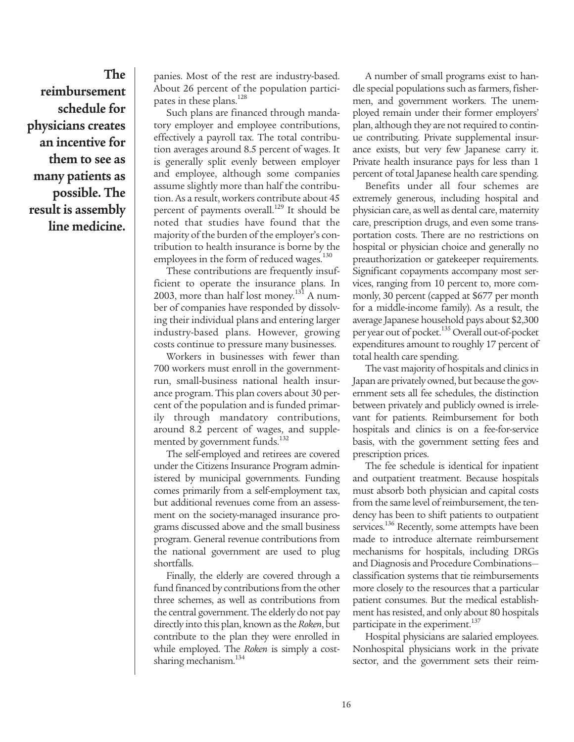**The reimbursement schedule for physicians creates an incentive for them to see as many patients as possible. The result is assembly line medicine.**

panies. Most of the rest are industry-based. About 26 percent of the population participates in these plans.[128]

Such plans are financed through mandatory employer and employee contributions, effectively a payroll tax. The total contribution averages around 8.5 percent of wages. It is generally split evenly between employer and employee, although some companies assume slightly more than half the contribution. As a result, workers contribute about 45 percent of payments overall.[129] It should be noted that studies have found that the majority of the burden of the employer's contribution to health insurance is borne by the employees in the form of reduced wages.[130]

These contributions are frequently insufficient to operate the insurance plans. In 2003, more than half lost money.[131] A number of companies have responded by dissolving their individual plans and entering larger industry-based plans. However, growing costs continue to pressure many businesses.

Workers in businesses with fewer than 700 workers must enroll in the government-run, small-business national health insurance program. This plan covers about 30 percent of the population and is funded primarily through mandatory contributions, around 8.2 percent of wages, and supplemented by government funds.[132]

The self-employed and retirees are covered under the Citizens Insurance Program administered by municipal governments. Funding comes primarily from a self-employment tax, but additional revenues come from an assessment on the society-managed insurance programs discussed above and the small business program. General revenue contributions from the national government are used to plug shortfalls.

Finally, the elderly are covered through a fund financed by contributions from the other three schemes, as well as contributions from the central government. The elderly do not pay directly into this plan, known as the *Roken*, but contribute to the plan they were enrolled in while employed. The *Roken* is simply a cost-sharing mechanism.[134]

A number of small programs exist to handle special populations such as farmers, fishermen, and government workers. The unemployed remain under their former employers' plan, although they are not required to continue contributing. Private supplemental insurance exists, but very few Japanese carry it. Private health insurance pays for less than 1 percent of total Japanese health care spending.

Benefits under all four schemes are extremely generous, including hospital and physician care, as well as dental care, maternity care, prescription drugs, and even some transportation costs. There are no restrictions on hospital or physician choice and generally no preauthorization or gatekeeper requirements. Significant copayments accompany most services, ranging from 10 percent to, more commonly, 30 percent (capped at $677 per month for a middle-income family). As a result, the average Japanese household pays about $2,300 per year out of pocket.[135] Overall out-of-pocket expenditures amount to roughly 17 percent of total health care spending.

The vast majority of hospitals and clinics in Japan are privately owned, but because the government sets all fee schedules, the distinction between privately and publicly owned is irrelevant for patients. Reimbursement for both hospitals and clinics is on a fee-for-service basis, with the government setting fees and prescription prices.

The fee schedule is identical for inpatient and outpatient treatment. Because hospitals must absorb both physician and capital costs from the same level of reimbursement, the tendency has been to shift patients to outpatient services.[136] Recently, some attempts have been made to introduce alternate reimbursement mechanisms for hospitals, including DRGs and Diagnosis and Procedure Combinations—classification systems that tie reimbursements more closely to the resources that a particular patient consumes. But the medical establishment has resisted, and only about 80 hospitals participate in the experiment.[137]

Hospital physicians are salaried employees. Nonhospital physicians work in the private sector, and the government sets their reim-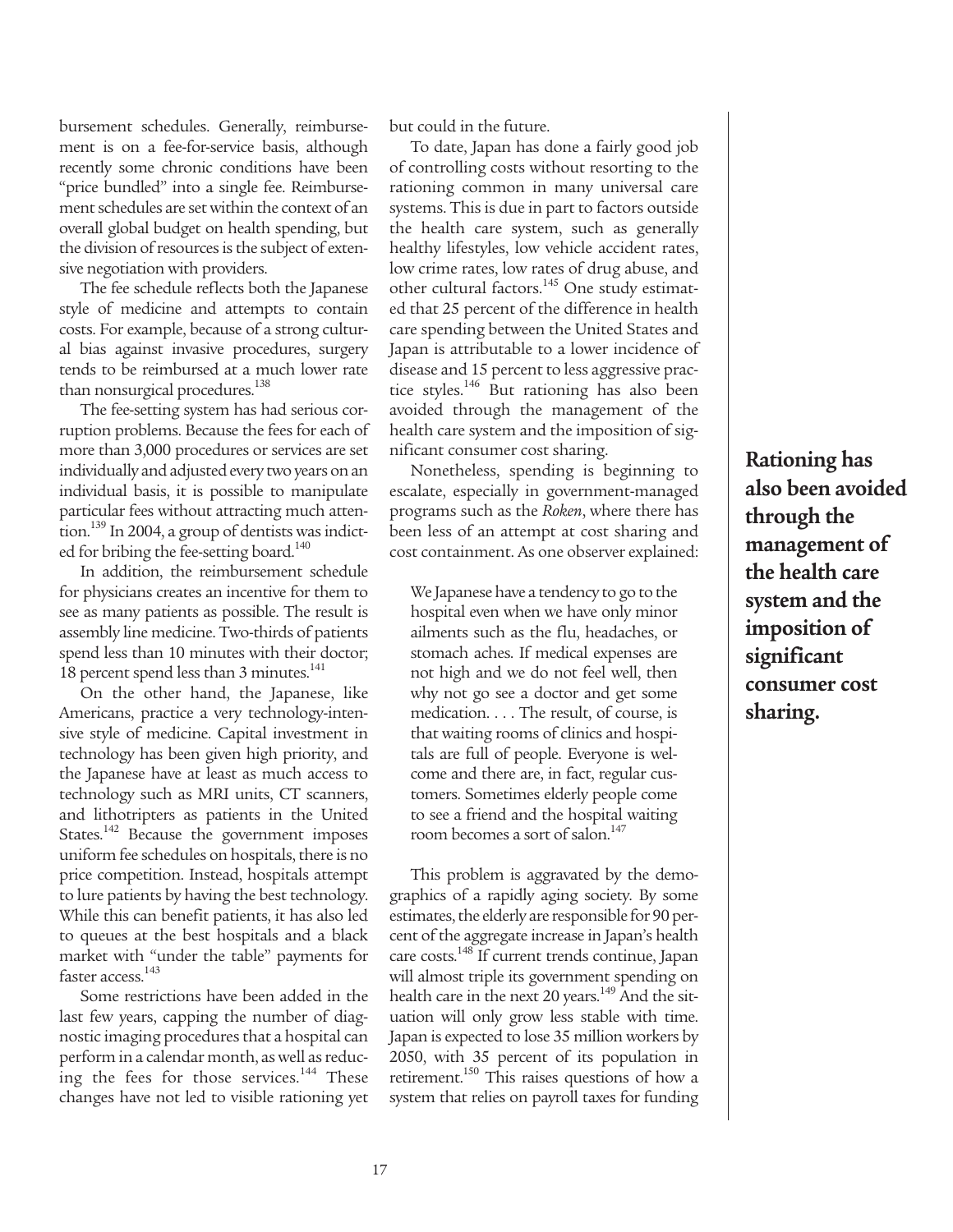bursement schedules. Generally, reimbursement is on a fee-for-service basis, although recently some chronic conditions have been "price bundled" into a single fee. Reimbursement schedules are set within the context of an overall global budget on health spending, but the division of resources is the subject of extensive negotiation with providers.

The fee schedule reflects both the Japanese style of medicine and attempts to contain costs. For example, because of a strong cultural bias against invasive procedures, surgery tends to be reimbursed at a much lower rate than nonsurgical procedures.[138]

The fee-setting system has had serious corruption problems. Because the fees for each of more than 3,000 procedures or services are set individually and adjusted every two years on an individual basis, it is possible to manipulate particular fees without attracting much attention.[139] In 2004, a group of dentists was indicted for bribing the fee-setting board.[140]

In addition, the reimbursement schedule for physicians creates an incentive for them to see as many patients as possible. The result is assembly line medicine. Two-thirds of patients spend less than 10 minutes with their doctor; 18 percent spend less than 3 minutes.[141]

On the other hand, the Japanese, like Americans, practice a very technology-intensive style of medicine. Capital investment in technology has been given high priority, and the Japanese have at least as much access to technology such as MRI units, CT scanners, and lithotripters as patients in the United States.[142] Because the government imposes uniform fee schedules on hospitals, there is no price competition. Instead, hospitals attempt to lure patients by having the best technology. While this can benefit patients, it has also led to queues at the best hospitals and a black market with "under the table" payments for faster access.[143]

Some restrictions have been added in the last few years, capping the number of diagnostic imaging procedures that a hospital can perform in a calendar month, as well as reducing the fees for those services.[144] These changes have not led to visible rationing yet but could in the future.

To date, Japan has done a fairly good job of controlling costs without resorting to the rationing common in many universal care systems. This is due in part to factors outside the health care system, such as generally healthy lifestyles, low vehicle accident rates, low crime rates, low rates of drug abuse, and other cultural factors.[145] One study estimated that 25 percent of the difference in health care spending between the United States and Japan is attributable to a lower incidence of disease and 15 percent to less aggressive practice styles.[146] But rationing has also been avoided through the management of the health care system and the imposition of significant consumer cost sharing.

Nonetheless, spending is beginning to escalate, especially in government-managed programs such as the *Roken*, where there has been less of an attempt at cost sharing and cost containment. As one observer explained:

> We Japanese have a tendency to go to the hospital even when we have only minor ailments such as the flu, headaches, or stomach aches. If medical expenses are not high and we do not feel well, then why not go see a doctor and get some medication. . . . The result, of course, is that waiting rooms of clinics and hospitals are full of people. Everyone is welcome and there are, in fact, regular customers. Sometimes elderly people come to see a friend and the hospital waiting room becomes a sort of salon.[147]

This problem is aggravated by the demographics of a rapidly aging society. By some estimates, the elderly are responsible for 90 percent of the aggregate increase in Japan's health care costs.[148] If current trends continue, Japan will almost triple its government spending on health care in the next 20 years.[149] And the situation will only grow less stable with time. Japan is expected to lose 35 million workers by 2050, with 35 percent of its population in retirement.[150] This raises questions of how a system that relies on payroll taxes for funding

**Rationing has also been avoided through the management of the health care system and the imposition of significant consumer cost sharing.**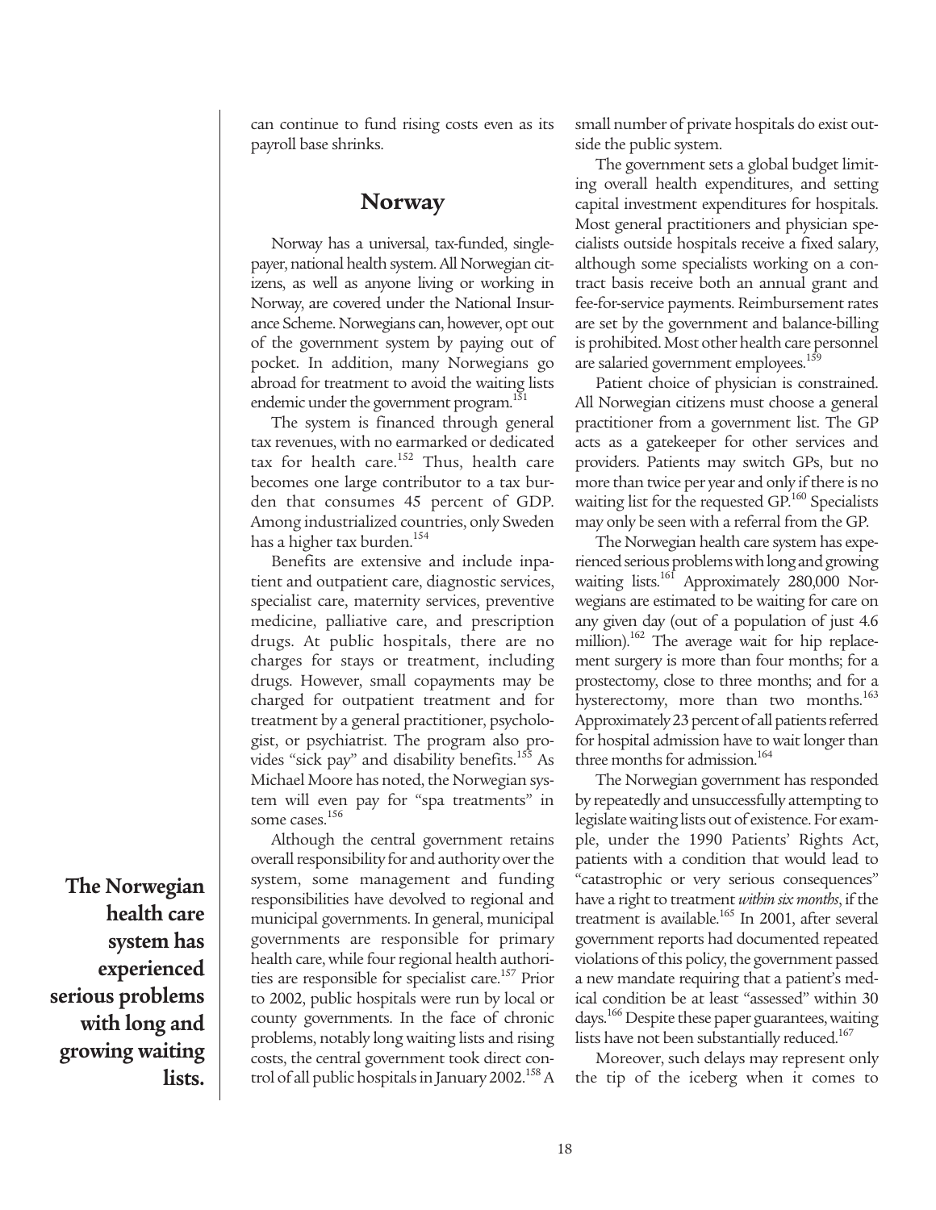can continue to fund rising costs even as its payroll base shrinks.

## Norway

Norway has a universal, tax-funded, single-payer, national health system. All Norwegian citizens, as well as anyone living or working in Norway, are covered under the National Insurance Scheme. Norwegians can, however, opt out of the government system by paying out of pocket. In addition, many Norwegians go abroad for treatment to avoid the waiting lists endemic under the government program.[151]

The system is financed through general tax revenues, with no earmarked or dedicated tax for health care.[152] Thus, health care becomes one large contributor to a tax burden that consumes 45 percent of GDP. Among industrialized countries, only Sweden has a higher tax burden.[154]

Benefits are extensive and include inpatient and outpatient care, diagnostic services, specialist care, maternity services, preventive medicine, palliative care, and prescription drugs. At public hospitals, there are no charges for stays or treatment, including drugs. However, small copayments may be charged for outpatient treatment and for treatment by a general practitioner, psychologist, or psychiatrist. The program also provides "sick pay" and disability benefits.[155] As Michael Moore has noted, the Norwegian system will even pay for "spa treatments" in some cases.[156]

Although the central government retains overall responsibility for and authority over the system, some management and funding responsibilities have devolved to regional and municipal governments. In general, municipal governments are responsible for primary health care, while four regional health authorities are responsible for specialist care.[157] Prior to 2002, public hospitals were run by local or county governments. In the face of chronic problems, notably long waiting lists and rising costs, the central government took direct control of all public hospitals in January 2002.[158] A small number of private hospitals do exist outside the public system.

The government sets a global budget limiting overall health expenditures, and setting capital investment expenditures for hospitals. Most general practitioners and physician specialists outside hospitals receive a fixed salary, although some specialists working on a contract basis receive both an annual grant and fee-for-service payments. Reimbursement rates are set by the government and balance-billing is prohibited. Most other health care personnel are salaried government employees.[159]

Patient choice of physician is constrained. All Norwegian citizens must choose a general practitioner from a government list. The GP acts as a gatekeeper for other services and providers. Patients may switch GPs, but no more than twice per year and only if there is no waiting list for the requested GP.[160] Specialists may only be seen with a referral from the GP.

**The Norwegian health care system has experienced serious problems with long and growing waiting lists.**

The Norwegian health care system has experienced serious problems with long and growing waiting lists.[161] Approximately 280,000 Norwegians are estimated to be waiting for care on any given day (out of a population of just 4.6 million).[162] The average wait for hip replacement surgery is more than four months; for a prostectomy, close to three months; and for a hysterectomy, more than two months.[163] Approximately 23 percent of all patients referred for hospital admission have to wait longer than three months for admission.[164]

The Norwegian government has responded by repeatedly and unsuccessfully attempting to legislate waiting lists out of existence. For example, under the 1990 Patients' Rights Act, patients with a condition that would lead to "catastrophic or very serious consequences" have a right to treatment *within six months*, if the treatment is available.[165] In 2001, after several government reports had documented repeated violations of this policy, the government passed a new mandate requiring that a patient's medical condition be at least "assessed" within 30 days.[166] Despite these paper guarantees, waiting lists have not been substantially reduced.[167]

Moreover, such delays may represent only the tip of the iceberg when it comes to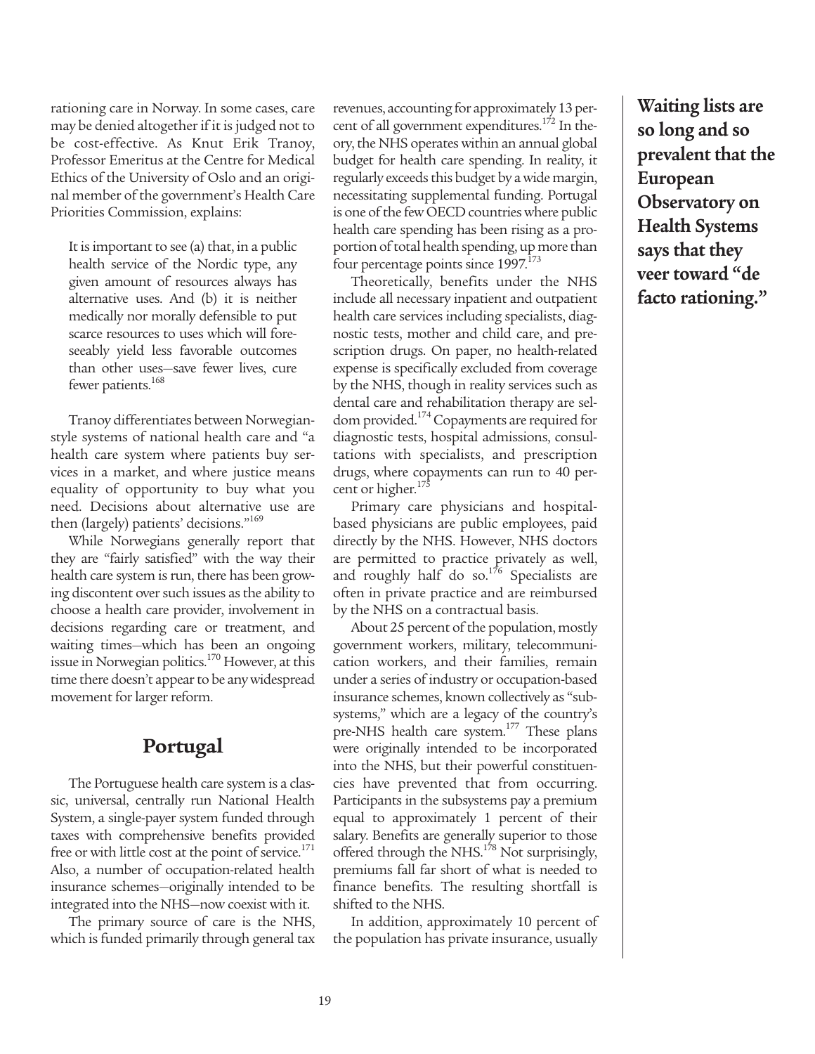rationing care in Norway. In some cases, care may be denied altogether if it is judged not to be cost-effective. As Knut Erik Tranoy, Professor Emeritus at the Centre for Medical Ethics of the University of Oslo and an original member of the government's Health Care Priorities Commission, explains:

> It is important to see (a) that, in a public health service of the Nordic type, any given amount of resources always has alternative uses. And (b) it is neither medically nor morally defensible to put scarce resources to uses which will foreseeably yield less favorable outcomes than other uses—save fewer lives, cure fewer patients.[168]

Tranoy differentiates between Norwegian-style systems of national health care and "a health care system where patients buy services in a market, and where justice means equality of opportunity to buy what you need. Decisions about alternative use are then (largely) patients' decisions."[169]

While Norwegians generally report that they are "fairly satisfied" with the way their health care system is run, there has been growing discontent over such issues as the ability to choose a health care provider, involvement in decisions regarding care or treatment, and waiting times—which has been an ongoing issue in Norwegian politics.[170] However, at this time there doesn't appear to be any widespread movement for larger reform.

## Portugal

The Portuguese health care system is a classic, universal, centrally run National Health System, a single-payer system funded through taxes with comprehensive benefits provided free or with little cost at the point of service.[171] Also, a number of occupation-related health insurance schemes—originally intended to be integrated into the NHS—now coexist with it.

The primary source of care is the NHS, which is funded primarily through general tax revenues, accounting for approximately 13 percent of all government expenditures.[172] In theory, the NHS operates within an annual global budget for health care spending. In reality, it regularly exceeds this budget by a wide margin, necessitating supplemental funding. Portugal is one of the few OECD countries where public health care spending has been rising as a proportion of total health spending, up more than four percentage points since 1997.[173]

Theoretically, benefits under the NHS include all necessary inpatient and outpatient health care services including specialists, diagnostic tests, mother and child care, and prescription drugs. On paper, no health-related expense is specifically excluded from coverage by the NHS, though in reality services such as dental care and rehabilitation therapy are seldom provided.[174] Copayments are required for diagnostic tests, hospital admissions, consultations with specialists, and prescription drugs, where copayments can run to 40 percent or higher.[175]

Primary care physicians and hospital-based physicians are public employees, paid directly by the NHS. However, NHS doctors are permitted to practice privately as well, and roughly half do so.[176] Specialists are often in private practice and are reimbursed by the NHS on a contractual basis.

About 25 percent of the population, mostly government workers, military, telecommunication workers, and their families, remain under a series of industry or occupation-based insurance schemes, known collectively as "subsystems," which are a legacy of the country's pre-NHS health care system.[177] These plans were originally intended to be incorporated into the NHS, but their powerful constituencies have prevented that from occurring. Participants in the subsystems pay a premium equal to approximately 1 percent of their salary. Benefits are generally superior to those offered through the NHS.[178] Not surprisingly, premiums fall far short of what is needed to finance benefits. The resulting shortfall is shifted to the NHS.

In addition, approximately 10 percent of the population has private insurance, usually

**Waiting lists are so long and so prevalent that the European Observatory on Health Systems says that they veer toward "de facto rationing."**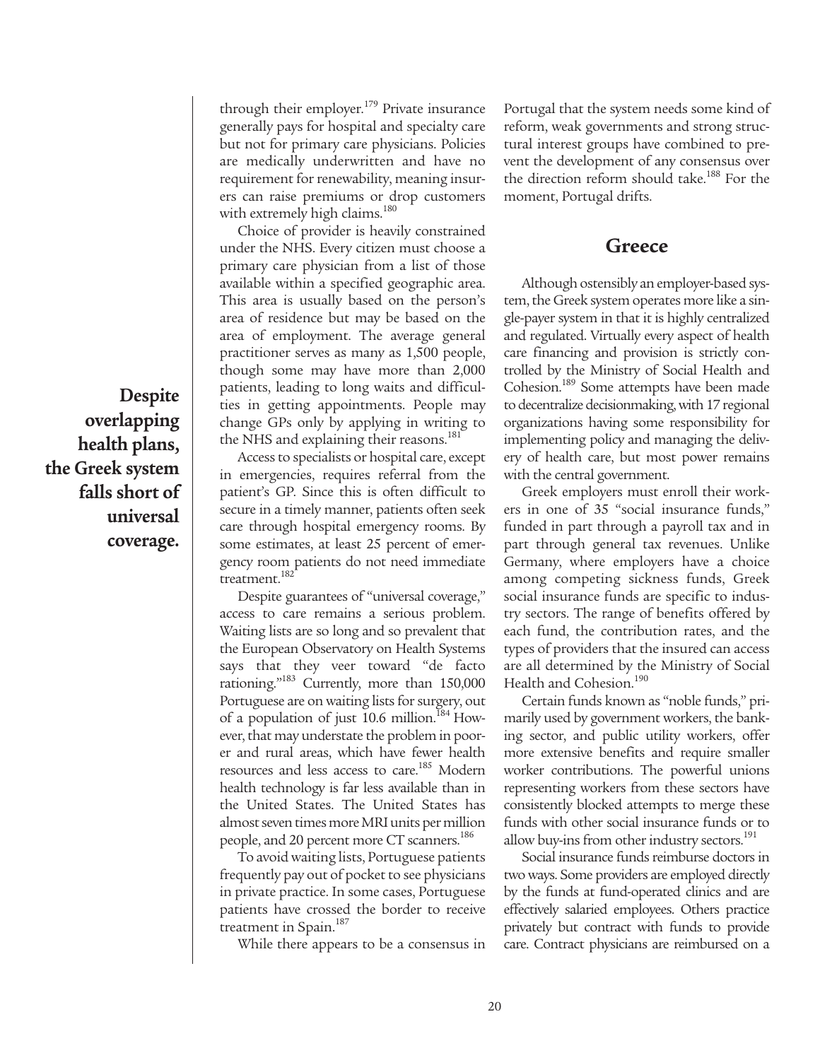through their employer.[179] Private insurance generally pays for hospital and specialty care but not for primary care physicians. Policies are medically underwritten and have no requirement for renewability, meaning insurers can raise premiums or drop customers with extremely high claims.[180]

Choice of provider is heavily constrained under the NHS. Every citizen must choose a primary care physician from a list of those available within a specified geographic area. This area is usually based on the person's area of residence but may be based on the area of employment. The average general practitioner serves as many as 1,500 people, though some may have more than 2,000 patients, leading to long waits and difficulties in getting appointments. People may change GPs only by applying in writing to the NHS and explaining their reasons.[181]

Access to specialists or hospital care, except in emergencies, requires referral from the patient's GP. Since this is often difficult to secure in a timely manner, patients often seek care through hospital emergency rooms. By some estimates, at least 25 percent of emergency room patients do not need immediate treatment.[182]

Despite guarantees of "universal coverage," access to care remains a serious problem. Waiting lists are so long and so prevalent that the European Observatory on Health Systems says that they veer toward "de facto rationing."[183] Currently, more than 150,000 Portuguese are on waiting lists for surgery, out of a population of just 10.6 million.[184] However, that may understate the problem in poorer and rural areas, which have fewer health resources and less access to care.[185] Modern health technology is far less available than in the United States. The United States has almost seven times more MRI units per million people, and 20 percent more CT scanners.[186]

To avoid waiting lists, Portuguese patients frequently pay out of pocket to see physicians in private practice. In some cases, Portuguese patients have crossed the border to receive treatment in Spain.[187]

While there appears to be a consensus in Portugal that the system needs some kind of reform, weak governments and strong structural interest groups have combined to prevent the development of any consensus over the direction reform should take.[188] For the moment, Portugal drifts.

## Greece

**Despite overlapping health plans, the Greek system falls short of universal coverage.**

Although ostensibly an employer-based system, the Greek system operates more like a single-payer system in that it is highly centralized and regulated. Virtually every aspect of health care financing and provision is strictly controlled by the Ministry of Social Health and Cohesion.[189] Some attempts have been made to decentralize decisionmaking, with 17 regional organizations having some responsibility for implementing policy and managing the delivery of health care, but most power remains with the central government.

Greek employers must enroll their workers in one of 35 "social insurance funds," funded in part through a payroll tax and in part through general tax revenues. Unlike Germany, where employers have a choice among competing sickness funds, Greek social insurance funds are specific to industry sectors. The range of benefits offered by each fund, the contribution rates, and the types of providers that the insured can access are all determined by the Ministry of Social Health and Cohesion.[190]

Certain funds known as "noble funds," primarily used by government workers, the banking sector, and public utility workers, offer more extensive benefits and require smaller worker contributions. The powerful unions representing workers from these sectors have consistently blocked attempts to merge these funds with other social insurance funds or to allow buy-ins from other industry sectors.[191]

Social insurance funds reimburse doctors in two ways. Some providers are employed directly by the funds at fund-operated clinics and are effectively salaried employees. Others practice privately but contract with funds to provide care. Contract physicians are reimbursed on a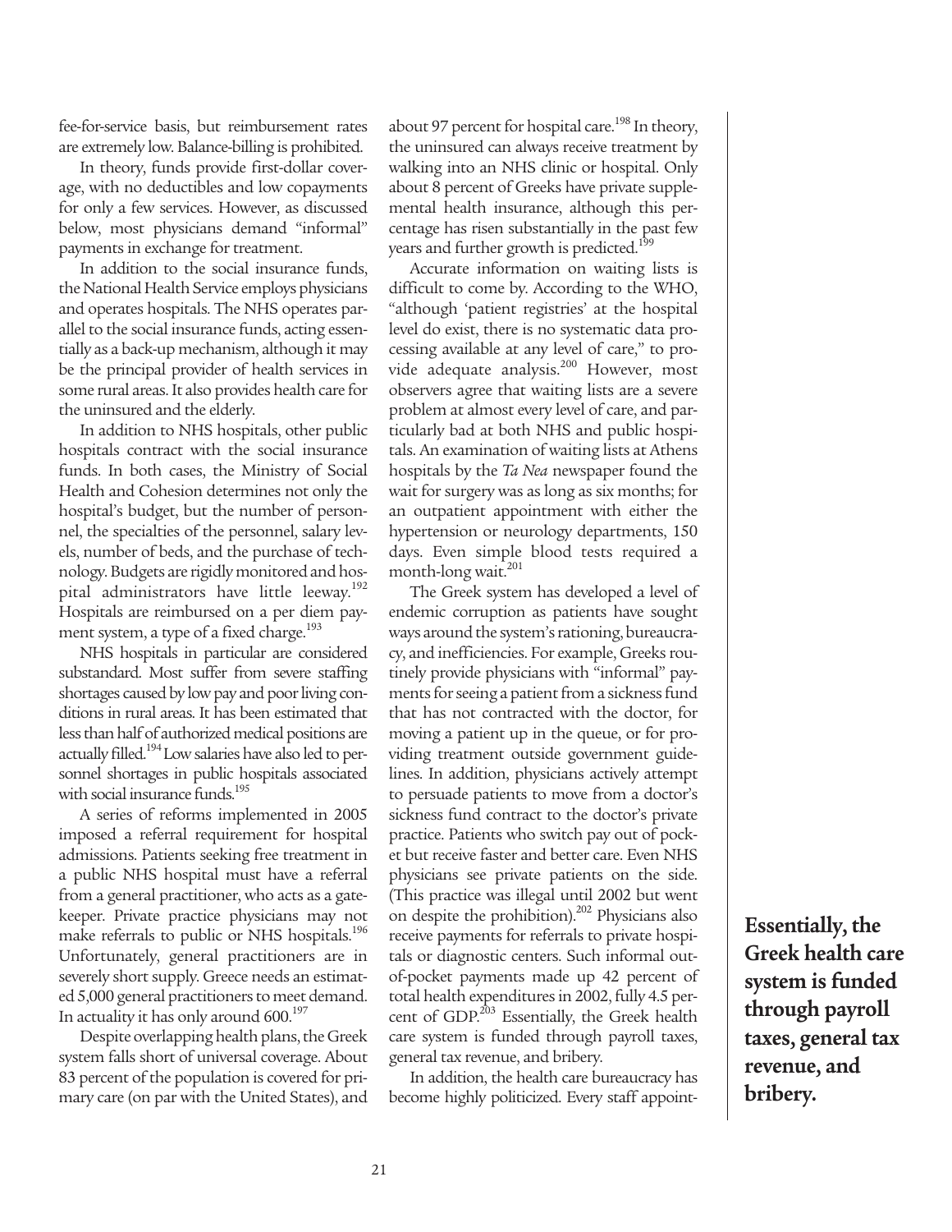fee-for-service basis, but reimbursement rates are extremely low. Balance-billing is prohibited.

In theory, funds provide first-dollar coverage, with no deductibles and low copayments for only a few services. However, as discussed below, most physicians demand "informal" payments in exchange for treatment.

In addition to the social insurance funds, the National Health Service employs physicians and operates hospitals. The NHS operates parallel to the social insurance funds, acting essentially as a back-up mechanism, although it may be the principal provider of health services in some rural areas. It also provides health care for the uninsured and the elderly.

In addition to NHS hospitals, other public hospitals contract with the social insurance funds. In both cases, the Ministry of Social Health and Cohesion determines not only the hospital's budget, but the number of personnel, the specialties of the personnel, salary levels, number of beds, and the purchase of technology. Budgets are rigidly monitored and hospital administrators have little leeway.[192] Hospitals are reimbursed on a per diem payment system, a type of a fixed charge.[193]

NHS hospitals in particular are considered substandard. Most suffer from severe staffing shortages caused by low pay and poor living conditions in rural areas. It has been estimated that less than half of authorized medical positions are actually filled.[194] Low salaries have also led to personnel shortages in public hospitals associated with social insurance funds.[195]

A series of reforms implemented in 2005 imposed a referral requirement for hospital admissions. Patients seeking free treatment in a public NHS hospital must have a referral from a general practitioner, who acts as a gatekeeper. Private practice physicians may not make referrals to public or NHS hospitals.[196] Unfortunately, general practitioners are in severely short supply. Greece needs an estimated 5,000 general practitioners to meet demand. In actuality it has only around 600.[197]

Despite overlapping health plans, the Greek system falls short of universal coverage. About 83 percent of the population is covered for primary care (on par with the United States), and about 97 percent for hospital care.[198] In theory, the uninsured can always receive treatment by walking into an NHS clinic or hospital. Only about 8 percent of Greeks have private supplemental health insurance, although this percentage has risen substantially in the past few years and further growth is predicted.[199]

Accurate information on waiting lists is difficult to come by. According to the WHO, "although 'patient registries' at the hospital level do exist, there is no systematic data processing available at any level of care," to provide adequate analysis.[200] However, most observers agree that waiting lists are a severe problem at almost every level of care, and particularly bad at both NHS and public hospitals. An examination of waiting lists at Athens hospitals by the *Ta Nea* newspaper found the wait for surgery was as long as six months; for an outpatient appointment with either the hypertension or neurology departments, 150 days. Even simple blood tests required a month-long wait.[201]

The Greek system has developed a level of endemic corruption as patients have sought ways around the system's rationing, bureaucracy, and inefficiencies. For example, Greeks routinely provide physicians with "informal" payments for seeing a patient from a sickness fund that has not contracted with the doctor, for moving a patient up in the queue, or for providing treatment outside government guidelines. In addition, physicians actively attempt to persuade patients to move from a doctor's sickness fund contract to the doctor's private practice. Patients who switch pay out of pocket but receive faster and better care. Even NHS physicians see private patients on the side. (This practice was illegal until 2002 but went on despite the prohibition).[202] Physicians also receive payments for referrals to private hospitals or diagnostic centers. Such informal out-of-pocket payments made up 42 percent of total health expenditures in 2002, fully 4.5 percent of GDP.[203] Essentially, the Greek health care system is funded through payroll taxes, general tax revenue, and bribery.

**Essentially, the Greek health care system is funded through payroll taxes, general tax revenue, and bribery.**

In addition, the health care bureaucracy has become highly politicized. Every staff appoint-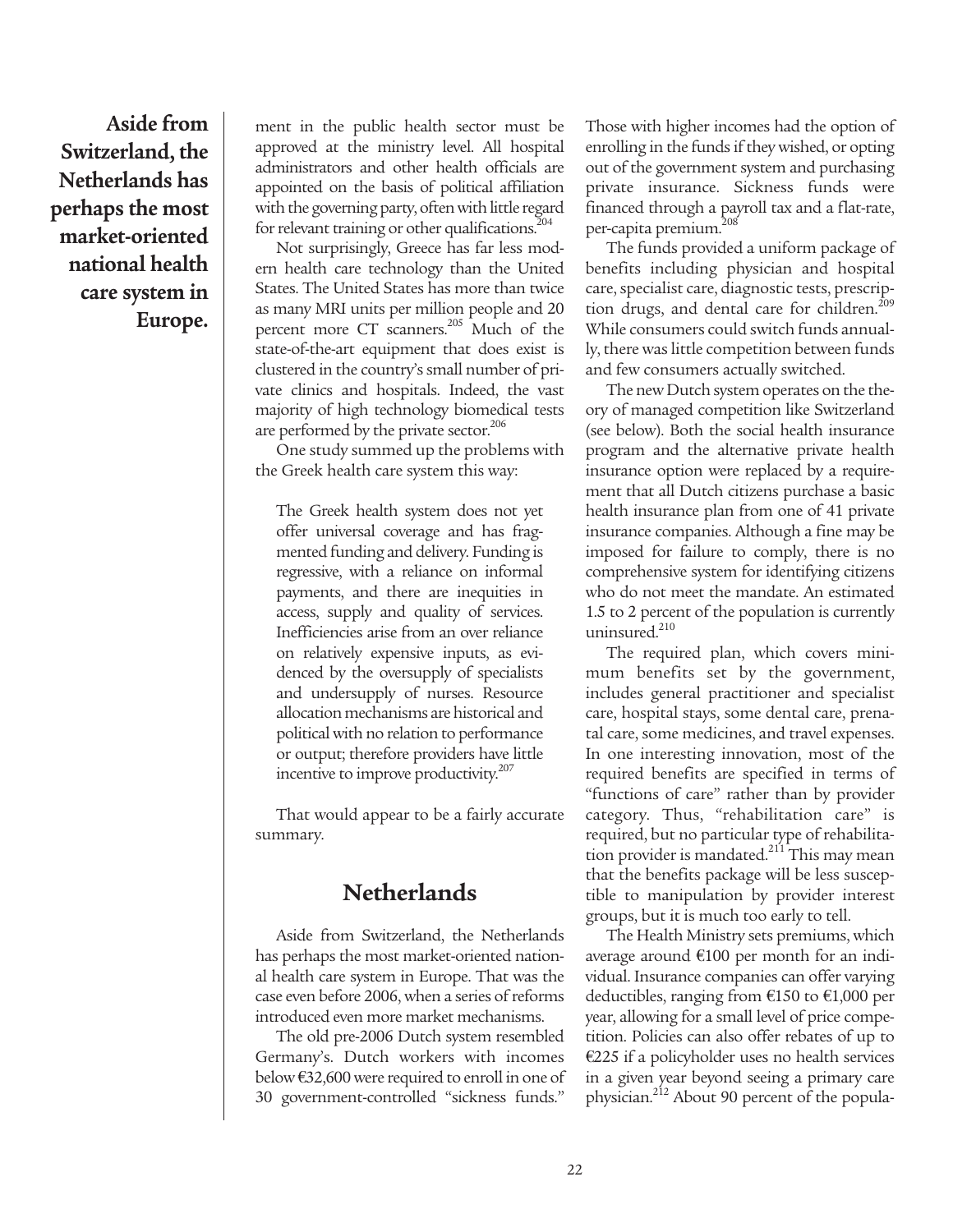ment in the public health sector must be approved at the ministry level. All hospital administrators and other health officials are appointed on the basis of political affiliation with the governing party, often with little regard for relevant training or other qualifications.[204]

Not surprisingly, Greece has far less modern health care technology than the United States. The United States has more than twice as many MRI units per million people and 20 percent more CT scanners.[205] Much of the state-of-the-art equipment that does exist is clustered in the country's small number of private clinics and hospitals. Indeed, the vast majority of high technology biomedical tests are performed by the private sector.[206]

One study summed up the problems with the Greek health care system this way:

> The Greek health system does not yet offer universal coverage and has fragmented funding and delivery. Funding is regressive, with a reliance on informal payments, and there are inequities in access, supply and quality of services. Inefficiencies arise from an over reliance on relatively expensive inputs, as evidenced by the oversupply of specialists and undersupply of nurses. Resource allocation mechanisms are historical and political with no relation to performance or output; therefore providers have little incentive to improve productivity.[207]

That would appear to be a fairly accurate summary.

## Netherlands

Aside from Switzerland, the Netherlands has perhaps the most market-oriented national health care system in Europe. That was the case even before 2006, when a series of reforms introduced even more market mechanisms.

**Aside from Switzerland, the Netherlands has perhaps the most market-oriented national health care system in Europe.**

The old pre-2006 Dutch system resembled Germany's. Dutch workers with incomes below €32,600 were required to enroll in one of 30 government-controlled "sickness funds." Those with higher incomes had the option of enrolling in the funds if they wished, or opting out of the government system and purchasing private insurance. Sickness funds were financed through a payroll tax and a flat-rate, per-capita premium.[208]

The funds provided a uniform package of benefits including physician and hospital care, specialist care, diagnostic tests, prescription drugs, and dental care for children.[209] While consumers could switch funds annually, there was little competition between funds and few consumers actually switched.

The new Dutch system operates on the theory of managed competition like Switzerland (see below). Both the social health insurance program and the alternative private health insurance option were replaced by a requirement that all Dutch citizens purchase a basic health insurance plan from one of 41 private insurance companies. Although a fine may be imposed for failure to comply, there is no comprehensive system for identifying citizens who do not meet the mandate. An estimated 1.5 to 2 percent of the population is currently uninsured.[210]

The required plan, which covers minimum benefits set by the government, includes general practitioner and specialist care, hospital stays, some dental care, prenatal care, some medicines, and travel expenses. In one interesting innovation, most of the required benefits are specified in terms of "functions of care" rather than by provider category. Thus, "rehabilitation care" is required, but no particular type of rehabilitation provider is mandated.[211] This may mean that the benefits package will be less susceptible to manipulation by provider interest groups, but it is much too early to tell.

The Health Ministry sets premiums, which average around €100 per month for an individual. Insurance companies can offer varying deductibles, ranging from €150 to €1,000 per year, allowing for a small level of price competition. Policies can also offer rebates of up to €225 if a policyholder uses no health services in a given year beyond seeing a primary care physician.[212] About 90 percent of the popula-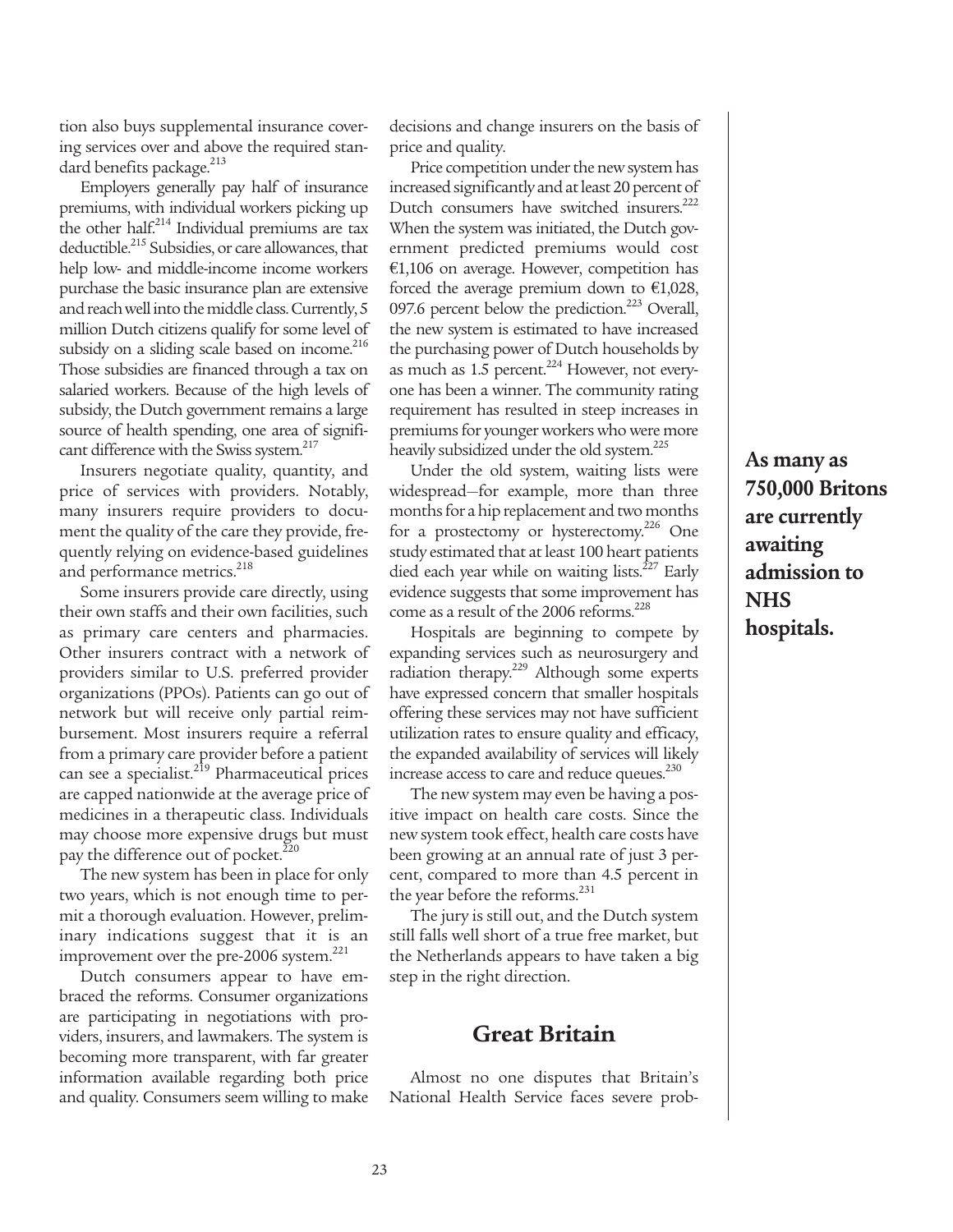tion also buys supplemental insurance covering services over and above the required standard benefits package.[213]

Employers generally pay half of insurance premiums, with individual workers picking up the other half.[214] Individual premiums are tax deductible.[215] Subsidies, or care allowances, that help low- and middle-income income workers purchase the basic insurance plan are extensive and reach well into the middle class. Currently, 5 million Dutch citizens qualify for some level of subsidy on a sliding scale based on income.[216] Those subsidies are financed through a tax on salaried workers. Because of the high levels of subsidy, the Dutch government remains a large source of health spending, one area of significant difference with the Swiss system.[217]

Insurers negotiate quality, quantity, and price of services with providers. Notably, many insurers require providers to document the quality of the care they provide, frequently relying on evidence-based guidelines and performance metrics.[218]

Some insurers provide care directly, using their own staffs and their own facilities, such as primary care centers and pharmacies. Other insurers contract with a network of providers similar to U.S. preferred provider organizations (PPOs). Patients can go out of network but will receive only partial reimbursement. Most insurers require a referral from a primary care provider before a patient can see a specialist.[219] Pharmaceutical prices are capped nationwide at the average price of medicines in a therapeutic class. Individuals may choose more expensive drugs but must pay the difference out of pocket.[220]

The new system has been in place for only two years, which is not enough time to permit a thorough evaluation. However, preliminary indications suggest that it is an improvement over the pre-2006 system.[221]

Dutch consumers appear to have embraced the reforms. Consumer organizations are participating in negotiations with providers, insurers, and lawmakers. The system is becoming more transparent, with far greater information available regarding both price and quality. Consumers seem willing to make decisions and change insurers on the basis of price and quality.

Price competition under the new system has increased significantly and at least 20 percent of Dutch consumers have switched insurers.[222] When the system was initiated, the Dutch government predicted premiums would cost €1,106 on average. However, competition has forced the average premium down to €1,028, 097.6 percent below the prediction.[223] Overall, the new system is estimated to have increased the purchasing power of Dutch households by as much as 1.5 percent.[224] However, not everyone has been a winner. The community rating requirement has resulted in steep increases in premiums for younger workers who were more heavily subsidized under the old system.[225]

Under the old system, waiting lists were widespread—for example, more than three months for a hip replacement and two months for a prostectomy or hysterectomy.[226] One study estimated that at least 100 heart patients died each year while on waiting lists.[227] Early evidence suggests that some improvement has come as a result of the 2006 reforms.[228]

Hospitals are beginning to compete by expanding services such as neurosurgery and radiation therapy.[229] Although some experts have expressed concern that smaller hospitals offering these services may not have sufficient utilization rates to ensure quality and efficacy, the expanded availability of services will likely increase access to care and reduce queues.[230]

The new system may even be having a positive impact on health care costs. Since the new system took effect, health care costs have been growing at an annual rate of just 3 percent, compared to more than 4.5 percent in the year before the reforms.[231]

The jury is still out, and the Dutch system still falls well short of a true free market, but the Netherlands appears to have taken a big step in the right direction.

## Great Britain

Almost no one disputes that Britain's National Health Service faces severe prob-

**As many as 750,000 Britons are currently awaiting admission to NHS hospitals.**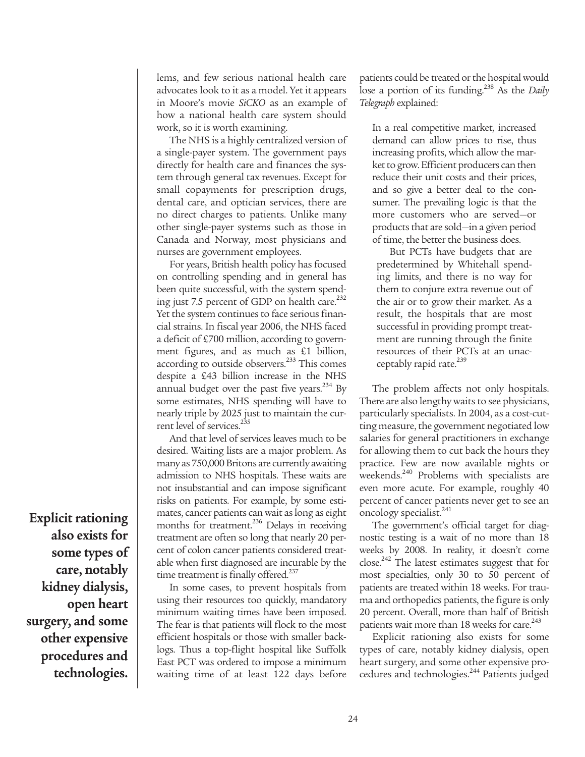lems, and few serious national health care advocates look to it as a model. Yet it appears in Moore's movie *SiCKO* as an example of how a national health care system should work, so it is worth examining.

The NHS is a highly centralized version of a single-payer system. The government pays directly for health care and finances the system through general tax revenues. Except for small copayments for prescription drugs, dental care, and optician services, there are no direct charges to patients. Unlike many other single-payer systems such as those in Canada and Norway, most physicians and nurses are government employees.

For years, British health policy has focused on controlling spending and in general has been quite successful, with the system spending just 7.5 percent of GDP on health care.[232] Yet the system continues to face serious financial strains. In fiscal year 2006, the NHS faced a deficit of £700 million, according to government figures, and as much as £1 billion, according to outside observers.[233] This comes despite a £43 billion increase in the NHS annual budget over the past five years.[234] By some estimates, NHS spending will have to nearly triple by 2025 just to maintain the current level of services.[235]

And that level of services leaves much to be desired. Waiting lists are a major problem. As many as 750,000 Britons are currently awaiting admission to NHS hospitals. These waits are not insubstantial and can impose significant risks on patients. For example, by some estimates, cancer patients can wait as long as eight months for treatment.[236] Delays in receiving treatment are often so long that nearly 20 percent of colon cancer patients considered treatable when first diagnosed are incurable by the time treatment is finally offered.[237]

In some cases, to prevent hospitals from using their resources too quickly, mandatory minimum waiting times have been imposed. The fear is that patients will flock to the most efficient hospitals or those with smaller backlogs. Thus a top-flight hospital like Suffolk East PCT was ordered to impose a minimum waiting time of at least 122 days before patients could be treated or the hospital would lose a portion of its funding.[238] As the *Daily Telegraph* explained:

> In a real competitive market, increased demand can allow prices to rise, thus increasing profits, which allow the market to grow. Efficient producers can then reduce their unit costs and their prices, and so give a better deal to the consumer. The prevailing logic is that the more customers who are served—or products that are sold—in a given period of time, the better the business does.
>
> But PCTs have budgets that are predetermined by Whitehall spending limits, and there is no way for them to conjure extra revenue out of the air or to grow their market. As a result, the hospitals that are most successful in providing prompt treatment are running through the finite resources of their PCTs at an unacceptably rapid rate.[239]

The problem affects not only hospitals. There are also lengthy waits to see physicians, particularly specialists. In 2004, as a cost-cutting measure, the government negotiated low salaries for general practitioners in exchange for allowing them to cut back the hours they practice. Few are now available nights or weekends.[240] Problems with specialists are even more acute. For example, roughly 40 percent of cancer patients never get to see an oncology specialist.[241]

The government's official target for diagnostic testing is a wait of no more than 18 weeks by 2008. In reality, it doesn't come close.[242] The latest estimates suggest that for most specialties, only 30 to 50 percent of patients are treated within 18 weeks. For trauma and orthopedics patients, the figure is only 20 percent. Overall, more than half of British patients wait more than 18 weeks for care.[243]

**Explicit rationing also exists for some types of care, notably kidney dialysis, open heart surgery, and some other expensive procedures and technologies.**

Explicit rationing also exists for some types of care, notably kidney dialysis, open heart surgery, and some other expensive procedures and technologies.[244] Patients judged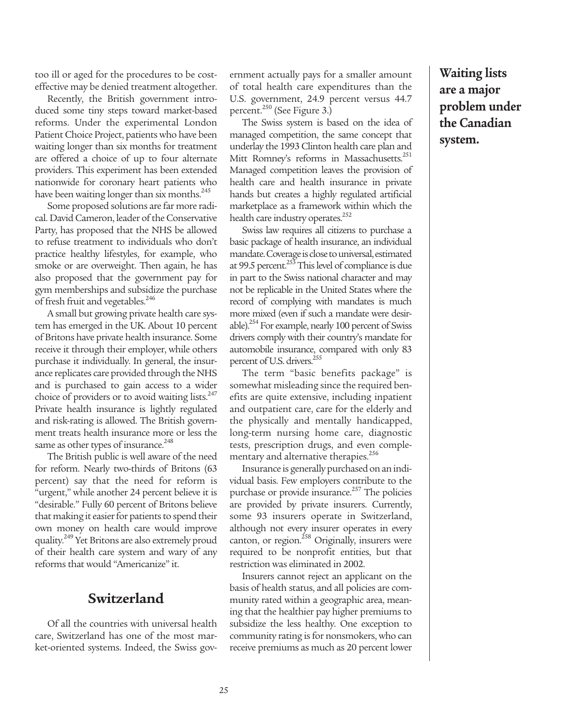too ill or aged for the procedures to be cost-effective may be denied treatment altogether.

Recently, the British government introduced some tiny steps toward market-based reforms. Under the experimental London Patient Choice Project, patients who have been waiting longer than six months for treatment are offered a choice of up to four alternate providers. This experiment has been extended nationwide for coronary heart patients who have been waiting longer than six months.[245]

Some proposed solutions are far more radical. David Cameron, leader of the Conservative Party, has proposed that the NHS be allowed to refuse treatment to individuals who don't practice healthy lifestyles, for example, who smoke or are overweight. Then again, he has also proposed that the government pay for gym memberships and subsidize the purchase of fresh fruit and vegetables.[246]

A small but growing private health care system has emerged in the UK. About 10 percent of Britons have private health insurance. Some receive it through their employer, while others purchase it individually. In general, the insurance replicates care provided through the NHS and is purchased to gain access to a wider choice of providers or to avoid waiting lists.[247] Private health insurance is lightly regulated and risk-rating is allowed. The British government treats health insurance more or less the same as other types of insurance.[248]

The British public is well aware of the need for reform. Nearly two-thirds of Britons (63 percent) say that the need for reform is "urgent," while another 24 percent believe it is "desirable." Fully 60 percent of Britons believe that making it easier for patients to spend their own money on health care would improve quality.[249] Yet Britons are also extremely proud of their health care system and wary of any reforms that would "Americanize" it.

## Switzerland

Of all the countries with universal health care, Switzerland has one of the most market-oriented systems. Indeed, the Swiss government actually pays for a smaller amount of total health care expenditures than the U.S. government, 24.9 percent versus 44.7 percent.[250] (See Figure 3.)

The Swiss system is based on the idea of managed competition, the same concept that underlay the 1993 Clinton health care plan and Mitt Romney's reforms in Massachusetts.[251] Managed competition leaves the provision of health care and health insurance in private hands but creates a highly regulated artificial marketplace as a framework within which the health care industry operates.[252]

Swiss law requires all citizens to purchase a basic package of health insurance, an individual mandate. Coverage is close to universal, estimated at 99.5 percent.[253] This level of compliance is due in part to the Swiss national character and may not be replicable in the United States where the record of complying with mandates is much more mixed (even if such a mandate were desirable).[254] For example, nearly 100 percent of Swiss drivers comply with their country's mandate for automobile insurance, compared with only 83 percent of U.S. drivers.[255]

The term "basic benefits package" is somewhat misleading since the required benefits are quite extensive, including inpatient and outpatient care, care for the elderly and the physically and mentally handicapped, long-term nursing home care, diagnostic tests, prescription drugs, and even complementary and alternative therapies.[256]

Insurance is generally purchased on an individual basis. Few employers contribute to the purchase or provide insurance.[257] The policies are provided by private insurers. Currently, some 93 insurers operate in Switzerland, although not every insurer operates in every canton, or region.[258] Originally, insurers were required to be nonprofit entities, but that restriction was eliminated in 2002.

Insurers cannot reject an applicant on the basis of health status, and all policies are community rated within a geographic area, meaning that the healthier pay higher premiums to subsidize the less healthy. One exception to community rating is for nonsmokers, who can receive premiums as much as 20 percent lower

**Waiting lists are a major problem under the Canadian system.**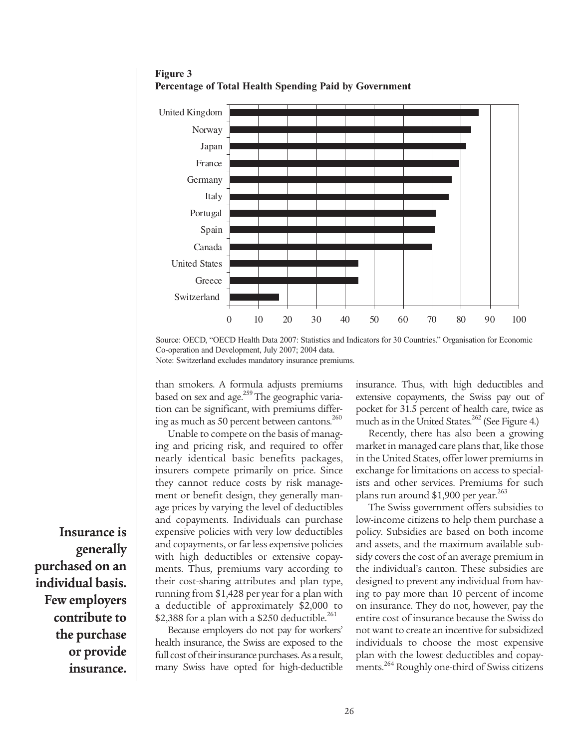**Figure 3**
**Percentage of Total Health Spending Paid by Government**

Source: OECD, "OECD Health Data 2007: Statistics and Indicators for 30 Countries." Organisation for Economic Co-operation and Development, July 2007; 2004 data.
Note: Switzerland excludes mandatory insurance premiums.

**Insurance is generally purchased on an individual basis. Few employers contribute to the purchase or provide insurance.**

than smokers. A formula adjusts premiums based on sex and age.[259] The geographic variation can be significant, with premiums differing as much as 50 percent between cantons.[260]

Unable to compete on the basis of managing and pricing risk, and required to offer nearly identical basic benefits packages, insurers compete primarily on price. Since they cannot reduce costs by risk management or benefit design, they generally manage prices by varying the level of deductibles and copayments. Individuals can purchase expensive policies with very low deductibles and copayments, or far less expensive policies with high deductibles or extensive copayments. Thus, premiums vary according to their cost-sharing attributes and plan type, running from $1,428 per year for a plan with a deductible of approximately $2,000 to $2,388 for a plan with a $250 deductible.[261]

Because employers do not pay for workers' health insurance, the Swiss are exposed to the full cost of their insurance purchases. As a result, many Swiss have opted for high-deductible insurance. Thus, with high deductibles and extensive copayments, the Swiss pay out of pocket for 31.5 percent of health care, twice as much as in the United States.[262] (See Figure 4.)

Recently, there has also been a growing market in managed care plans that, like those in the United States, offer lower premiums in exchange for limitations on access to specialists and other services. Premiums for such plans run around $1,900 per year.[263]

The Swiss government offers subsidies to low-income citizens to help them purchase a policy. Subsidies are based on both income and assets, and the maximum available subsidy covers the cost of an average premium in the individual's canton. These subsidies are designed to prevent any individual from having to pay more than 10 percent of income on insurance. They do not, however, pay the entire cost of insurance because the Swiss do not want to create an incentive for subsidized individuals to choose the most expensive plan with the lowest deductibles and copayments.[264] Roughly one-third of Swiss citizens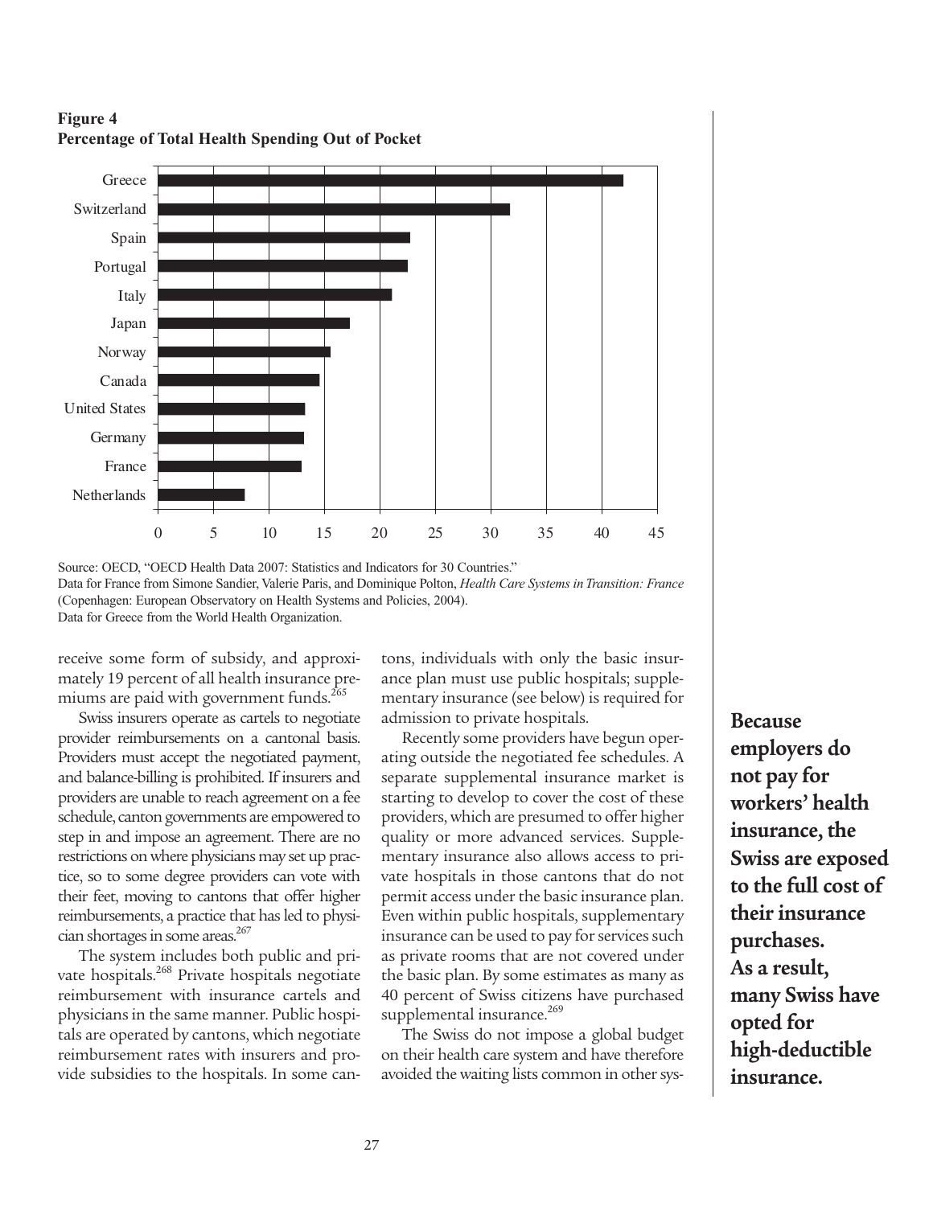**Figure 4**
**Percentage of Total Health Spending Out of Pocket**

Source: OECD, "OECD Health Data 2007: Statistics and Indicators for 30 Countries."
Data for France from Simone Sandier, Valerie Paris, and Dominique Polton, *Health Care Systems in Transition: France* (Copenhagen: European Observatory on Health Systems and Policies, 2004).
Data for Greece from the World Health Organization.

receive some form of subsidy, and approximately 19 percent of all health insurance premiums are paid with government funds.[265]

Swiss insurers operate as cartels to negotiate provider reimbursements on a cantonal basis. Providers must accept the negotiated payment, and balance-billing is prohibited. If insurers and providers are unable to reach agreement on a fee schedule, canton governments are empowered to step in and impose an agreement. There are no restrictions on where physicians may set up practice, so to some degree providers can vote with their feet, moving to cantons that offer higher reimbursements, a practice that has led to physician shortages in some areas.[267]

The system includes both public and private hospitals.[268] Private hospitals negotiate reimbursement with insurance cartels and physicians in the same manner. Public hospitals are operated by cantons, which negotiate reimbursement rates with insurers and provide subsidies to the hospitals. In some cantons, individuals with only the basic insurance plan must use public hospitals; supplementary insurance (see below) is required for admission to private hospitals.

Recently some providers have begun operating outside the negotiated fee schedules. A separate supplemental insurance market is starting to develop to cover the cost of these providers, which are presumed to offer higher quality or more advanced services. Supplementary insurance also allows access to private hospitals in those cantons that do not permit access under the basic insurance plan. Even within public hospitals, supplementary insurance can be used to pay for services such as private rooms that are not covered under the basic plan. By some estimates as many as 40 percent of Swiss citizens have purchased supplemental insurance.[269]

The Swiss do not impose a global budget on their health care system and have therefore avoided the waiting lists common in other sys-

**Because employers do not pay for workers' health insurance, the Swiss are exposed to the full cost of their insurance purchases. As a result, many Swiss have opted for high-deductible insurance.**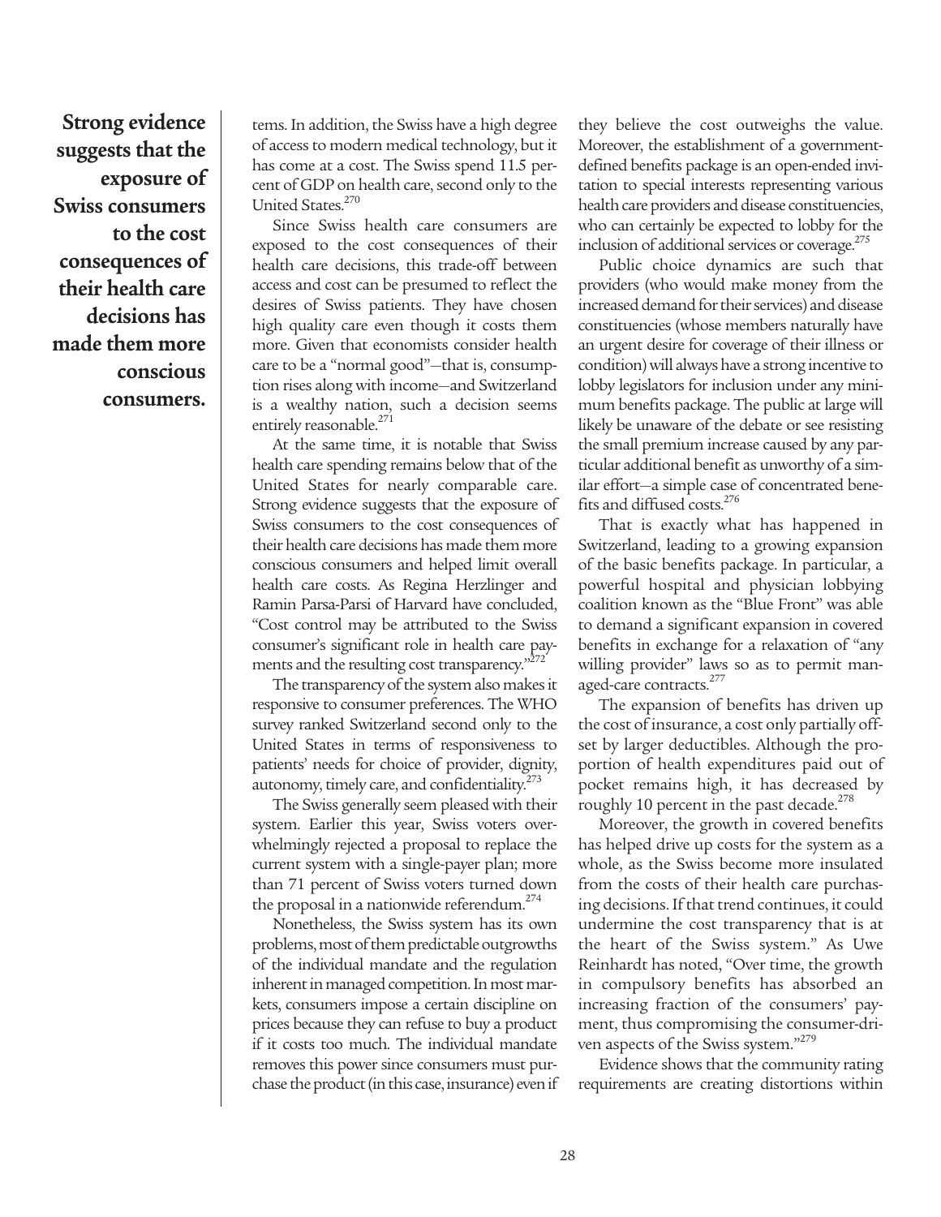**Strong evidence suggests that the exposure of Swiss consumers to the cost consequences of their health care decisions has made them more conscious consumers.**

tems. In addition, the Swiss have a high degree of access to modern medical technology, but it has come at a cost. The Swiss spend 11.5 percent of GDP on health care, second only to the United States.[270]

Since Swiss health care consumers are exposed to the cost consequences of their health care decisions, this trade-off between access and cost can be presumed to reflect the desires of Swiss patients. They have chosen high quality care even though it costs them more. Given that economists consider health care to be a "normal good"—that is, consumption rises along with income—and Switzerland is a wealthy nation, such a decision seems entirely reasonable.[271]

At the same time, it is notable that Swiss health care spending remains below that of the United States for nearly comparable care. Strong evidence suggests that the exposure of Swiss consumers to the cost consequences of their health care decisions has made them more conscious consumers and helped limit overall health care costs. As Regina Herzlinger and Ramin Parsa-Parsi of Harvard have concluded, "Cost control may be attributed to the Swiss consumer's significant role in health care payments and the resulting cost transparency."[272]

The transparency of the system also makes it responsive to consumer preferences. The WHO survey ranked Switzerland second only to the United States in terms of responsiveness to patients' needs for choice of provider, dignity, autonomy, timely care, and confidentiality.[273]

The Swiss generally seem pleased with their system. Earlier this year, Swiss voters overwhelmingly rejected a proposal to replace the current system with a single-payer plan; more than 71 percent of Swiss voters turned down the proposal in a nationwide referendum.[274]

Nonetheless, the Swiss system has its own problems, most of them predictable outgrowths of the individual mandate and the regulation inherent in managed competition. In most markets, consumers impose a certain discipline on prices because they can refuse to buy a product if it costs too much. The individual mandate removes this power since consumers must purchase the product (in this case, insurance) even if they believe the cost outweighs the value. Moreover, the establishment of a government-defined benefits package is an open-ended invitation to special interests representing various health care providers and disease constituencies, who can certainly be expected to lobby for the inclusion of additional services or coverage.[275]

Public choice dynamics are such that providers (who would make money from the increased demand for their services) and disease constituencies (whose members naturally have an urgent desire for coverage of their illness or condition) will always have a strong incentive to lobby legislators for inclusion under any minimum benefits package. The public at large will likely be unaware of the debate or see resisting the small premium increase caused by any particular additional benefit as unworthy of a similar effort—a simple case of concentrated benefits and diffused costs.[276]

That is exactly what has happened in Switzerland, leading to a growing expansion of the basic benefits package. In particular, a powerful hospital and physician lobbying coalition known as the "Blue Front" was able to demand a significant expansion in covered benefits in exchange for a relaxation of "any willing provider" laws so as to permit managed-care contracts.[277]

The expansion of benefits has driven up the cost of insurance, a cost only partially offset by larger deductibles. Although the proportion of health expenditures paid out of pocket remains high, it has decreased by roughly 10 percent in the past decade.[278]

Moreover, the growth in covered benefits has helped drive up costs for the system as a whole, as the Swiss become more insulated from the costs of their health care purchasing decisions. If that trend continues, it could undermine the cost transparency that is at the heart of the Swiss system." As Uwe Reinhardt has noted, "Over time, the growth in compulsory benefits has absorbed an increasing fraction of the consumers' payment, thus compromising the consumer-driven aspects of the Swiss system."[279]

Evidence shows that the community rating requirements are creating distortions within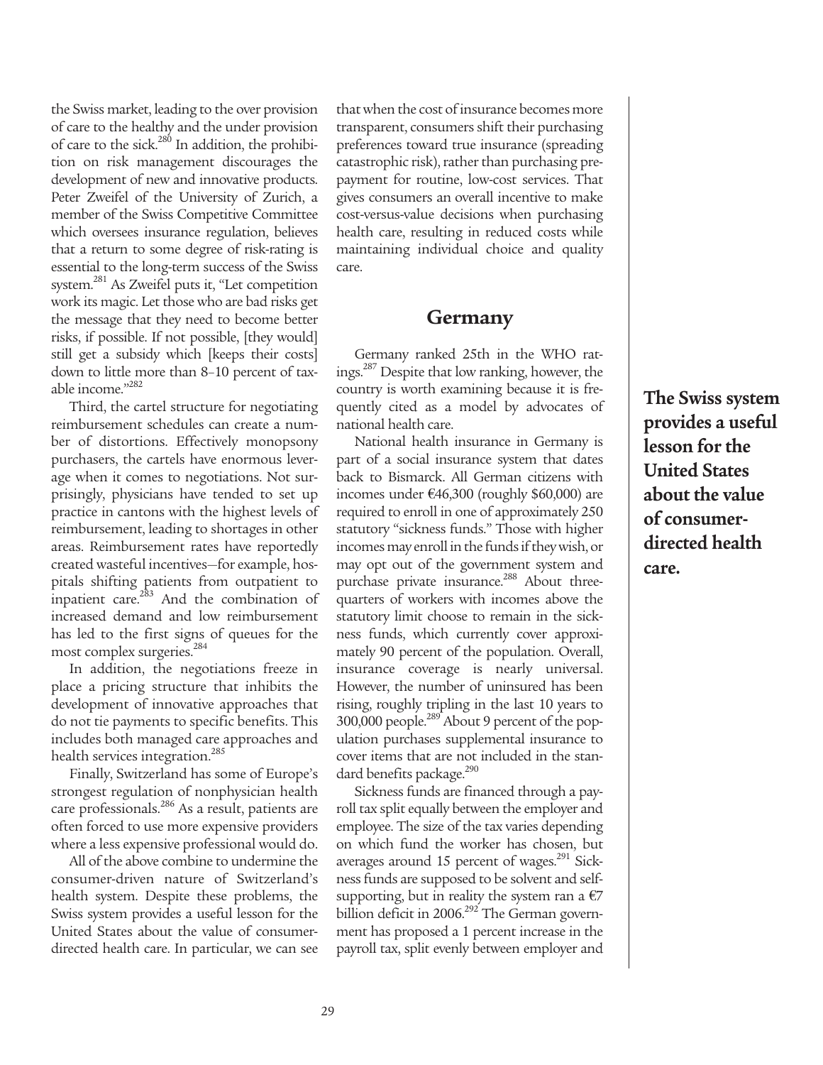the Swiss market, leading to the over provision of care to the healthy and the under provision of care to the sick.[280] In addition, the prohibition on risk management discourages the development of new and innovative products. Peter Zweifel of the University of Zurich, a member of the Swiss Competitive Committee which oversees insurance regulation, believes that a return to some degree of risk-rating is essential to the long-term success of the Swiss system.[281] As Zweifel puts it, "Let competition work its magic. Let those who are bad risks get the message that they need to become better risks, if possible. If not possible, [they would] still get a subsidy which [keeps their costs] down to little more than 8–10 percent of taxable income."[282]

Third, the cartel structure for negotiating reimbursement schedules can create a number of distortions. Effectively monopsony purchasers, the cartels have enormous leverage when it comes to negotiations. Not surprisingly, physicians have tended to set up practice in cantons with the highest levels of reimbursement, leading to shortages in other areas. Reimbursement rates have reportedly created wasteful incentives—for example, hospitals shifting patients from outpatient to inpatient care.[283] And the combination of increased demand and low reimbursement has led to the first signs of queues for the most complex surgeries.[284]

In addition, the negotiations freeze in place a pricing structure that inhibits the development of innovative approaches that do not tie payments to specific benefits. This includes both managed care approaches and health services integration.[285]

Finally, Switzerland has some of Europe's strongest regulation of nonphysician health care professionals.[286] As a result, patients are often forced to use more expensive providers where a less expensive professional would do.

All of the above combine to undermine the consumer-driven nature of Switzerland's health system. Despite these problems, the Swiss system provides a useful lesson for the United States about the value of consumer-directed health care. In particular, we can see that when the cost of insurance becomes more transparent, consumers shift their purchasing preferences toward true insurance (spreading catastrophic risk), rather than purchasing prepayment for routine, low-cost services. That gives consumers an overall incentive to make cost-versus-value decisions when purchasing health care, resulting in reduced costs while maintaining individual choice and quality care.

## Germany

Germany ranked 25th in the WHO ratings.[287] Despite that low ranking, however, the country is worth examining because it is frequently cited as a model by advocates of national health care.

National health insurance in Germany is part of a social insurance system that dates back to Bismarck. All German citizens with incomes under €46,300 (roughly $60,000) are required to enroll in one of approximately 250 statutory "sickness funds." Those with higher incomes may enroll in the funds if they wish, or may opt out of the government system and purchase private insurance.[288] About three-quarters of workers with incomes above the statutory limit choose to remain in the sickness funds, which currently cover approximately 90 percent of the population. Overall, insurance coverage is nearly universal. However, the number of uninsured has been rising, roughly tripling in the last 10 years to 300,000 people.[289] About 9 percent of the population purchases supplemental insurance to cover items that are not included in the standard benefits package.[290]

Sickness funds are financed through a payroll tax split equally between the employer and employee. The size of the tax varies depending on which fund the worker has chosen, but averages around 15 percent of wages.[291] Sickness funds are supposed to be solvent and self-supporting, but in reality the system ran a €7 billion deficit in 2006.[292] The German government has proposed a 1 percent increase in the payroll tax, split evenly between employer and

**The Swiss system provides a useful lesson for the United States about the value of consumer-directed health care.**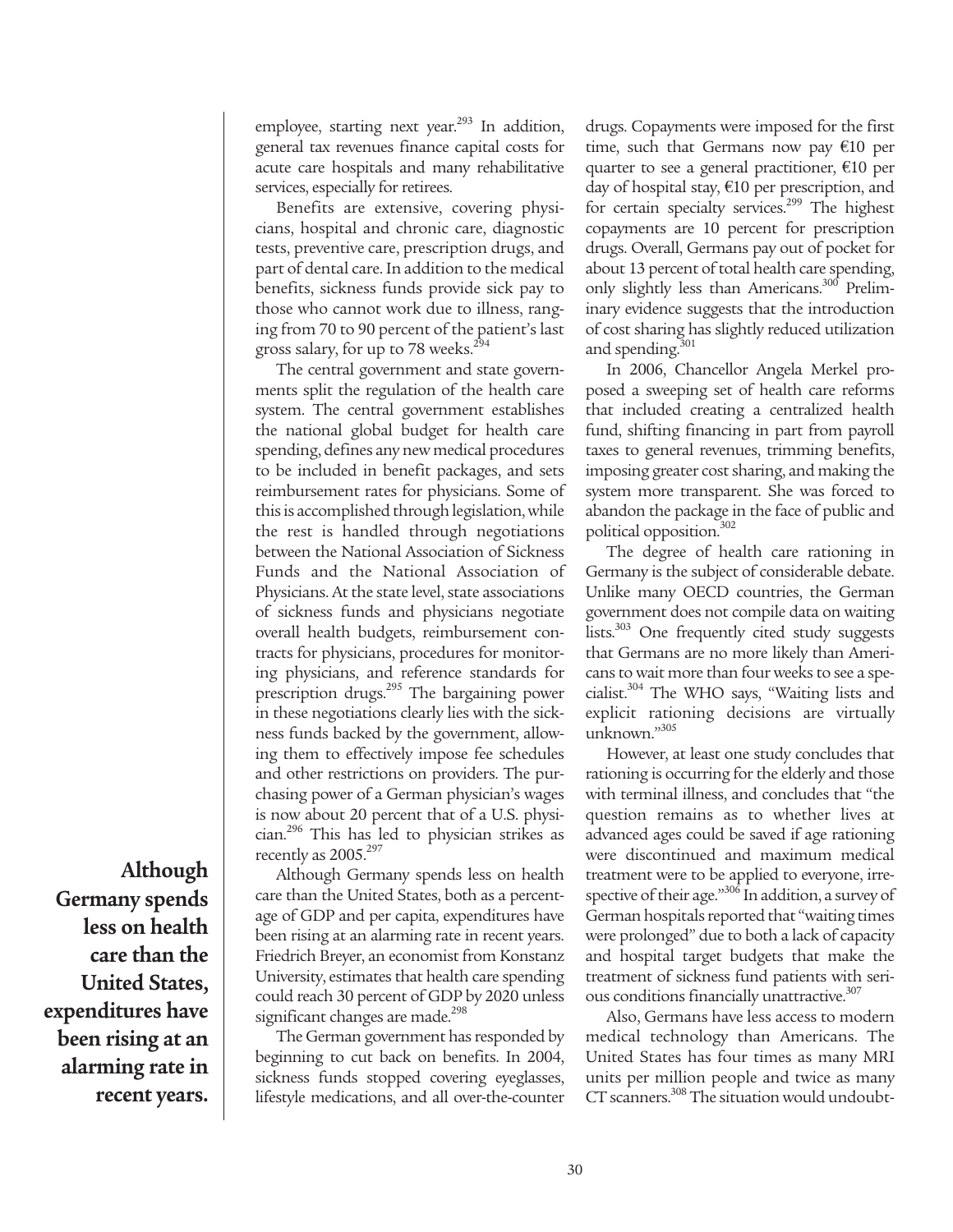employee, starting next year.[293] In addition, general tax revenues finance capital costs for acute care hospitals and many rehabilitative services, especially for retirees.

Benefits are extensive, covering physicians, hospital and chronic care, diagnostic tests, preventive care, prescription drugs, and part of dental care. In addition to the medical benefits, sickness funds provide sick pay to those who cannot work due to illness, ranging from 70 to 90 percent of the patient's last gross salary, for up to 78 weeks.[294]

The central government and state governments split the regulation of the health care system. The central government establishes the national global budget for health care spending, defines any new medical procedures to be included in benefit packages, and sets reimbursement rates for physicians. Some of this is accomplished through legislation, while the rest is handled through negotiations between the National Association of Sickness Funds and the National Association of Physicians. At the state level, state associations of sickness funds and physicians negotiate overall health budgets, reimbursement contracts for physicians, procedures for monitoring physicians, and reference standards for prescription drugs.[295] The bargaining power in these negotiations clearly lies with the sickness funds backed by the government, allowing them to effectively impose fee schedules and other restrictions on providers. The purchasing power of a German physician's wages is now about 20 percent that of a U.S. physician.[296] This has led to physician strikes as recently as 2005.[297]

**Although Germany spends less on health care than the United States, expenditures have been rising at an alarming rate in recent years.**

Although Germany spends less on health care than the United States, both as a percentage of GDP and per capita, expenditures have been rising at an alarming rate in recent years. Friedrich Breyer, an economist from Konstanz University, estimates that health care spending could reach 30 percent of GDP by 2020 unless significant changes are made.[298]

The German government has responded by beginning to cut back on benefits. In 2004, sickness funds stopped covering eyeglasses, lifestyle medications, and all over-the-counter drugs. Copayments were imposed for the first time, such that Germans now pay €10 per quarter to see a general practitioner, €10 per day of hospital stay, €10 per prescription, and for certain specialty services.[299] The highest copayments are 10 percent for prescription drugs. Overall, Germans pay out of pocket for about 13 percent of total health care spending, only slightly less than Americans.[300] Preliminary evidence suggests that the introduction of cost sharing has slightly reduced utilization and spending.[301]

In 2006, Chancellor Angela Merkel proposed a sweeping set of health care reforms that included creating a centralized health fund, shifting financing in part from payroll taxes to general revenues, trimming benefits, imposing greater cost sharing, and making the system more transparent. She was forced to abandon the package in the face of public and political opposition.[302]

The degree of health care rationing in Germany is the subject of considerable debate. Unlike many OECD countries, the German government does not compile data on waiting lists.[303] One frequently cited study suggests that Germans are no more likely than Americans to wait more than four weeks to see a specialist.[304] The WHO says, "Waiting lists and explicit rationing decisions are virtually unknown."[305]

However, at least one study concludes that rationing is occurring for the elderly and those with terminal illness, and concludes that "the question remains as to whether lives at advanced ages could be saved if age rationing were discontinued and maximum medical treatment were to be applied to everyone, irrespective of their age."[306] In addition, a survey of German hospitals reported that "waiting times were prolonged" due to both a lack of capacity and hospital target budgets that make the treatment of sickness fund patients with serious conditions financially unattractive.[307]

Also, Germans have less access to modern medical technology than Americans. The United States has four times as many MRI units per million people and twice as many CT scanners.[308] The situation would undoubt-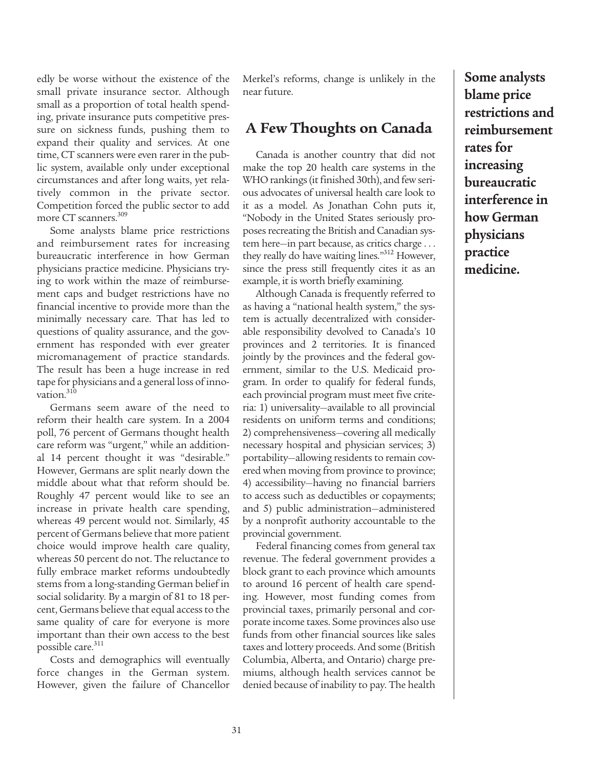edly be worse without the existence of the small private insurance sector. Although small as a proportion of total health spending, private insurance puts competitive pressure on sickness funds, pushing them to expand their quality and services. At one time, CT scanners were even rarer in the public system, available only under exceptional circumstances and after long waits, yet relatively common in the private sector. Competition forced the public sector to add more CT scanners.[309]

Some analysts blame price restrictions and reimbursement rates for increasing bureaucratic interference in how German physicians practice medicine. Physicians trying to work within the maze of reimbursement caps and budget restrictions have no financial incentive to provide more than the minimally necessary care. That has led to questions of quality assurance, and the government has responded with ever greater micromanagement of practice standards. The result has been a huge increase in red tape for physicians and a general loss of innovation.[310]

Germans seem aware of the need to reform their health care system. In a 2004 poll, 76 percent of Germans thought health care reform was "urgent," while an additional 14 percent thought it was "desirable." However, Germans are split nearly down the middle about what that reform should be. Roughly 47 percent would like to see an increase in private health care spending, whereas 49 percent would not. Similarly, 45 percent of Germans believe that more patient choice would improve health care quality, whereas 50 percent do not. The reluctance to fully embrace market reforms undoubtedly stems from a long-standing German belief in social solidarity. By a margin of 81 to 18 percent, Germans believe that equal access to the same quality of care for everyone is more important than their own access to the best possible care.[311]

Costs and demographics will eventually force changes in the German system. However, given the failure of Chancellor Merkel's reforms, change is unlikely in the near future.

## A Few Thoughts on Canada

Canada is another country that did not make the top 20 health care systems in the WHO rankings (it finished 30th), and few serious advocates of universal health care look to it as a model. As Jonathan Cohn puts it, "Nobody in the United States seriously proposes recreating the British and Canadian system here—in part because, as critics charge . . . they really do have waiting lines."[312] However, since the press still frequently cites it as an example, it is worth briefly examining.

Although Canada is frequently referred to as having a "national health system," the system is actually decentralized with considerable responsibility devolved to Canada's 10 provinces and 2 territories. It is financed jointly by the provinces and the federal government, similar to the U.S. Medicaid program. In order to qualify for federal funds, each provincial program must meet five criteria: 1) universality—available to all provincial residents on uniform terms and conditions; 2) comprehensiveness—covering all medically necessary hospital and physician services; 3) portability—allowing residents to remain covered when moving from province to province; 4) accessibility—having no financial barriers to access such as deductibles or copayments; and 5) public administration—administered by a nonprofit authority accountable to the provincial government.

Federal financing comes from general tax revenue. The federal government provides a block grant to each province which amounts to around 16 percent of health care spending. However, most funding comes from provincial taxes, primarily personal and corporate income taxes. Some provinces also use funds from other financial sources like sales taxes and lottery proceeds. And some (British Columbia, Alberta, and Ontario) charge premiums, although health services cannot be denied because of inability to pay. The health

**Some analysts blame price restrictions and reimbursement rates for increasing bureaucratic interference in how German physicians practice medicine.**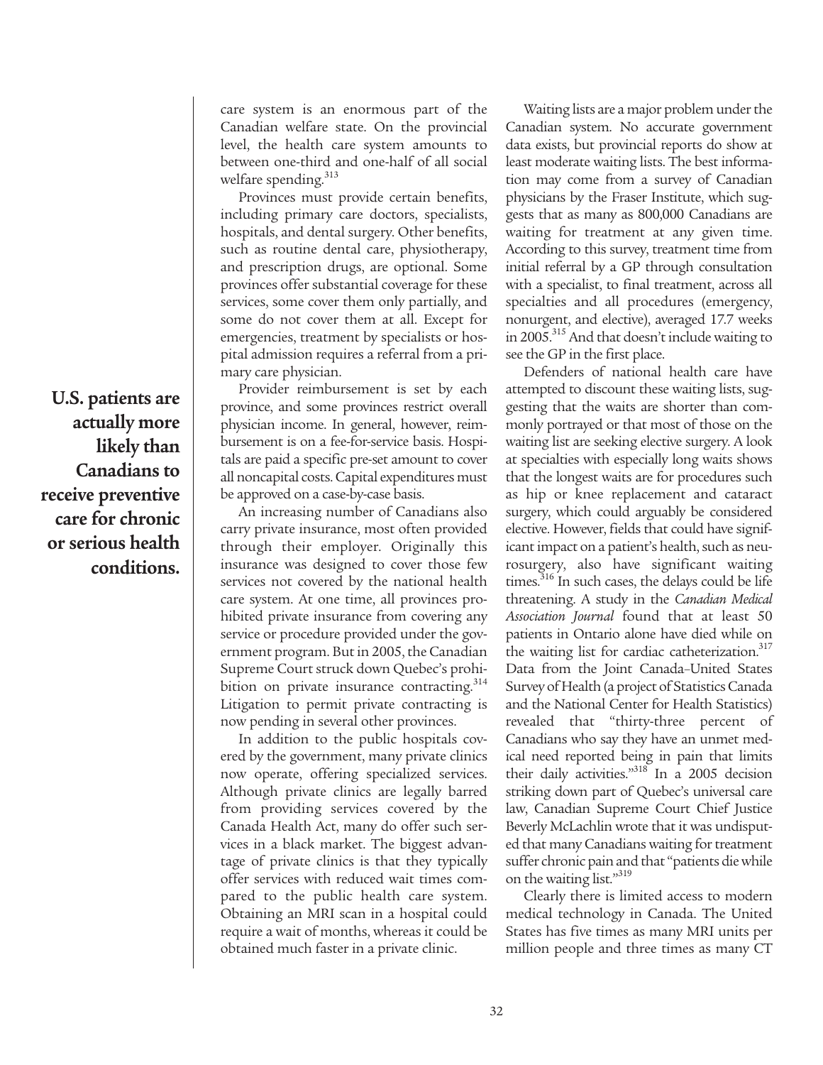care system is an enormous part of the Canadian welfare state. On the provincial level, the health care system amounts to between one-third and one-half of all social welfare spending.[313]

Provinces must provide certain benefits, including primary care doctors, specialists, hospitals, and dental surgery. Other benefits, such as routine dental care, physiotherapy, and prescription drugs, are optional. Some provinces offer substantial coverage for these services, some cover them only partially, and some do not cover them at all. Except for emergencies, treatment by specialists or hospital admission requires a referral from a primary care physician.

Provider reimbursement is set by each province, and some provinces restrict overall physician income. In general, however, reimbursement is on a fee-for-service basis. Hospitals are paid a specific pre-set amount to cover all noncapital costs. Capital expenditures must be approved on a case-by-case basis.

**U.S. patients are actually more likely than Canadians to receive preventive care for chronic or serious health conditions.**

An increasing number of Canadians also carry private insurance, most often provided through their employer. Originally this insurance was designed to cover those few services not covered by the national health care system. At one time, all provinces prohibited private insurance from covering any service or procedure provided under the government program. But in 2005, the Canadian Supreme Court struck down Quebec's prohibition on private insurance contracting.[314] Litigation to permit private contracting is now pending in several other provinces.

In addition to the public hospitals covered by the government, many private clinics now operate, offering specialized services. Although private clinics are legally barred from providing services covered by the Canada Health Act, many do offer such services in a black market. The biggest advantage of private clinics is that they typically offer services with reduced wait times compared to the public health care system. Obtaining an MRI scan in a hospital could require a wait of months, whereas it could be obtained much faster in a private clinic.

Waiting lists are a major problem under the Canadian system. No accurate government data exists, but provincial reports do show at least moderate waiting lists. The best information may come from a survey of Canadian physicians by the Fraser Institute, which suggests that as many as 800,000 Canadians are waiting for treatment at any given time. According to this survey, treatment time from initial referral by a GP through consultation with a specialist, to final treatment, across all specialties and all procedures (emergency, nonurgent, and elective), averaged 17.7 weeks in 2005.[315] And that doesn't include waiting to see the GP in the first place.

Defenders of national health care have attempted to discount these waiting lists, suggesting that the waits are shorter than commonly portrayed or that most of those on the waiting list are seeking elective surgery. A look at specialties with especially long waits shows that the longest waits are for procedures such as hip or knee replacement and cataract surgery, which could arguably be considered elective. However, fields that could have significant impact on a patient's health, such as neurosurgery, also have significant waiting times.[316] In such cases, the delays could be life threatening. A study in the *Canadian Medical Association Journal* found that at least 50 patients in Ontario alone have died while on the waiting list for cardiac catheterization.[317] Data from the Joint Canada–United States Survey of Health (a project of Statistics Canada and the National Center for Health Statistics) revealed that "thirty-three percent of Canadians who say they have an unmet medical need reported being in pain that limits their daily activities."[318] In a 2005 decision striking down part of Quebec's universal care law, Canadian Supreme Court Chief Justice Beverly McLachlin wrote that it was undisputed that many Canadians waiting for treatment suffer chronic pain and that "patients die while on the waiting list."[319]

Clearly there is limited access to modern medical technology in Canada. The United States has five times as many MRI units per million people and three times as many CT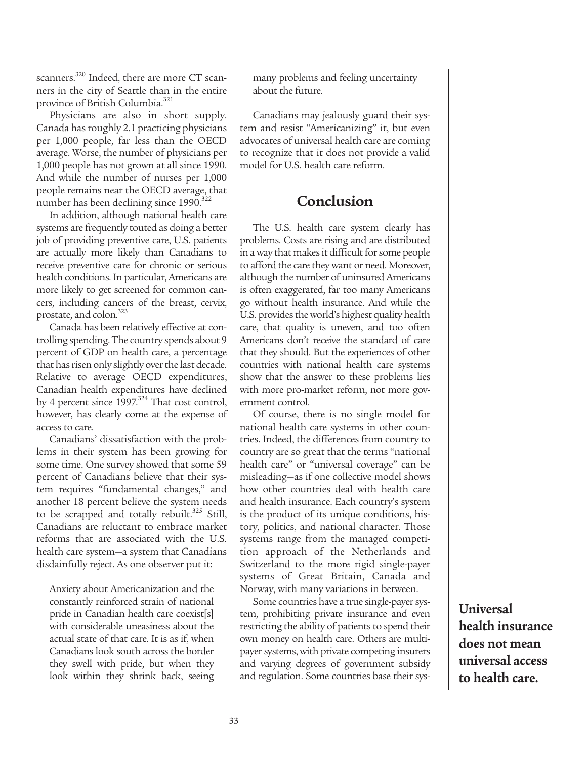scanners.[320] Indeed, there are more CT scanners in the city of Seattle than in the entire province of British Columbia.[321]

Physicians are also in short supply. Canada has roughly 2.1 practicing physicians per 1,000 people, far less than the OECD average. Worse, the number of physicians per 1,000 people has not grown at all since 1990. And while the number of nurses per 1,000 people remains near the OECD average, that number has been declining since 1990.[322]

In addition, although national health care systems are frequently touted as doing a better job of providing preventive care, U.S. patients are actually more likely than Canadians to receive preventive care for chronic or serious health conditions. In particular, Americans are more likely to get screened for common cancers, including cancers of the breast, cervix, prostate, and colon.[323]

Canada has been relatively effective at controlling spending. The country spends about 9 percent of GDP on health care, a percentage that has risen only slightly over the last decade. Relative to average OECD expenditures, Canadian health expenditures have declined by 4 percent since 1997.[324] That cost control, however, has clearly come at the expense of access to care.

Canadians' dissatisfaction with the problems in their system has been growing for some time. One survey showed that some 59 percent of Canadians believe that their system requires "fundamental changes," and another 18 percent believe the system needs to be scrapped and totally rebuilt.[325] Still, Canadians are reluctant to embrace market reforms that are associated with the U.S. health care system—a system that Canadians disdainfully reject. As one observer put it:

> Anxiety about Americanization and the constantly reinforced strain of national pride in Canadian health care coexist[s] with considerable uneasiness about the actual state of that care. It is as if, when Canadians look south across the border they swell with pride, but when they look within they shrink back, seeing many problems and feeling uncertainty about the future.

Canadians may jealously guard their system and resist "Americanizing" it, but even advocates of universal health care are coming to recognize that it does not provide a valid model for U.S. health care reform.

## Conclusion

The U.S. health care system clearly has problems. Costs are rising and are distributed in a way that makes it difficult for some people to afford the care they want or need. Moreover, although the number of uninsured Americans is often exaggerated, far too many Americans go without health insurance. And while the U.S. provides the world's highest quality health care, that quality is uneven, and too often Americans don't receive the standard of care that they should. But the experiences of other countries with national health care systems show that the answer to these problems lies with more pro-market reform, not more government control.

Of course, there is no single model for national health care systems in other countries. Indeed, the differences from country to country are so great that the terms "national health care" or "universal coverage" can be misleading—as if one collective model shows how other countries deal with health care and health insurance. Each country's system is the product of its unique conditions, history, politics, and national character. Those systems range from the managed competition approach of the Netherlands and Switzerland to the more rigid single-payer systems of Great Britain, Canada and Norway, with many variations in between.

Some countries have a true single-payer system, prohibiting private insurance and even restricting the ability of patients to spend their own money on health care. Others are multipayer systems, with private competing insurers and varying degrees of government subsidy and regulation. Some countries base their sys-

**Universal health insurance does not mean universal access to health care.**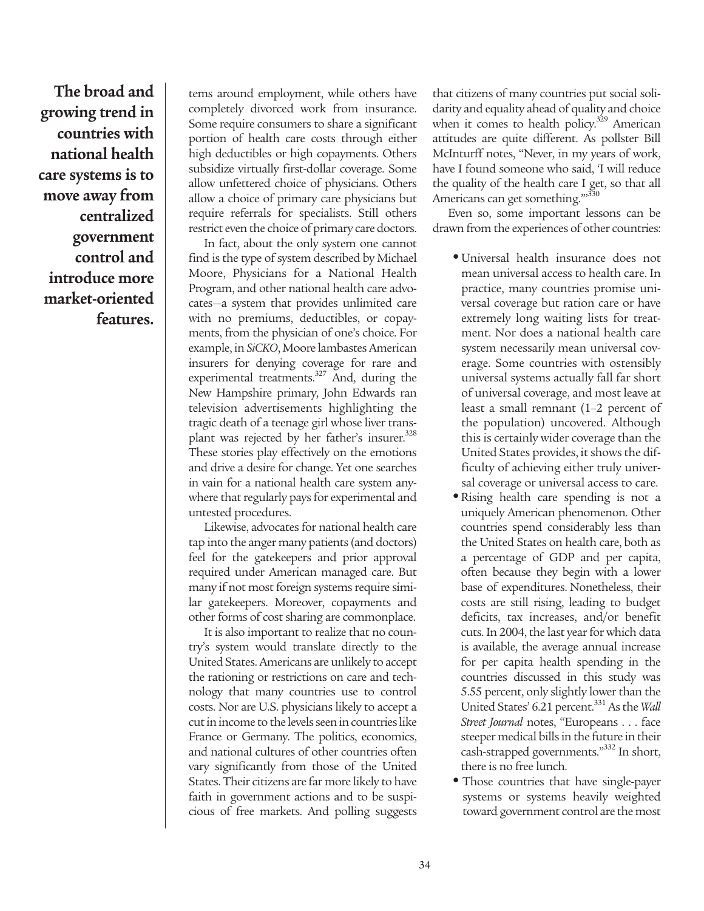**The broad and growing trend in countries with national health care systems is to move away from centralized government control and introduce more market-oriented features.**

tems around employment, while others have completely divorced work from insurance. Some require consumers to share a significant portion of health care costs through either high deductibles or high copayments. Others subsidize virtually first-dollar coverage. Some allow unfettered choice of physicians. Others allow a choice of primary care physicians but require referrals for specialists. Still others restrict even the choice of primary care doctors.

In fact, about the only system one cannot find is the type of system described by Michael Moore, Physicians for a National Health Program, and other national health care advocates—a system that provides unlimited care with no premiums, deductibles, or copayments, from the physician of one's choice. For example, in *SiCKO*, Moore lambastes American insurers for denying coverage for rare and experimental treatments.[327] And, during the New Hampshire primary, John Edwards ran television advertisements highlighting the tragic death of a teenage girl whose liver transplant was rejected by her father's insurer.[328] These stories play effectively on the emotions and drive a desire for change. Yet one searches in vain for a national health care system anywhere that regularly pays for experimental and untested procedures.

Likewise, advocates for national health care tap into the anger many patients (and doctors) feel for the gatekeepers and prior approval required under American managed care. But many if not most foreign systems require similar gatekeepers. Moreover, copayments and other forms of cost sharing are commonplace.

It is also important to realize that no country's system would translate directly to the United States. Americans are unlikely to accept the rationing or restrictions on care and technology that many countries use to control costs. Nor are U.S. physicians likely to accept a cut in income to the levels seen in countries like France or Germany. The politics, economics, and national cultures of other countries often vary significantly from those of the United States. Their citizens are far more likely to have faith in government actions and to be suspicious of free markets. And polling suggests that citizens of many countries put social solidarity and equality ahead of quality and choice when it comes to health policy.[329] American attitudes are quite different. As pollster Bill McInturff notes, "Never, in my years of work, have I found someone who said, 'I will reduce the quality of the health care I get, so that all Americans can get something.'"[330]

Even so, some important lessons can be drawn from the experiences of other countries:

- Universal health insurance does not mean universal access to health care. In practice, many countries promise universal coverage but ration care or have extremely long waiting lists for treatment. Nor does a national health care system necessarily mean universal coverage. Some countries with ostensibly universal systems actually fall far short of universal coverage, and most leave at least a small remnant (1–2 percent of the population) uncovered. Although this is certainly wider coverage than the United States provides, it shows the difficulty of achieving either truly universal coverage or universal access to care.
- Rising health care spending is not a uniquely American phenomenon. Other countries spend considerably less than the United States on health care, both as a percentage of GDP and per capita, often because they begin with a lower base of expenditures. Nonetheless, their costs are still rising, leading to budget deficits, tax increases, and/or benefit cuts. In 2004, the last year for which data is available, the average annual increase for per capita health spending in the countries discussed in this study was 5.55 percent, only slightly lower than the United States' 6.21 percent.[331] As the *Wall Street Journal* notes, "Europeans . . . face steeper medical bills in the future in their cash-strapped governments."[332] In short, there is no free lunch.
- Those countries that have single-payer systems or systems heavily weighted toward government control are the most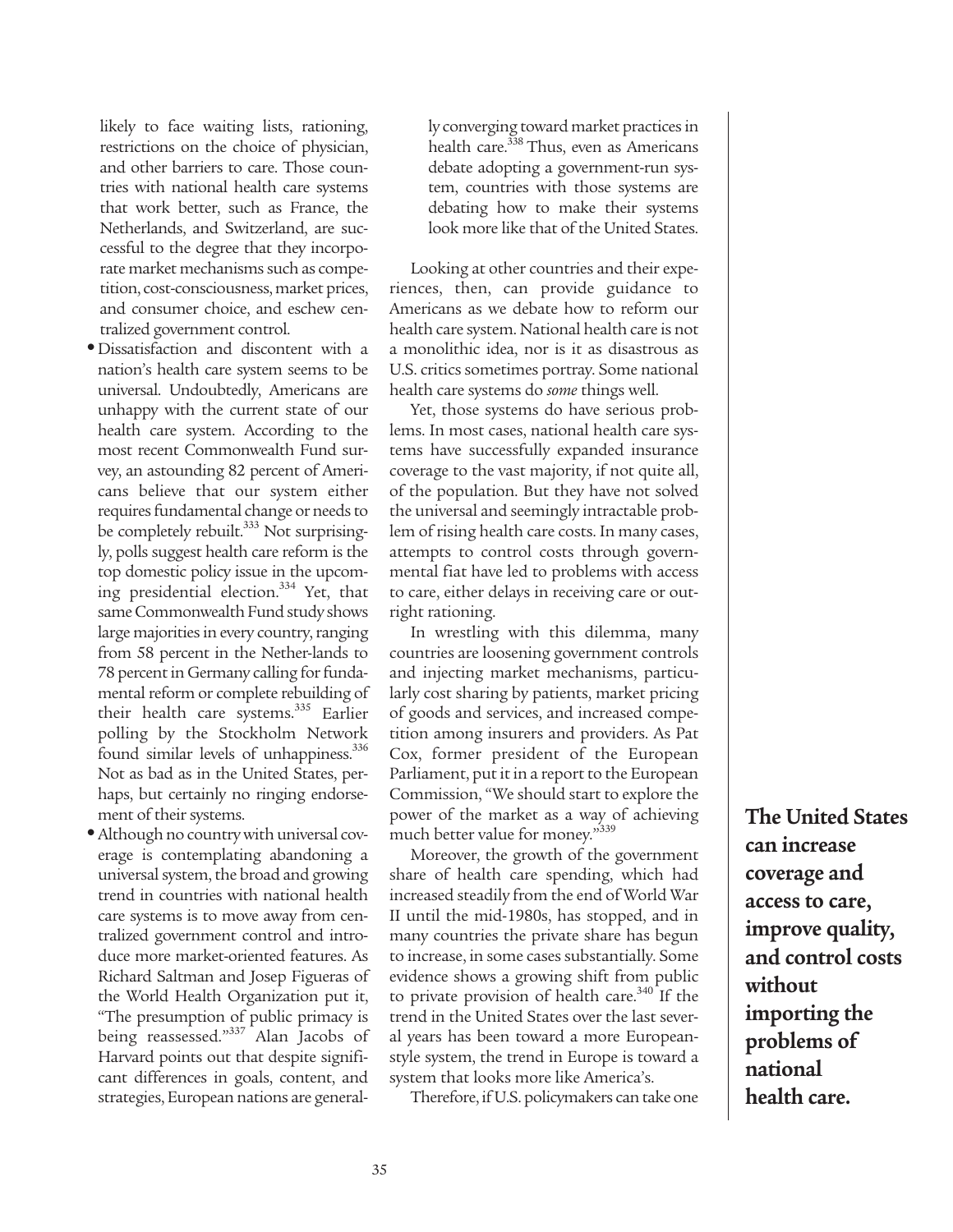likely to face waiting lists, rationing, restrictions on the choice of physician, and other barriers to care. Those countries with national health care systems that work better, such as France, the Netherlands, and Switzerland, are successful to the degree that they incorporate market mechanisms such as competition, cost-consciousness, market prices, and consumer choice, and eschew centralized government control.

- Dissatisfaction and discontent with a nation's health care system seems to be universal. Undoubtedly, Americans are unhappy with the current state of our health care system. According to the most recent Commonwealth Fund survey, an astounding 82 percent of Americans believe that our system either requires fundamental change or needs to be completely rebuilt.[333] Not surprisingly, polls suggest health care reform is the top domestic policy issue in the upcoming presidential election.[334] Yet, that same Commonwealth Fund study shows large majorities in every country, ranging from 58 percent in the Nether-lands to 78 percent in Germany calling for fundamental reform or complete rebuilding of their health care systems.[335] Earlier polling by the Stockholm Network found similar levels of unhappiness.[336] Not as bad as in the United States, perhaps, but certainly no ringing endorsement of their systems.
- Although no country with universal coverage is contemplating abandoning a universal system, the broad and growing trend in countries with national health care systems is to move away from centralized government control and introduce more market-oriented features. As Richard Saltman and Josep Figueras of the World Health Organization put it, "The presumption of public primacy is being reassessed."[337] Alan Jacobs of Harvard points out that despite significant differences in goals, content, and strategies, European nations are generally converging toward market practices in health care.[338] Thus, even as Americans debate adopting a government-run system, countries with those systems are debating how to make their systems look more like that of the United States.

Looking at other countries and their experiences, then, can provide guidance to Americans as we debate how to reform our health care system. National health care is not a monolithic idea, nor is it as disastrous as U.S. critics sometimes portray. Some national health care systems do *some* things well.

Yet, those systems do have serious problems. In most cases, national health care systems have successfully expanded insurance coverage to the vast majority, if not quite all, of the population. But they have not solved the universal and seemingly intractable problem of rising health care costs. In many cases, attempts to control costs through governmental fiat have led to problems with access to care, either delays in receiving care or outright rationing.

In wrestling with this dilemma, many countries are loosening government controls and injecting market mechanisms, particularly cost sharing by patients, market pricing of goods and services, and increased competition among insurers and providers. As Pat Cox, former president of the European Parliament, put it in a report to the European Commission, "We should start to explore the power of the market as a way of achieving much better value for money."[339]

Moreover, the growth of the government share of health care spending, which had increased steadily from the end of World War II until the mid-1980s, has stopped, and in many countries the private share has begun to increase, in some cases substantially. Some evidence shows a growing shift from public to private provision of health care.[340] If the trend in the United States over the last several years has been toward a more European-style system, the trend in Europe is toward a system that looks more like America's.

Therefore, if U.S. policymakers can take one

**The United States can increase coverage and access to care, improve quality, and control costs without importing the problems of national health care.**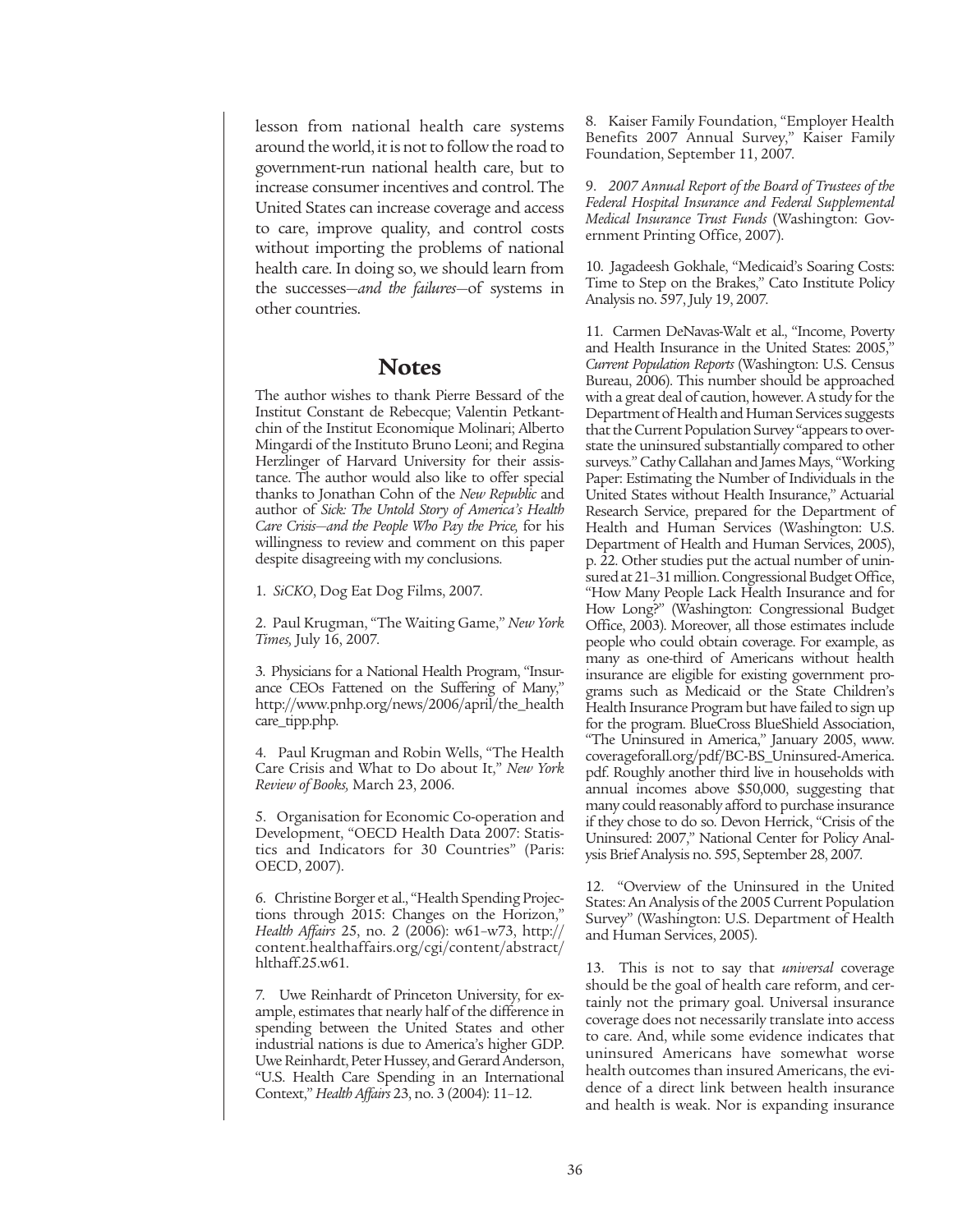lesson from national health care systems around the world, it is not to follow the road to government-run national health care, but to increase consumer incentives and control. The United States can increase coverage and access to care, improve quality, and control costs without importing the problems of national health care. In doing so, we should learn from the successes—*and the failures*—of systems in other countries.

## Notes

The author wishes to thank Pierre Bessard of the Institut Constant de Rebecque; Valentin Petkantchin of the Institut Economique Molinari; Alberto Mingardi of the Instituto Bruno Leoni; and Regina Herzlinger of Harvard University for their assistance. The author would also like to offer special thanks to Jonathan Cohn of the *New Republic* and author of *Sick: The Untold Story of America's Health Care Crisis—and the People Who Pay the Price,* for his willingness to review and comment on this paper despite disagreeing with my conclusions.

1. *SiCKO*, Dog Eat Dog Films, 2007.

2. Paul Krugman, "The Waiting Game," *New York Times,* July 16, 2007.

3. Physicians for a National Health Program, "Insurance CEOs Fattened on the Suffering of Many," http://www.pnhp.org/news/2006/april/the_healthcare_tipp.php.

4. Paul Krugman and Robin Wells, "The Health Care Crisis and What to Do about It," *New York Review of Books,* March 23, 2006.

5. Organisation for Economic Co-operation and Development, "OECD Health Data 2007: Statistics and Indicators for 30 Countries" (Paris: OECD, 2007).

6. Christine Borger et al., "Health Spending Projections through 2015: Changes on the Horizon," *Health Affairs* 25, no. 2 (2006): w61–w73, http://content.healthaffairs.org/cgi/content/abstract/hlthaff.25.w61.

7. Uwe Reinhardt of Princeton University, for example, estimates that nearly half of the difference in spending between the United States and other industrial nations is due to America's higher GDP. Uwe Reinhardt, Peter Hussey, and Gerard Anderson, "U.S. Health Care Spending in an International Context," *Health Affairs* 23, no. 3 (2004): 11–12.

8. Kaiser Family Foundation, "Employer Health Benefits 2007 Annual Survey," Kaiser Family Foundation, September 11, 2007.

9. *2007 Annual Report of the Board of Trustees of the Federal Hospital Insurance and Federal Supplemental Medical Insurance Trust Funds* (Washington: Government Printing Office, 2007).

10. Jagadeesh Gokhale, "Medicaid's Soaring Costs: Time to Step on the Brakes," Cato Institute Policy Analysis no. 597, July 19, 2007.

11. Carmen DeNavas-Walt et al., "Income, Poverty and Health Insurance in the United States: 2005," *Current Population Reports* (Washington: U.S. Census Bureau, 2006). This number should be approached with a great deal of caution, however. A study for the Department of Health and Human Services suggests that the Current Population Survey "appears to overstate the uninsured substantially compared to other surveys." Cathy Callahan and James Mays, "Working Paper: Estimating the Number of Individuals in the United States without Health Insurance," Actuarial Research Service, prepared for the Department of Health and Human Services (Washington: U.S. Department of Health and Human Services, 2005), p. 22. Other studies put the actual number of uninsured at 21–31 million. Congressional Budget Office, "How Many People Lack Health Insurance and for How Long?" (Washington: Congressional Budget Office, 2003). Moreover, all those estimates include people who could obtain coverage. For example, as many as one-third of Americans without health insurance are eligible for existing government programs such as Medicaid or the State Children's Health Insurance Program but have failed to sign up for the program. BlueCross BlueShield Association, "The Uninsured in America," January 2005, www.coverageforall.org/pdf/BC-BS_Uninsured-America.pdf. Roughly another third live in households with annual incomes above $50,000, suggesting that many could reasonably afford to purchase insurance if they chose to do so. Devon Herrick, "Crisis of the Uninsured: 2007," National Center for Policy Analysis Brief Analysis no. 595, September 28, 2007.

12. "Overview of the Uninsured in the United States: An Analysis of the 2005 Current Population Survey" (Washington: U.S. Department of Health and Human Services, 2005).

13. This is not to say that *universal* coverage should be the goal of health care reform, and certainly not the primary goal. Universal insurance coverage does not necessarily translate into access to care. And, while some evidence indicates that uninsured Americans have somewhat worse health outcomes than insured Americans, the evidence of a direct link between health insurance and health is weak. Nor is expanding insurance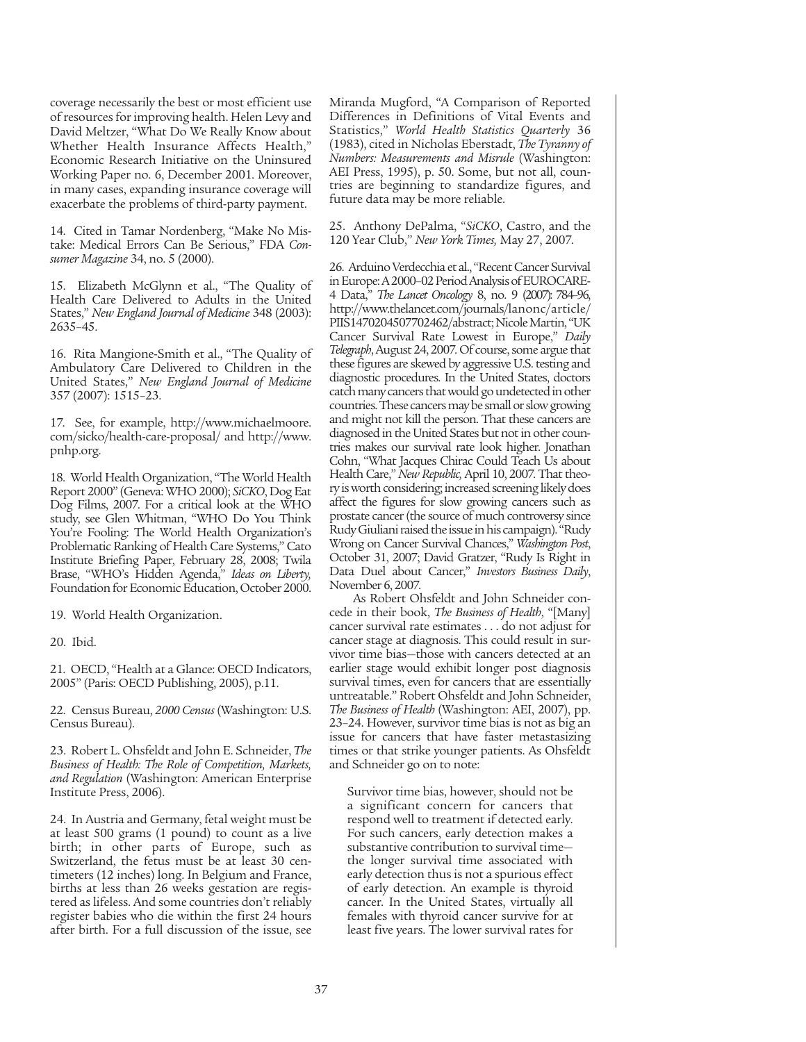coverage necessarily the best or most efficient use of resources for improving health. Helen Levy and David Meltzer, "What Do We Really Know about Whether Health Insurance Affects Health," Economic Research Initiative on the Uninsured Working Paper no. 6, December 2001. Moreover, in many cases, expanding insurance coverage will exacerbate the problems of third-party payment.

14. Cited in Tamar Nordenberg, "Make No Mistake: Medical Errors Can Be Serious," FDA *Consumer Magazine* 34, no. 5 (2000).

15. Elizabeth McGlynn et al., "The Quality of Health Care Delivered to Adults in the United States," *New England Journal of Medicine* 348 (2003): 2635–45.

16. Rita Mangione-Smith et al., "The Quality of Ambulatory Care Delivered to Children in the United States," *New England Journal of Medicine* 357 (2007): 1515–23.

17. See, for example, http://www.michaelmoore.com/sicko/health-care-proposal/ and http://www.pnhp.org.

18. World Health Organization, "The World Health Report 2000" (Geneva: WHO 2000); *SiCKO*, Dog Eat Dog Films, 2007. For a critical look at the WHO study, see Glen Whitman, "WHO Do You Think You're Fooling: The World Health Organization's Problematic Ranking of Health Care Systems," Cato Institute Briefing Paper, February 28, 2008; Twila Brase, "WHO's Hidden Agenda," *Ideas on Liberty,* Foundation for Economic Education, October 2000.

19. World Health Organization.

20. Ibid.

21. OECD, "Health at a Glance: OECD Indicators, 2005" (Paris: OECD Publishing, 2005), p.11.

22. Census Bureau, *2000 Census* (Washington: U.S. Census Bureau).

23. Robert L. Ohsfeldt and John E. Schneider, *The Business of Health: The Role of Competition, Markets, and Regulation* (Washington: American Enterprise Institute Press, 2006).

24. In Austria and Germany, fetal weight must be at least 500 grams (1 pound) to count as a live birth; in other parts of Europe, such as Switzerland, the fetus must be at least 30 centimeters (12 inches) long. In Belgium and France, births at less than 26 weeks gestation are registered as lifeless. And some countries don't reliably register babies who die within the first 24 hours after birth. For a full discussion of the issue, see Miranda Mugford, "A Comparison of Reported Differences in Definitions of Vital Events and Statistics," *World Health Statistics Quarterly* 36 (1983), cited in Nicholas Eberstadt, *The Tyranny of Numbers: Measurements and Misrule* (Washington: AEI Press, 1995), p. 50. Some, but not all, countries are beginning to standardize figures, and future data may be more reliable.

25. Anthony DePalma, "*SiCKO*, Castro, and the 120 Year Club," *New York Times,* May 27, 2007.

26. Arduino Verdecchia et al., "Recent Cancer Survival in Europe: A 2000–02 Period Analysis of EUROCARE-4 Data," *The Lancet Oncology* 8, no. 9 (2007): 784–96, http://www.thelancet.com/journals/lanonc/article/PIIS1470204507702462/abstract; Nicole Martin, "UK Cancer Survival Rate Lowest in Europe," *Daily Telegraph*, August 24, 2007. Of course, some argue that these figures are skewed by aggressive U.S. testing and diagnostic procedures. In the United States, doctors catch many cancers that would go undetected in other countries. These cancers may be small or slow growing and might not kill the person. That these cancers are diagnosed in the United States but not in other countries makes our survival rate look higher. Jonathan Cohn, "What Jacques Chirac Could Teach Us about Health Care," *New Republic,* April 10, 2007. That theory is worth considering; increased screening likely does affect the figures for slow growing cancers such as prostate cancer (the source of much controversy since Rudy Giuliani raised the issue in his campaign). "Rudy Wrong on Cancer Survival Chances," *Washington Post*, October 31, 2007; David Gratzer, "Rudy Is Right in Data Duel about Cancer," *Investors Business Daily*, November 6, 2007.

As Robert Ohsfeldt and John Schneider concede in their book, *The Business of Health*, "[Many] cancer survival rate estimates . . . do not adjust for cancer stage at diagnosis. This could result in survivor time bias—those with cancers detected at an earlier stage would exhibit longer post diagnosis survival times, even for cancers that are essentially untreatable." Robert Ohsfeldt and John Schneider, *The Business of Health* (Washington: AEI, 2007), pp. 23–24. However, survivor time bias is not as big an issue for cancers that have faster metastasizing times or that strike younger patients. As Ohsfeldt and Schneider go on to note:

> Survivor time bias, however, should not be a significant concern for cancers that respond well to treatment if detected early. For such cancers, early detection makes a substantive contribution to survival time—the longer survival time associated with early detection thus is not a spurious effect of early detection. An example is thyroid cancer. In the United States, virtually all females with thyroid cancer survive for at least five years. The lower survival rates for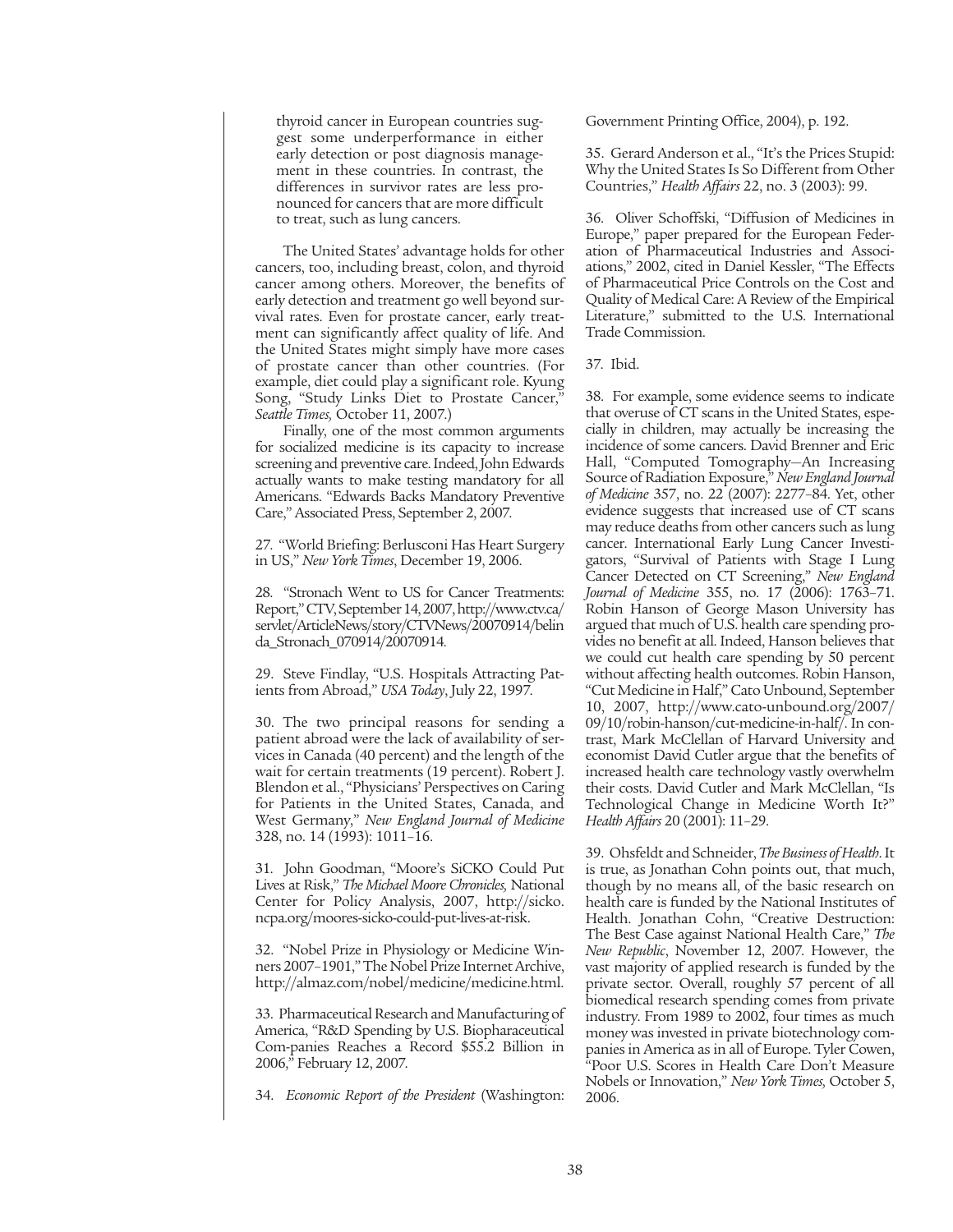thyroid cancer in European countries suggest some underperformance in either early detection or post diagnosis management in these countries. In contrast, the differences in survivor rates are less pronounced for cancers that are more difficult to treat, such as lung cancers.

The United States' advantage holds for other cancers, too, including breast, colon, and thyroid cancer among others. Moreover, the benefits of early detection and treatment go well beyond survival rates. Even for prostate cancer, early treatment can significantly affect quality of life. And the United States might simply have more cases of prostate cancer than other countries. (For example, diet could play a significant role. Kyung Song, "Study Links Diet to Prostate Cancer," *Seattle Times,* October 11, 2007.)

Finally, one of the most common arguments for socialized medicine is its capacity to increase screening and preventive care. Indeed, John Edwards actually wants to make testing mandatory for all Americans. "Edwards Backs Mandatory Preventive Care," Associated Press, September 2, 2007.

27. "World Briefing: Berlusconi Has Heart Surgery in US," *New York Times*, December 19, 2006.

28. "Stronach Went to US for Cancer Treatments: Report," CTV, September 14, 2007, http://www.ctv.ca/servlet/ArticleNews/story/CTVNews/20070914/belinda_Stronach_070914/20070914.

29. Steve Findlay, "U.S. Hospitals Attracting Patients from Abroad," *USA Today*, July 22, 1997.

30. The two principal reasons for sending a patient abroad were the lack of availability of services in Canada (40 percent) and the length of the wait for certain treatments (19 percent). Robert J. Blendon et al., "Physicians' Perspectives on Caring for Patients in the United States, Canada, and West Germany," *New England Journal of Medicine* 328, no. 14 (1993): 1011–16.

31. John Goodman, "Moore's SiCKO Could Put Lives at Risk," *The Michael Moore Chronicles,* National Center for Policy Analysis, 2007, http://sicko.ncpa.org/moores-sicko-could-put-lives-at-risk.

32. "Nobel Prize in Physiology or Medicine Winners 2007–1901," The Nobel Prize Internet Archive, http://almaz.com/nobel/medicine/medicine.html.

33. Pharmaceutical Research and Manufacturing of America, "R&D Spending by U.S. Biopharaceutical Com-panies Reaches a Record $55.2 Billion in 2006," February 12, 2007.

34. *Economic Report of the President* (Washington: Government Printing Office, 2004), p. 192.

35. Gerard Anderson et al., "It's the Prices Stupid: Why the United States Is So Different from Other Countries," *Health Affairs* 22, no. 3 (2003): 99.

36. Oliver Schoffski, "Diffusion of Medicines in Europe," paper prepared for the European Federation of Pharmaceutical Industries and Associations," 2002, cited in Daniel Kessler, "The Effects of Pharmaceutical Price Controls on the Cost and Quality of Medical Care: A Review of the Empirical Literature," submitted to the U.S. International Trade Commission.

37. Ibid.

38. For example, some evidence seems to indicate that overuse of CT scans in the United States, especially in children, may actually be increasing the incidence of some cancers. David Brenner and Eric Hall, "Computed Tomography—An Increasing Source of Radiation Exposure," *New England Journal of Medicine* 357, no. 22 (2007): 2277–84. Yet, other evidence suggests that increased use of CT scans may reduce deaths from other cancers such as lung cancer. International Early Lung Cancer Investigators, "Survival of Patients with Stage I Lung Cancer Detected on CT Screening," *New England Journal of Medicine* 355, no. 17 (2006): 1763–71. Robin Hanson of George Mason University has argued that much of U.S. health care spending provides no benefit at all. Indeed, Hanson believes that we could cut health care spending by 50 percent without affecting health outcomes. Robin Hanson, "Cut Medicine in Half," Cato Unbound, September 10, 2007, http://www.cato-unbound.org/2007/09/10/robin-hanson/cut-medicine-in-half/. In contrast, Mark McClellan of Harvard University and economist David Cutler argue that the benefits of increased health care technology vastly overwhelm their costs. David Cutler and Mark McClellan, "Is Technological Change in Medicine Worth It?" *Health Affairs* 20 (2001): 11–29.

39. Ohsfeldt and Schneider, *The Business of Health.* It is true, as Jonathan Cohn points out, that much, though by no means all, of the basic research on health care is funded by the National Institutes of Health. Jonathan Cohn, "Creative Destruction: The Best Case against National Health Care," *The New Republic*, November 12, 2007. However, the vast majority of applied research is funded by the private sector. Overall, roughly 57 percent of all biomedical research spending comes from private industry. From 1989 to 2002, four times as much money was invested in private biotechnology companies in America as in all of Europe. Tyler Cowen, "Poor U.S. Scores in Health Care Don't Measure Nobels or Innovation," *New York Times,* October 5, 2006.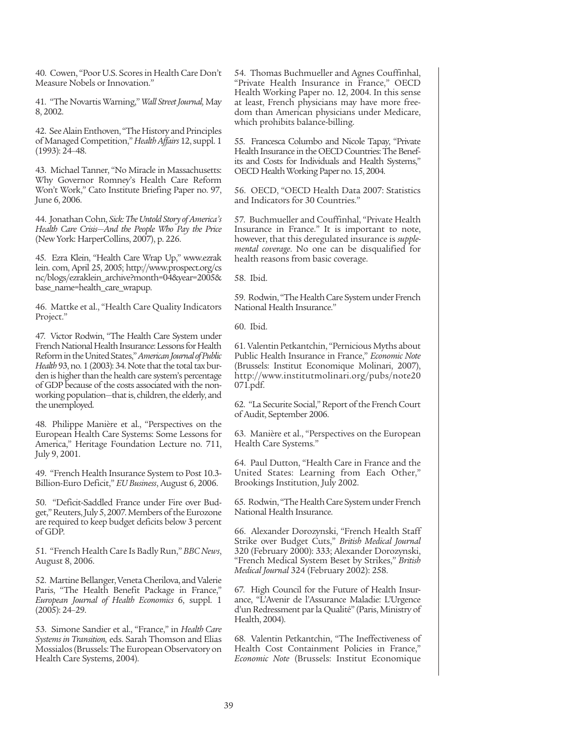40. Cowen, "Poor U.S. Scores in Health Care Don't Measure Nobels or Innovation."

41. "The Novartis Warning," *Wall Street Journal,* May 8, 2002.

42. See Alain Enthoven, "The History and Principles of Managed Competition," *Health Affairs* 12, suppl. 1 (1993): 24–48.

43. Michael Tanner, "No Miracle in Massachusetts: Why Governor Romney's Health Care Reform Won't Work," Cato Institute Briefing Paper no. 97, June 6, 2006.

44. Jonathan Cohn, *Sick: The Untold Story of America's Health Care Crisis—And the People Who Pay the Price* (New York: HarperCollins, 2007), p. 226.

45. Ezra Klein, "Health Care Wrap Up," www.ezraklein. com, April 25, 2005; http://www.prospect.org/csnc/blogs/ezraklein_archive?month=04&year=2005&base_name=health_care_wrapup.

46. Mattke et al., "Health Care Quality Indicators Project."

47. Victor Rodwin, "The Health Care System under French National Health Insurance: Lessons for Health Reform in the United States," *American Journal of Public Health* 93, no. 1 (2003): 34. Note that the total tax burden is higher than the health care system's percentage of GDP because of the costs associated with the nonworking population—that is, children, the elderly, and the unemployed.

48. Philippe Manière et al., "Perspectives on the European Health Care Systems: Some Lessons for America," Heritage Foundation Lecture no. 711, July 9, 2001.

49. "French Health Insurance System to Post 10.3-Billion-Euro Deficit," *EU Business*, August 6, 2006.

50. "Deficit-Saddled France under Fire over Budget," Reuters, July 5, 2007. Members of the Eurozone are required to keep budget deficits below 3 percent of GDP.

51. "French Health Care Is Badly Run," *BBC News*, August 8, 2006.

52. Martine Bellanger, Veneta Cherilova, and Valerie Paris, "The Health Benefit Package in France," *European Journal of Health Economics* 6, suppl. 1 (2005): 24–29.

53. Simone Sandier et al., "France," in *Health Care Systems in Transition,* eds. Sarah Thomson and Elias Mossialos (Brussels: The European Observatory on Health Care Systems, 2004).

54. Thomas Buchmueller and Agnes Couffinhal, "Private Health Insurance in France," OECD Health Working Paper no. 12, 2004. In this sense at least, French physicians may have more freedom than American physicians under Medicare, which prohibits balance-billing.

55. Francesca Columbo and Nicole Tapay, "Private Health Insurance in the OECD Countries: The Benefits and Costs for Individuals and Health Systems," OECD Health Working Paper no. 15, 2004.

56. OECD, "OECD Health Data 2007: Statistics and Indicators for 30 Countries."

57. Buchmueller and Couffinhal, "Private Health Insurance in France." It is important to note, however, that this deregulated insurance is *supplemental coverage*. No one can be disqualified for health reasons from basic coverage.

58. Ibid.

59. Rodwin, "The Health Care System under French National Health Insurance."

60. Ibid.

61. Valentin Petkantchin, "Pernicious Myths about Public Health Insurance in France," *Economic Note* (Brussels: Institut Economique Molinari, 2007), http://www.institutmolinari.org/pubs/note20071.pdf.

62. "La Securite Social," Report of the French Court of Audit, September 2006.

63. Manière et al., "Perspectives on the European Health Care Systems."

64. Paul Dutton, "Health Care in France and the United States: Learning from Each Other," Brookings Institution, July 2002.

65. Rodwin, "The Health Care System under French National Health Insurance.

66. Alexander Dorozynski, "French Health Staff Strike over Budget Cuts," *British Medical Journal* 320 (February 2000): 333; Alexander Dorozynski, "French Medical System Beset by Strikes," *British Medical Journal* 324 (February 2002): 258.

67. High Council for the Future of Health Insurance, "L'Avenir de l'Assurance Maladie: L'Urgence d'un Redressment par la Qualité" (Paris, Ministry of Health, 2004).

68. Valentin Petkantchin, "The Ineffectiveness of Health Cost Containment Policies in France," *Economic Note* (Brussels: Institut Economique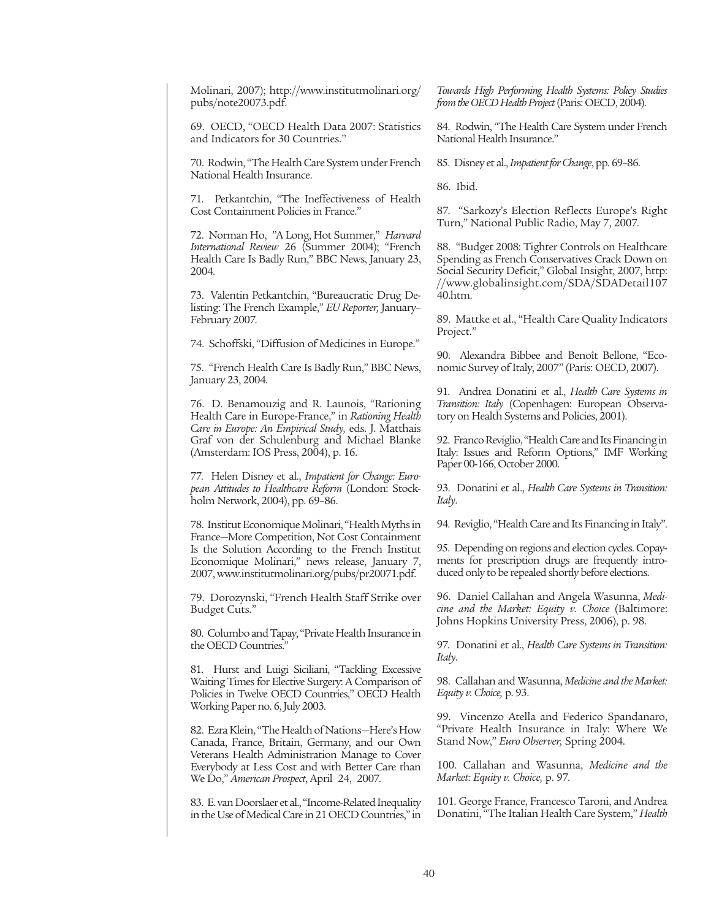Molinari, 2007); http://www.institutmolinari.org/pubs/note20073.pdf.

69. OECD, "OECD Health Data 2007: Statistics and Indicators for 30 Countries."

70. Rodwin, "The Health Care System under French National Health Insurance.

71. Petkantchin, "The Ineffectiveness of Health Cost Containment Policies in France."

72. Norman Ho, "A Long, Hot Summer," *Harvard International Review* 26 (Summer 2004); "French Health Care Is Badly Run," BBC News, January 23, 2004.

73. Valentin Petkantchin, "Bureaucratic Drug Delisting: The French Example," *EU Reporter,* January–February 2007.

74. Schoffski, "Diffusion of Medicines in Europe."

75. "French Health Care Is Badly Run," BBC News, January 23, 2004.

76. D. Benamouzig and R. Launois, "Rationing Health Care in Europe-France," in *Rationing Health Care in Europe: An Empirical Study,* eds. J. Matthais Graf von der Schulenburg and Michael Blanke (Amsterdam: IOS Press, 2004), p. 16.

77. Helen Disney et al., *Impatient for Change: European Attitudes to Healthcare Reform* (London: Stockholm Network, 2004), pp. 69–86.

78. Institut Economique Molinari, "Health Myths in France—More Competition, Not Cost Containment Is the Solution According to the French Institut Economique Molinari," news release, January 7, 2007, www.institutmolinari.org/pubs/pr20071.pdf.

79. Dorozynski, "French Health Staff Strike over Budget Cuts."

80. Columbo and Tapay, "Private Health Insurance in the OECD Countries."

81. Hurst and Luigi Siciliani, "Tackling Excessive Waiting Times for Elective Surgery: A Comparison of Policies in Twelve OECD Countries," OECD Health Working Paper no. 6, July 2003.

82. Ezra Klein, "The Health of Nations—Here's How Canada, France, Britain, Germany, and our Own Veterans Health Administration Manage to Cover Everybody at Less Cost and with Better Care than We Do," *American Prospect*, April 24, 2007.

83. E. van Doorslaer et al., "Income-Related Inequality in the Use of Medical Care in 21 OECD Countries," in *Towards High Performing Health Systems: Policy Studies from the OECD Health Project* (Paris: OECD, 2004).

84. Rodwin, "The Health Care System under French National Health Insurance."

85. Disney et al., *Impatient for Change*, pp. 69–86.

86. Ibid.

87. "Sarkozy's Election Reflects Europe's Right Turn," National Public Radio, May 7, 2007.

88. "Budget 2008: Tighter Controls on Healthcare Spending as French Conservatives Crack Down on Social Security Deficit," Global Insight, 2007, http://www.globalinsight.com/SDA/SDADetail10740.htm.

89. Mattke et al., "Health Care Quality Indicators Project."

90. Alexandra Bibbee and Benoît Bellone, "Economic Survey of Italy, 2007" (Paris: OECD, 2007).

91. Andrea Donatini et al., *Health Care Systems in Transition: Italy* (Copenhagen: European Observatory on Health Systems and Policies, 2001).

92. Franco Reviglio, "Health Care and Its Financing in Italy: Issues and Reform Options," IMF Working Paper 00-166, October 2000.

93. Donatini et al., *Health Care Systems in Transition: Italy*.

94. Reviglio, "Health Care and Its Financing in Italy".

95. Depending on regions and election cycles. Copayments for prescription drugs are frequently introduced only to be repealed shortly before elections.

96. Daniel Callahan and Angela Wasunna, *Medicine and the Market: Equity v. Choice* (Baltimore: Johns Hopkins University Press, 2006), p. 98.

97. Donatini et al., *Health Care Systems in Transition: Italy*.

98. Callahan and Wasunna, *Medicine and the Market: Equity v. Choice,* p. 93.

99. Vincenzo Atella and Federico Spandanaro, "Private Health Insurance in Italy: Where We Stand Now," *Euro Observer,* Spring 2004.

100. Callahan and Wasunna, *Medicine and the Market: Equity v. Choice,* p. 97.

101. George France, Francesco Taroni, and Andrea Donatini, "The Italian Health Care System," *Health*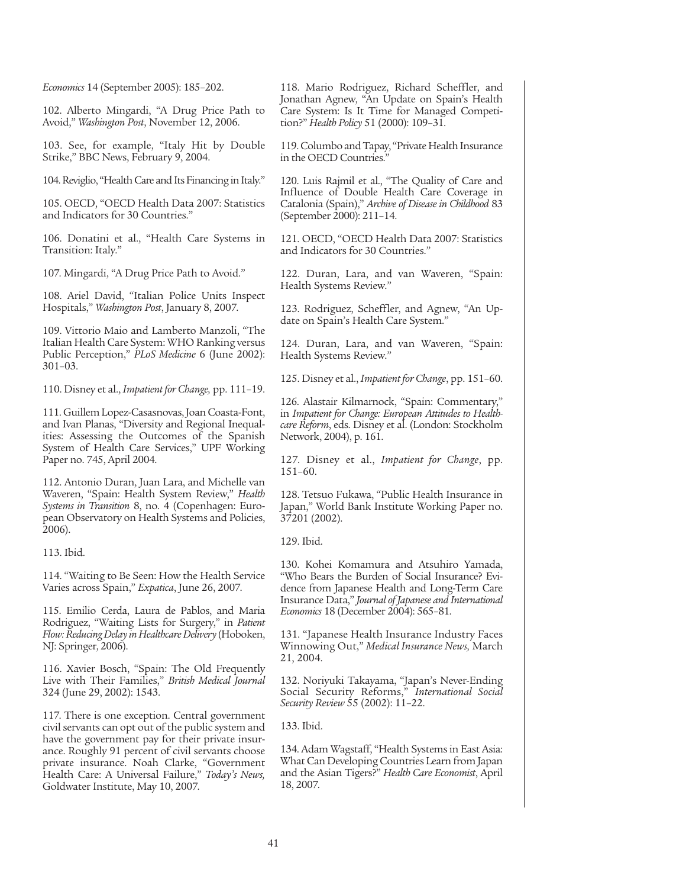*Economics* 14 (September 2005): 185–202.

102. Alberto Mingardi, "A Drug Price Path to Avoid," *Washington Post*, November 12, 2006.

103. See, for example, "Italy Hit by Double Strike," BBC News, February 9, 2004.

104. Reviglio, "Health Care and Its Financing in Italy."

105. OECD, "OECD Health Data 2007: Statistics and Indicators for 30 Countries."

106. Donatini et al., "Health Care Systems in Transition: Italy."

107. Mingardi, "A Drug Price Path to Avoid."

108. Ariel David, "Italian Police Units Inspect Hospitals," *Washington Post*, January 8, 2007.

109. Vittorio Maio and Lamberto Manzoli, "The Italian Health Care System: WHO Ranking versus Public Perception," *PLoS Medicine* 6 (June 2002): 301–03.

110. Disney et al., *Impatient for Change,* pp. 111–19.

111. Guillem Lopez-Casasnovas, Joan Coasta-Font, and Ivan Planas, "Diversity and Regional Inequalities: Assessing the Outcomes of the Spanish System of Health Care Services," UPF Working Paper no. 745, April 2004.

112. Antonio Duran, Juan Lara, and Michelle van Waveren, "Spain: Health System Review," *Health Systems in Transition* 8, no. 4 (Copenhagen: European Observatory on Health Systems and Policies, 2006).

113. Ibid.

114. "Waiting to Be Seen: How the Health Service Varies across Spain," *Expatica*, June 26, 2007.

115. Emilio Cerda, Laura de Pablos, and Maria Rodriguez, "Waiting Lists for Surgery," in *Patient Flow: Reducing Delay in Healthcare Delivery* (Hoboken, NJ: Springer, 2006).

116. Xavier Bosch, "Spain: The Old Frequently Live with Their Families," *British Medical Journal* 324 (June 29, 2002): 1543.

117. There is one exception. Central government civil servants can opt out of the public system and have the government pay for their private insurance. Roughly 91 percent of civil servants choose private insurance. Noah Clarke, "Government Health Care: A Universal Failure," *Today's News,* Goldwater Institute, May 10, 2007.

118. Mario Rodriguez, Richard Scheffler, and Jonathan Agnew, "An Update on Spain's Health Care System: Is It Time for Managed Competition?" *Health Policy* 51 (2000): 109–31.

119. Columbo and Tapay, "Private Health Insurance in the OECD Countries."

120. Luis Rajmil et al., "The Quality of Care and Influence of Double Health Care Coverage in Catalonia (Spain)," *Archive of Disease in Childhood* 83 (September 2000): 211–14.

121. OECD, "OECD Health Data 2007: Statistics and Indicators for 30 Countries."

122. Duran, Lara, and van Waveren, "Spain: Health Systems Review."

123. Rodriguez, Scheffler, and Agnew, "An Update on Spain's Health Care System."

124. Duran, Lara, and van Waveren, "Spain: Health Systems Review."

125. Disney et al., *Impatient for Change*, pp. 151–60.

126. Alastair Kilmarnock, "Spain: Commentary," in *Impatient for Change: European Attitudes to Healthcare Reform*, eds. Disney et al. (London: Stockholm Network, 2004), p. 161.

127. Disney et al., *Impatient for Change*, pp. 151–60.

128. Tetsuo Fukawa, "Public Health Insurance in Japan," World Bank Institute Working Paper no. 37201 (2002).

129. Ibid.

130. Kohei Komamura and Atsuhiro Yamada, "Who Bears the Burden of Social Insurance? Evidence from Japanese Health and Long-Term Care Insurance Data," *Journal of Japanese and International Economics* 18 (December 2004): 565–81.

131. "Japanese Health Insurance Industry Faces Winnowing Out," *Medical Insurance News,* March 21, 2004.

132. Noriyuki Takayama, "Japan's Never-Ending Social Security Reforms," *International Social Security Review* 55 (2002): 11–22.

133. Ibid.

134. Adam Wagstaff, "Health Systems in East Asia: What Can Developing Countries Learn from Japan and the Asian Tigers?" *Health Care Economist*, April 18, 2007.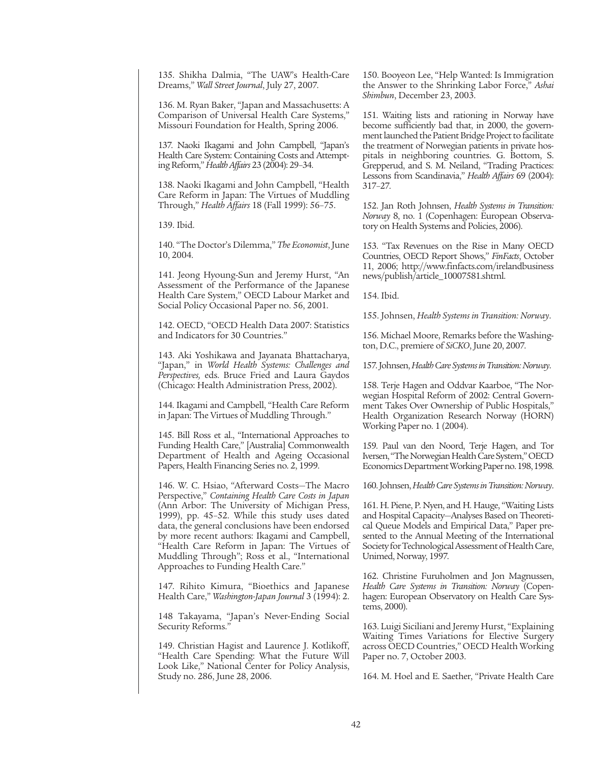135. Shikha Dalmia, "The UAW's Health-Care Dreams," *Wall Street Journal*, July 27, 2007.

136. M. Ryan Baker, "Japan and Massachusetts: A Comparison of Universal Health Care Systems," Missouri Foundation for Health, Spring 2006.

137. Naoki Ikagami and John Campbell, "Japan's Health Care System: Containing Costs and Attempting Reform," *Health Affairs* 23 (2004): 29–34.

138. Naoki Ikagami and John Campbell, "Health Care Reform in Japan: The Virtues of Muddling Through," *Health Affairs* 18 (Fall 1999): 56–75.

139. Ibid.

140. "The Doctor's Dilemma," *The Economist*, June 10, 2004.

141. Jeong Hyoung-Sun and Jeremy Hurst, "An Assessment of the Performance of the Japanese Health Care System," OECD Labour Market and Social Policy Occasional Paper no. 56, 2001.

142. OECD, "OECD Health Data 2007: Statistics and Indicators for 30 Countries."

143. Aki Yoshikawa and Jayanata Bhattacharya, "Japan," in *World Health Systems: Challenges and Perspectives,* eds. Bruce Fried and Laura Gaydos (Chicago: Health Administration Press, 2002).

144. Ikagami and Campbell, "Health Care Reform in Japan: The Virtues of Muddling Through."

145. Bill Ross et al., "International Approaches to Funding Health Care," [Australia] Commonwealth Department of Health and Ageing Occasional Papers, Health Financing Series no. 2, 1999.

146. W. C. Hsiao, "Afterward Costs—The Macro Perspective," *Containing Health Care Costs in Japan* (Ann Arbor: The University of Michigan Press, 1999), pp. 45–52. While this study uses dated data, the general conclusions have been endorsed by more recent authors: Ikagami and Campbell, "Health Care Reform in Japan: The Virtues of Muddling Through"; Ross et al., "International Approaches to Funding Health Care."

147. Rihito Kimura, "Bioethics and Japanese Health Care," *Washington-Japan Journal* 3 (1994): 2.

148 Takayama, "Japan's Never-Ending Social Security Reforms."

149. Christian Hagist and Laurence J. Kotlikoff, "Health Care Spending: What the Future Will Look Like," National Center for Policy Analysis, Study no. 286, June 28, 2006.

150. Booyeon Lee, "Help Wanted: Is Immigration the Answer to the Shrinking Labor Force," *Ashai Shimbun*, December 23, 2003.

151. Waiting lists and rationing in Norway have become sufficiently bad that, in 2000, the government launched the Patient Bridge Project to facilitate the treatment of Norwegian patients in private hospitals in neighboring countries. G. Bottom, S. Grepperud, and S. M. Neiland, "Trading Practices: Lessons from Scandinavia," *Health Affairs* 69 (2004): 317–27.

152. Jan Roth Johnsen, *Health Systems in Transition: Norway* 8, no. 1 (Copenhagen: European Observatory on Health Systems and Policies, 2006).

153. "Tax Revenues on the Rise in Many OECD Countries, OECD Report Shows," *FinFacts*, October 11, 2006; http://www.finfacts.com/irelandbusinessnews/publish/article_10007581.shtml.

154. Ibid.

155. Johnsen, *Health Systems in Transition: Norway*.

156. Michael Moore, Remarks before the Washington, D.C., premiere of *SiCKO*, June 20, 2007.

157. Johnsen, *Health Care Systems in Transition: Norway*.

158. Terje Hagen and Oddvar Kaarboe, "The Norwegian Hospital Reform of 2002: Central Government Takes Over Ownership of Public Hospitals," Health Organization Research Norway (HORN) Working Paper no. 1 (2004).

159. Paul van den Noord, Terje Hagen, and Tor Iversen, "The Norwegian Health Care System," OECD Economics Department Working Paper no. 198, 1998.

160. Johnsen, *Health Care Systems in Transition: Norway*.

161. H. Piene, P. Nyen, and H. Hauge, "Waiting Lists and Hospital Capacity—Analyses Based on Theoretical Queue Models and Empirical Data," Paper presented to the Annual Meeting of the International Society for Technological Assessment of Health Care, Unimed, Norway, 1997.

162. Christine Furuholmen and Jon Magnussen, *Health Care Systems in Transition: Norway* (Copenhagen: European Observatory on Health Care Systems, 2000).

163. Luigi Siciliani and Jeremy Hurst, "Explaining Waiting Times Variations for Elective Surgery across OECD Countries," OECD Health Working Paper no. 7, October 2003.

164. M. Hoel and E. Saether, "Private Health Care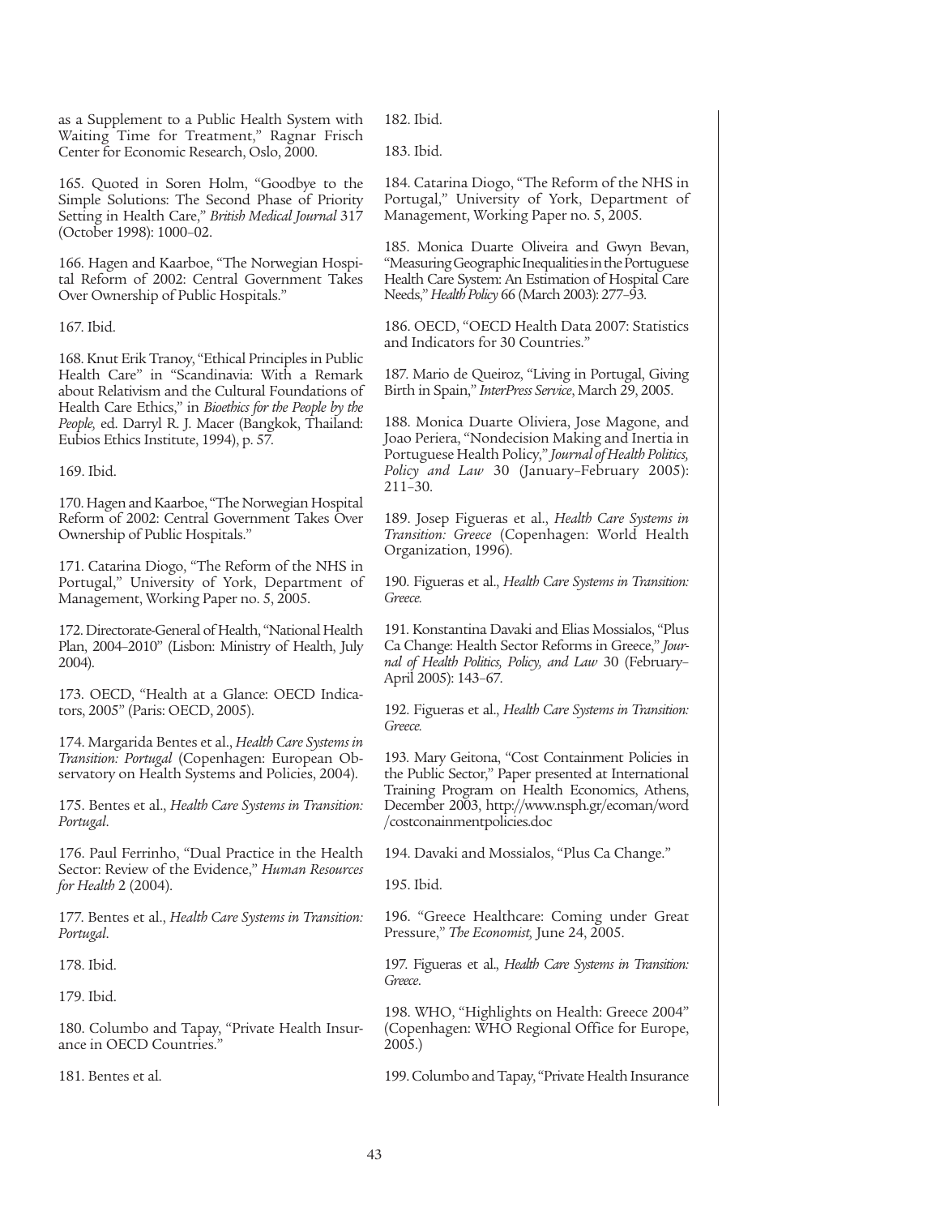as a Supplement to a Public Health System with Waiting Time for Treatment," Ragnar Frisch Center for Economic Research, Oslo, 2000.

165. Quoted in Soren Holm, "Goodbye to the Simple Solutions: The Second Phase of Priority Setting in Health Care," *British Medical Journal* 317 (October 1998): 1000–02.

166. Hagen and Kaarboe, "The Norwegian Hospital Reform of 2002: Central Government Takes Over Ownership of Public Hospitals."

167. Ibid.

168. Knut Erik Tranoy, "Ethical Principles in Public Health Care" in "Scandinavia: With a Remark about Relativism and the Cultural Foundations of Health Care Ethics," in *Bioethics for the People by the People,* ed. Darryl R. J. Macer (Bangkok, Thailand: Eubios Ethics Institute, 1994), p. 57.

169. Ibid.

170. Hagen and Kaarboe, "The Norwegian Hospital Reform of 2002: Central Government Takes Over Ownership of Public Hospitals."

171. Catarina Diogo, "The Reform of the NHS in Portugal," University of York, Department of Management, Working Paper no. 5, 2005.

172. Directorate-General of Health, "National Health Plan, 2004–2010" (Lisbon: Ministry of Health, July 2004).

173. OECD, "Health at a Glance: OECD Indicators, 2005" (Paris: OECD, 2005).

174. Margarida Bentes et al., *Health Care Systems in Transition: Portugal* (Copenhagen: European Observatory on Health Systems and Policies, 2004).

175. Bentes et al., *Health Care Systems in Transition: Portugal*.

176. Paul Ferrinho, "Dual Practice in the Health Sector: Review of the Evidence," *Human Resources for Health* 2 (2004).

177. Bentes et al., *Health Care Systems in Transition: Portugal*.

178. Ibid.

179. Ibid.

180. Columbo and Tapay, "Private Health Insurance in OECD Countries."

181. Bentes et al.

182. Ibid.

183. Ibid.

184. Catarina Diogo, "The Reform of the NHS in Portugal," University of York, Department of Management, Working Paper no. 5, 2005.

185. Monica Duarte Oliveira and Gwyn Bevan, "Measuring Geographic Inequalities in the Portuguese Health Care System: An Estimation of Hospital Care Needs," *Health Policy* 66 (March 2003): 277–93.

186. OECD, "OECD Health Data 2007: Statistics and Indicators for 30 Countries."

187. Mario de Queiroz, "Living in Portugal, Giving Birth in Spain," *InterPress Service*, March 29, 2005.

188. Monica Duarte Oliviera, Jose Magone, and Joao Periera, "Nondecision Making and Inertia in Portuguese Health Policy," *Journal of Health Politics, Policy and Law* 30 (January–February 2005): 211–30.

189. Josep Figueras et al., *Health Care Systems in Transition: Greece* (Copenhagen: World Health Organization, 1996).

190. Figueras et al., *Health Care Systems in Transition: Greece.*

191. Konstantina Davaki and Elias Mossialos, "Plus Ca Change: Health Sector Reforms in Greece," *Journal of Health Politics, Policy, and Law* 30 (February–April 2005): 143–67.

192. Figueras et al., *Health Care Systems in Transition: Greece.*

193. Mary Geitona, "Cost Containment Policies in the Public Sector," Paper presented at International Training Program on Health Economics, Athens, December 2003, http://www.nsph.gr/ecoman/word/costconainmentpolicies.doc

194. Davaki and Mossialos, "Plus Ca Change."

195. Ibid.

196. "Greece Healthcare: Coming under Great Pressure," *The Economist,* June 24, 2005.

197. Figueras et al., *Health Care Systems in Transition: Greece*.

198. WHO, "Highlights on Health: Greece 2004" (Copenhagen: WHO Regional Office for Europe, 2005.)

199. Columbo and Tapay, "Private Health Insurance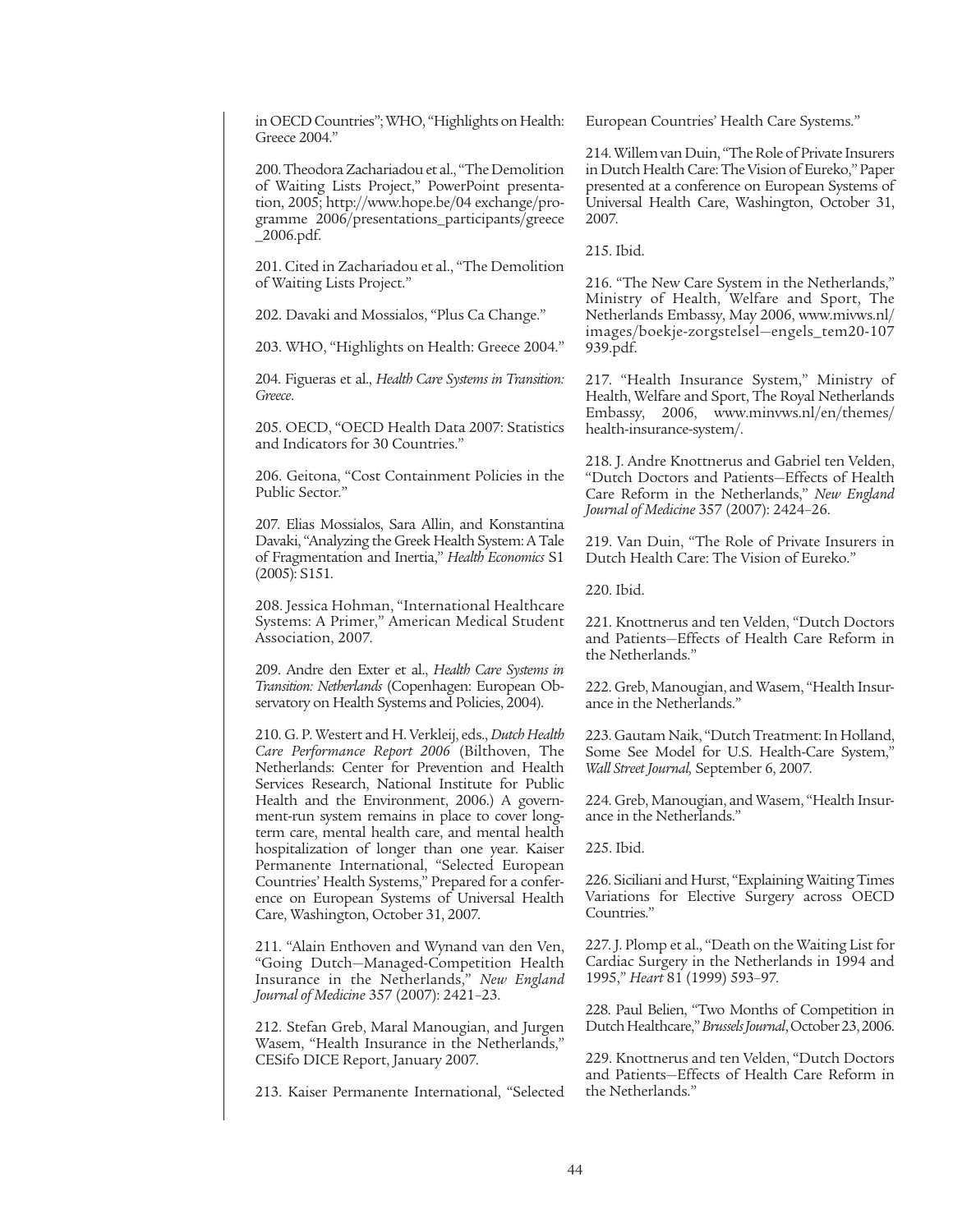in OECD Countries"; WHO, "Highlights on Health: Greece 2004."

200. Theodora Zachariadou et al., "The Demolition of Waiting Lists Project," PowerPoint presentation, 2005; http://www.hope.be/04 exchange/programme 2006/presentations_participants/greece_2006.pdf.

201. Cited in Zachariadou et al., "The Demolition of Waiting Lists Project."

202. Davaki and Mossialos, "Plus Ca Change."

203. WHO, "Highlights on Health: Greece 2004."

204. Figueras et al., *Health Care Systems in Transition: Greece*.

205. OECD, "OECD Health Data 2007: Statistics and Indicators for 30 Countries."

206. Geitona, "Cost Containment Policies in the Public Sector."

207. Elias Mossialos, Sara Allin, and Konstantina Davaki, "Analyzing the Greek Health System: A Tale of Fragmentation and Inertia," *Health Economics* S1 (2005): S151.

208. Jessica Hohman, "International Healthcare Systems: A Primer," American Medical Student Association, 2007.

209. Andre den Exter et al., *Health Care Systems in Transition: Netherlands* (Copenhagen: European Observatory on Health Systems and Policies, 2004).

210. G. P. Westert and H. Verkleij, eds., *Dutch Health Care Performance Report 2006* (Bilthoven, The Netherlands: Center for Prevention and Health Services Research, National Institute for Public Health and the Environment, 2006.) A government-run system remains in place to cover long-term care, mental health care, and mental health hospitalization of longer than one year. Kaiser Permanente International, "Selected European Countries' Health Systems," Prepared for a conference on European Systems of Universal Health Care, Washington, October 31, 2007.

211. "Alain Enthoven and Wynand van den Ven, "Going Dutch—Managed-Competition Health Insurance in the Netherlands," *New England Journal of Medicine* 357 (2007): 2421–23.

212. Stefan Greb, Maral Manougian, and Jurgen Wasem, "Health Insurance in the Netherlands," CESifo DICE Report, January 2007.

213. Kaiser Permanente International, "Selected European Countries' Health Care Systems."

214. Willem van Duin, "The Role of Private Insurers in Dutch Health Care: The Vision of Eureko," Paper presented at a conference on European Systems of Universal Health Care, Washington, October 31, 2007.

215. Ibid.

216. "The New Care System in the Netherlands," Ministry of Health, Welfare and Sport, The Netherlands Embassy, May 2006, www.mivws.nl/images/boekje-zorgstelsel—engels_tem20-107939.pdf.

217. "Health Insurance System," Ministry of Health, Welfare and Sport, The Royal Netherlands Embassy, 2006, www.minvws.nl/en/themes/health-insurance-system/.

218. J. Andre Knottnerus and Gabriel ten Velden, "Dutch Doctors and Patients—Effects of Health Care Reform in the Netherlands," *New England Journal of Medicine* 357 (2007): 2424–26.

219. Van Duin, "The Role of Private Insurers in Dutch Health Care: The Vision of Eureko."

220. Ibid.

221. Knottnerus and ten Velden, "Dutch Doctors and Patients—Effects of Health Care Reform in the Netherlands."

222. Greb, Manougian, and Wasem, "Health Insurance in the Netherlands."

223. Gautam Naik, "Dutch Treatment: In Holland, Some See Model for U.S. Health-Care System," *Wall Street Journal,* September 6, 2007.

224. Greb, Manougian, and Wasem, "Health Insurance in the Netherlands."

225. Ibid.

226. Siciliani and Hurst, "Explaining Waiting Times Variations for Elective Surgery across OECD Countries."

227. J. Plomp et al., "Death on the Waiting List for Cardiac Surgery in the Netherlands in 1994 and 1995," *Heart* 81 (1999) 593–97.

228. Paul Belien, "Two Months of Competition in Dutch Healthcare," *Brussels Journal*, October 23, 2006.

229. Knottnerus and ten Velden, "Dutch Doctors and Patients—Effects of Health Care Reform in the Netherlands."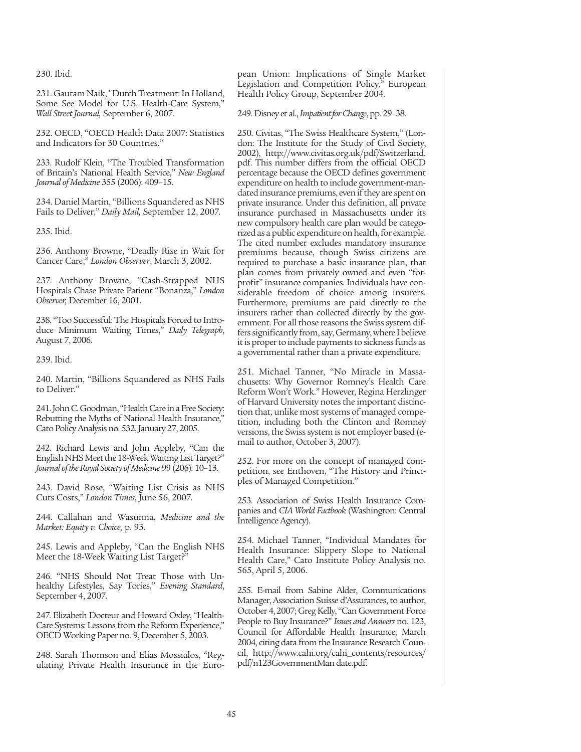230. Ibid.

231. Gautam Naik, "Dutch Treatment: In Holland, Some See Model for U.S. Health-Care System," *Wall Street Journal,* September 6, 2007.

232. OECD, "OECD Health Data 2007: Statistics and Indicators for 30 Countries."

233. Rudolf Klein, "The Troubled Transformation of Britain's National Health Service," *New England Journal of Medicine* 355 (2006): 409–15.

234. Daniel Martin, "Billions Squandered as NHS Fails to Deliver," *Daily Mail,* September 12, 2007.

235. Ibid.

236. Anthony Browne, "Deadly Rise in Wait for Cancer Care," *London Observer*, March 3, 2002.

237. Anthony Browne, "Cash-Strapped NHS Hospitals Chase Private Patient "Bonanza," *London Observer,* December 16, 2001.

238. "Too Successful: The Hospitals Forced to Introduce Minimum Waiting Times," *Daily Telegraph*, August 7, 2006.

239. Ibid.

240. Martin, "Billions Squandered as NHS Fails to Deliver."

241. John C. Goodman, "Health Care in a Free Society: Rebutting the Myths of National Health Insurance," Cato Policy Analysis no. 532, January 27, 2005.

242. Richard Lewis and John Appleby, "Can the English NHS Meet the 18-Week Waiting List Target?" *Journal of the Royal Society of Medicine* 99 (206): 10–13.

243. David Rose, "Waiting List Crisis as NHS Cuts Costs," *London Times*, June 56, 2007.

244. Callahan and Wasunna, *Medicine and the Market: Equity v. Choice,* p. 93.

245. Lewis and Appleby, "Can the English NHS Meet the 18-Week Waiting List Target?"

246. "NHS Should Not Treat Those with Unhealthy Lifestyles, Say Tories," *Evening Standard*, September 4, 2007.

247. Elizabeth Docteur and Howard Oxley, "Health-Care Systems: Lessons from the Reform Experience," OECD Working Paper no. 9, December 5, 2003.

248. Sarah Thomson and Elias Mossialos, "Regulating Private Health Insurance in the European Union: Implications of Single Market Legislation and Competition Policy," European Health Policy Group, September 2004.

249. Disney et al., *Impatient for Change*, pp. 29–38.

250. Civitas, "The Swiss Healthcare System," (London: The Institute for the Study of Civil Society, 2002), http://www.civitas.org.uk/pdf/Switzerland.pdf. This number differs from the official OECD percentage because the OECD defines government expenditure on health to include government-mandated insurance premiums, even if they are spent on private insurance. Under this definition, all private insurance purchased in Massachusetts under its new compulsory health care plan would be categorized as a public expenditure on health, for example. The cited number excludes mandatory insurance premiums because, though Swiss citizens are required to purchase a basic insurance plan, that plan comes from privately owned and even "for-profit" insurance companies. Individuals have considerable freedom of choice among insurers. Furthermore, premiums are paid directly to the insurers rather than collected directly by the government. For all those reasons the Swiss system differs significantly from, say, Germany, where I believe it is proper to include payments to sickness funds as a governmental rather than a private expenditure.

251. Michael Tanner, "No Miracle in Massachusetts: Why Governor Romney's Health Care Reform Won't Work." However, Regina Herzlinger of Harvard University notes the important distinction that, unlike most systems of managed competition, including both the Clinton and Romney versions, the Swiss system is not employer based (e-mail to author, October 3, 2007).

252. For more on the concept of managed competition, see Enthoven, "The History and Principles of Managed Competition."

253. Association of Swiss Health Insurance Companies and *CIA World Factbook* (Washington: Central Intelligence Agency).

254. Michael Tanner, "Individual Mandates for Health Insurance: Slippery Slope to National Health Care," Cato Institute Policy Analysis no. 565, April 5, 2006.

255. E-mail from Sabine Alder, Communications Manager, Association Suisse d'Assurances, to author, October 4, 2007; Greg Kelly, "Can Government Force People to Buy Insurance?" *Issues and Answers* no. 123, Council for Affordable Health Insurance, March 2004, citing data from the Insurance Research Council, http://www.cahi.org/cahi_contents/resources/pdf/n123GovernmentMan date.pdf.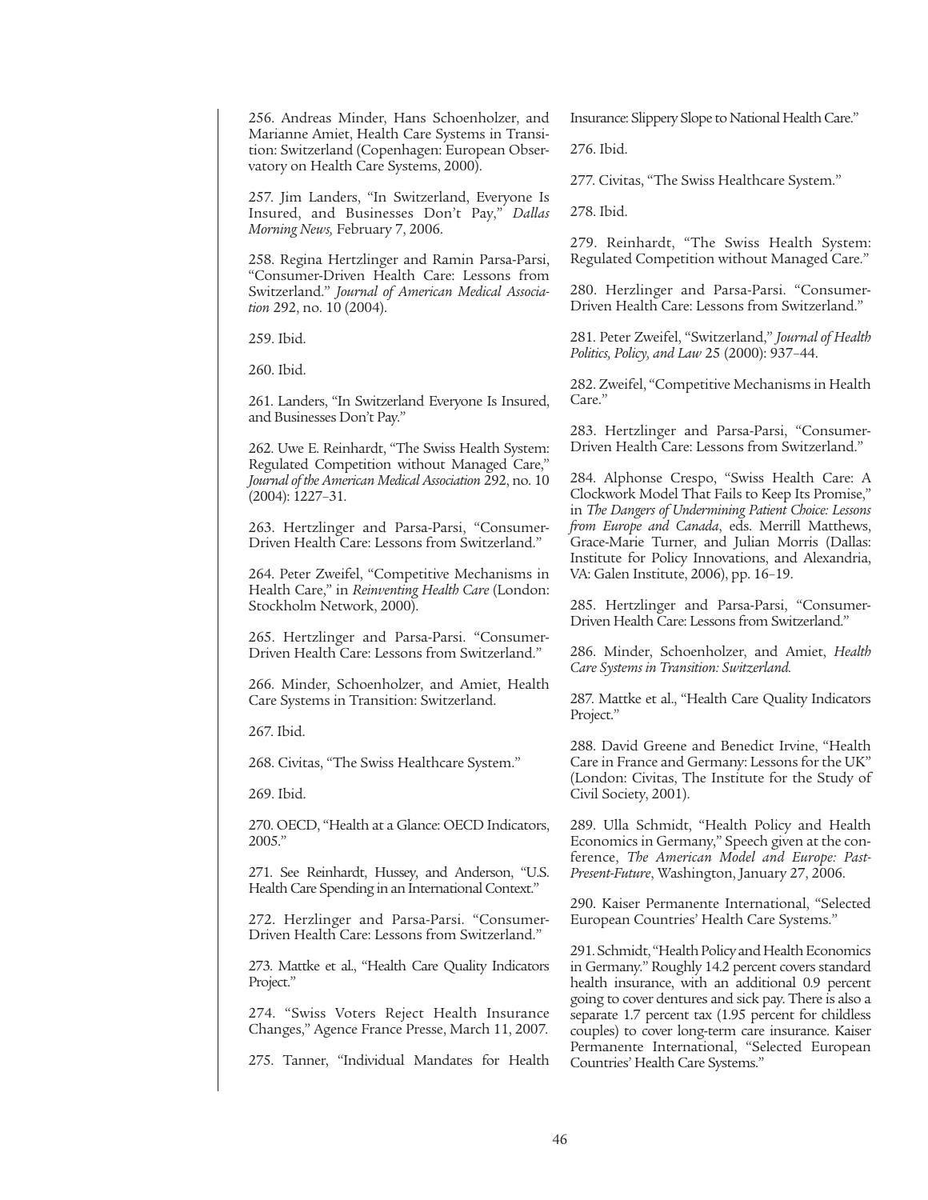256. Andreas Minder, Hans Schoenholzer, and Marianne Amiet, Health Care Systems in Transition: Switzerland (Copenhagen: European Observatory on Health Care Systems, 2000).

257. Jim Landers, "In Switzerland, Everyone Is Insured, and Businesses Don't Pay," *Dallas Morning News,* February 7, 2006.

258. Regina Hertzlinger and Ramin Parsa-Parsi, "Consumer-Driven Health Care: Lessons from Switzerland." *Journal of American Medical Association* 292, no. 10 (2004).

259. Ibid.

260. Ibid.

261. Landers, "In Switzerland Everyone Is Insured, and Businesses Don't Pay."

262. Uwe E. Reinhardt, "The Swiss Health System: Regulated Competition without Managed Care," *Journal of the American Medical Association* 292, no. 10 (2004): 1227–31.

263. Hertzlinger and Parsa-Parsi, "Consumer-Driven Health Care: Lessons from Switzerland."

264. Peter Zweifel, "Competitive Mechanisms in Health Care," in *Reinventing Health Care* (London: Stockholm Network, 2000).

265. Hertzlinger and Parsa-Parsi. "Consumer-Driven Health Care: Lessons from Switzerland."

266. Minder, Schoenholzer, and Amiet, Health Care Systems in Transition: Switzerland.

267. Ibid.

268. Civitas, "The Swiss Healthcare System."

269. Ibid.

270. OECD, "Health at a Glance: OECD Indicators, 2005."

271. See Reinhardt, Hussey, and Anderson, "U.S. Health Care Spending in an International Context."

272. Herzlinger and Parsa-Parsi. "Consumer-Driven Health Care: Lessons from Switzerland."

273. Mattke et al., "Health Care Quality Indicators Project."

274. "Swiss Voters Reject Health Insurance Changes," Agence France Presse, March 11, 2007.

275. Tanner, "Individual Mandates for Health Insurance: Slippery Slope to National Health Care."

276. Ibid.

277. Civitas, "The Swiss Healthcare System."

278. Ibid.

279. Reinhardt, "The Swiss Health System: Regulated Competition without Managed Care."

280. Herzlinger and Parsa-Parsi. "Consumer-Driven Health Care: Lessons from Switzerland."

281. Peter Zweifel, "Switzerland," *Journal of Health Politics, Policy, and Law* 25 (2000): 937–44.

282. Zweifel, "Competitive Mechanisms in Health Care."

283. Hertzlinger and Parsa-Parsi, "Consumer-Driven Health Care: Lessons from Switzerland."

284. Alphonse Crespo, "Swiss Health Care: A Clockwork Model That Fails to Keep Its Promise," in *The Dangers of Undermining Patient Choice: Lessons from Europe and Canada*, eds. Merrill Matthews, Grace-Marie Turner, and Julian Morris (Dallas: Institute for Policy Innovations, and Alexandria, VA: Galen Institute, 2006), pp. 16–19.

285. Hertzlinger and Parsa-Parsi, "Consumer-Driven Health Care: Lessons from Switzerland."

286. Minder, Schoenholzer, and Amiet, *Health Care Systems in Transition: Switzerland.*

287. Mattke et al., "Health Care Quality Indicators Project."

288. David Greene and Benedict Irvine, "Health Care in France and Germany: Lessons for the UK" (London: Civitas, The Institute for the Study of Civil Society, 2001).

289. Ulla Schmidt, "Health Policy and Health Economics in Germany," Speech given at the conference, *The American Model and Europe: Past-Present-Future*, Washington, January 27, 2006.

290. Kaiser Permanente International, "Selected European Countries' Health Care Systems."

291. Schmidt, "Health Policy and Health Economics in Germany." Roughly 14.2 percent covers standard health insurance, with an additional 0.9 percent going to cover dentures and sick pay. There is also a separate 1.7 percent tax (1.95 percent for childless couples) to cover long-term care insurance. Kaiser Permanente International, "Selected European Countries' Health Care Systems."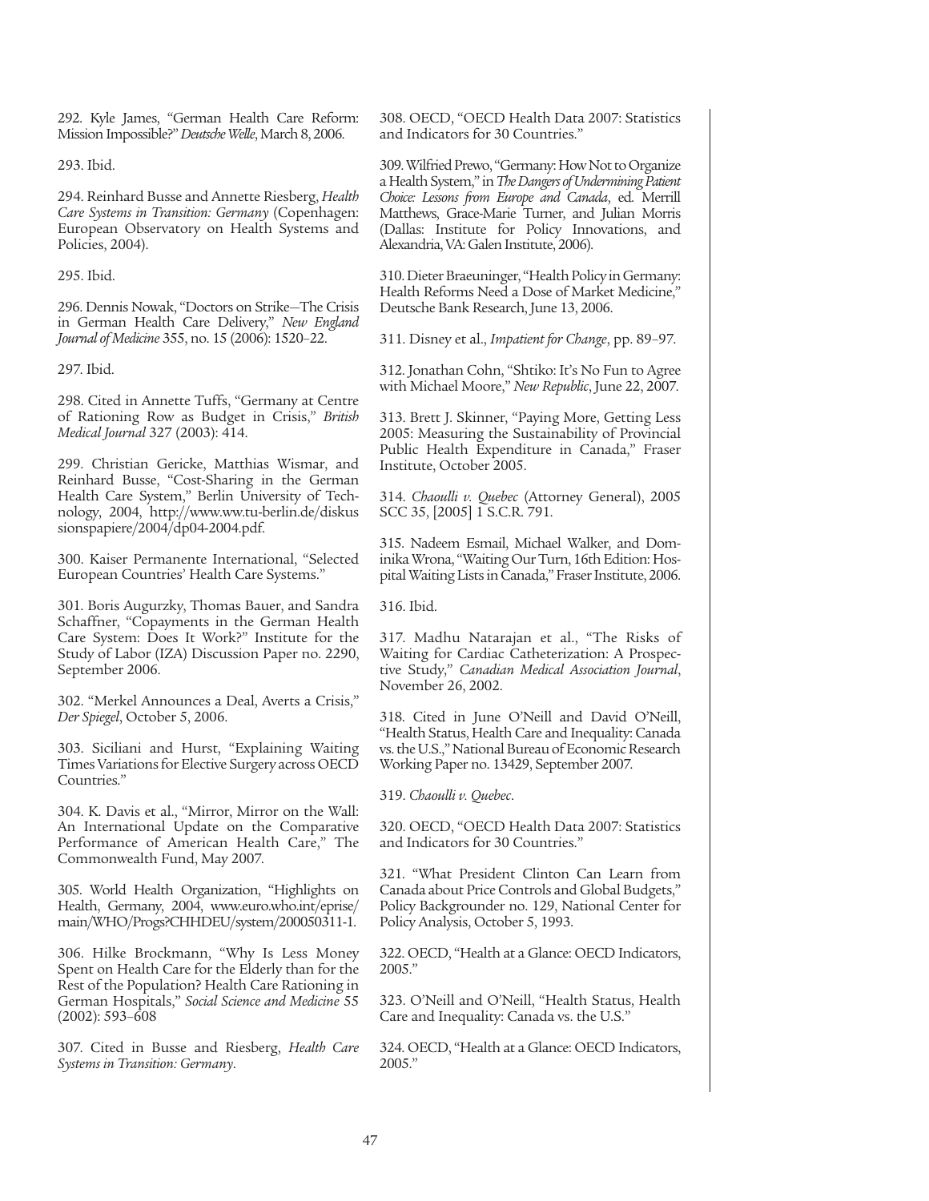292. Kyle James, "German Health Care Reform: Mission Impossible?" *Deutsche Welle*, March 8, 2006.

293. Ibid.

294. Reinhard Busse and Annette Riesberg, *Health Care Systems in Transition: Germany* (Copenhagen: European Observatory on Health Systems and Policies, 2004).

295. Ibid.

296. Dennis Nowak, "Doctors on Strike—The Crisis in German Health Care Delivery," *New England Journal of Medicine* 355, no. 15 (2006): 1520–22.

297. Ibid.

298. Cited in Annette Tuffs, "Germany at Centre of Rationing Row as Budget in Crisis," *British Medical Journal* 327 (2003): 414.

299. Christian Gericke, Matthias Wismar, and Reinhard Busse, "Cost-Sharing in the German Health Care System," Berlin University of Technology, 2004, http://www.ww.tu-berlin.de/diskussionspapiere/2004/dp04-2004.pdf.

300. Kaiser Permanente International, "Selected European Countries' Health Care Systems."

301. Boris Augurzky, Thomas Bauer, and Sandra Schaffner, "Copayments in the German Health Care System: Does It Work?" Institute for the Study of Labor (IZA) Discussion Paper no. 2290, September 2006.

302. "Merkel Announces a Deal, Averts a Crisis," *Der Spiegel*, October 5, 2006.

303. Siciliani and Hurst, "Explaining Waiting Times Variations for Elective Surgery across OECD Countries."

304. K. Davis et al., "Mirror, Mirror on the Wall: An International Update on the Comparative Performance of American Health Care," The Commonwealth Fund, May 2007.

305. World Health Organization, "Highlights on Health, Germany, 2004, www.euro.who.int/eprise/main/WHO/Progs?CHHDEU/system/200050311-1.

306. Hilke Brockmann, "Why Is Less Money Spent on Health Care for the Elderly than for the Rest of the Population? Health Care Rationing in German Hospitals," *Social Science and Medicine* 55 (2002): 593–608

307. Cited in Busse and Riesberg, *Health Care Systems in Transition: Germany*.

308. OECD, "OECD Health Data 2007: Statistics and Indicators for 30 Countries."

309. Wilfried Prewo, "Germany: How Not to Organize a Health System," in *The Dangers of Undermining Patient Choice: Lessons from Europe and Canada*, ed. Merrill Matthews, Grace-Marie Turner, and Julian Morris (Dallas: Institute for Policy Innovations, and Alexandria, VA: Galen Institute, 2006).

310. Dieter Braeuninger, "Health Policy in Germany: Health Reforms Need a Dose of Market Medicine," Deutsche Bank Research, June 13, 2006.

311. Disney et al., *Impatient for Change*, pp. 89–97.

312. Jonathan Cohn, "Shtiko: It's No Fun to Agree with Michael Moore," *New Republic*, June 22, 2007.

313. Brett J. Skinner, "Paying More, Getting Less 2005: Measuring the Sustainability of Provincial Public Health Expenditure in Canada," Fraser Institute, October 2005.

314. *Chaoulli v. Quebec* (Attorney General), 2005 SCC 35, [2005] 1 S.C.R. 791.

315. Nadeem Esmail, Michael Walker, and Dominika Wrona, "Waiting Our Turn, 16th Edition: Hospital Waiting Lists in Canada," Fraser Institute, 2006.

316. Ibid.

317. Madhu Natarajan et al., "The Risks of Waiting for Cardiac Catheterization: A Prospective Study," *Canadian Medical Association Journal*, November 26, 2002.

318. Cited in June O'Neill and David O'Neill, "Health Status, Health Care and Inequality: Canada vs. the U.S.," National Bureau of Economic Research Working Paper no. 13429, September 2007.

319. *Chaoulli v. Quebec*.

320. OECD, "OECD Health Data 2007: Statistics and Indicators for 30 Countries."

321. "What President Clinton Can Learn from Canada about Price Controls and Global Budgets," Policy Backgrounder no. 129, National Center for Policy Analysis, October 5, 1993.

322. OECD, "Health at a Glance: OECD Indicators, 2005."

323. O'Neill and O'Neill, "Health Status, Health Care and Inequality: Canada vs. the U.S."

324. OECD, "Health at a Glance: OECD Indicators, 2005."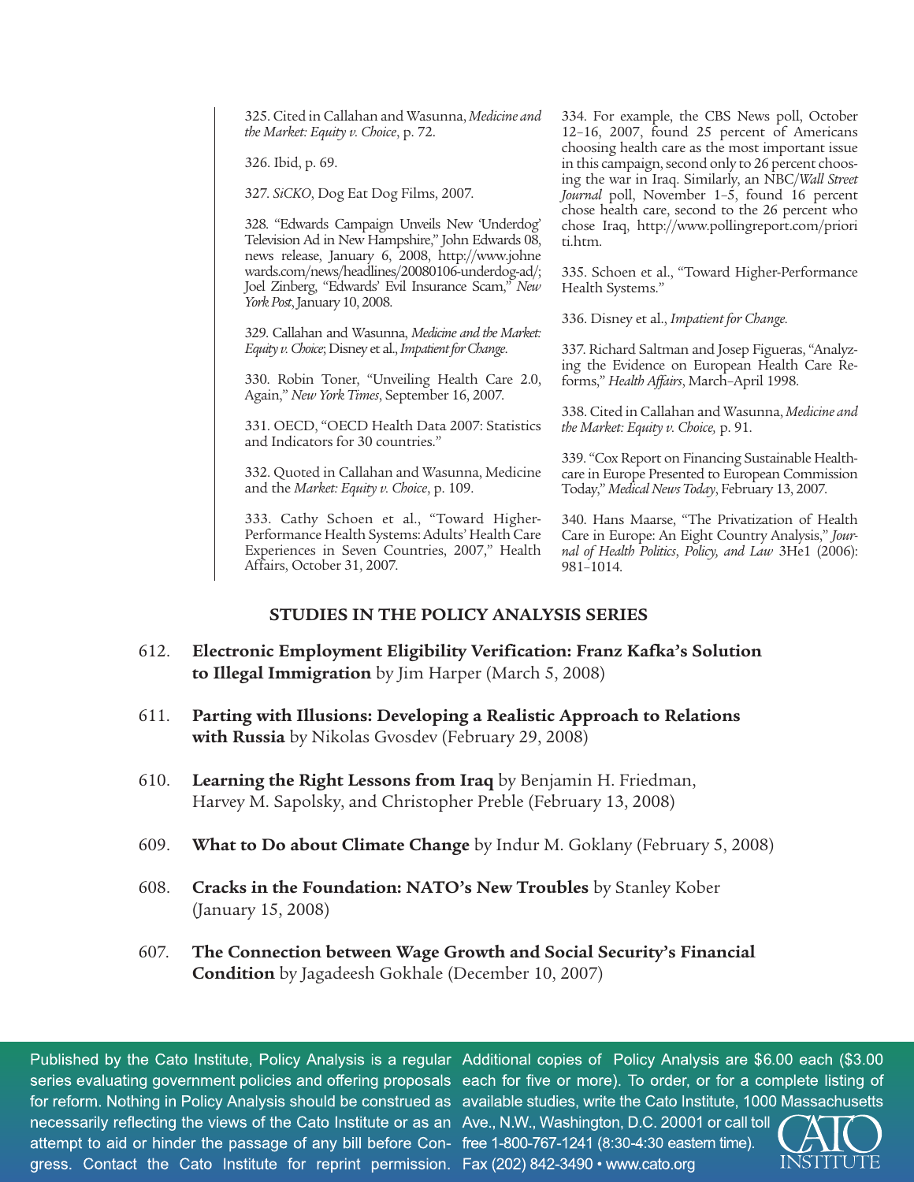325. Cited in Callahan and Wasunna, *Medicine and the Market: Equity v. Choice*, p. 72.

326. Ibid, p. 69.

327. *SiCKO*, Dog Eat Dog Films, 2007.

328. "Edwards Campaign Unveils New 'Underdog' Television Ad in New Hampshire," John Edwards 08, news release, January 6, 2008, http://www.johnedwards.com/news/headlines/20080106-underdog-ad/; Joel Zinberg, "Edwards' Evil Insurance Scam," *New York Post*, January 10, 2008.

329. Callahan and Wasunna, *Medicine and the Market: Equity v. Choice*; Disney et al., *Impatient for Change*.

330. Robin Toner, "Unveiling Health Care 2.0, Again," *New York Times*, September 16, 2007.

331. OECD, "OECD Health Data 2007: Statistics and Indicators for 30 countries."

332. Quoted in Callahan and Wasunna, Medicine and the *Market: Equity v. Choice*, p. 109.

333. Cathy Schoen et al., "Toward Higher-Performance Health Systems: Adults' Health Care Experiences in Seven Countries, 2007," Health Affairs, October 31, 2007.

334. For example, the CBS News poll, October 12–16, 2007, found 25 percent of Americans choosing health care as the most important issue in this campaign, second only to 26 percent choosing the war in Iraq. Similarly, an NBC/*Wall Street Journal* poll, November 1–5, found 16 percent chose health care, second to the 26 percent who chose Iraq, http://www.pollingreport.com/prioriti.htm.

335. Schoen et al., "Toward Higher-Performance Health Systems."

336. Disney et al., *Impatient for Change.*

337. Richard Saltman and Josep Figueras, "Analyzing the Evidence on European Health Care Reforms," *Health Affairs*, March–April 1998.

338. Cited in Callahan and Wasunna, *Medicine and the Market: Equity v. Choice,* p. 91.

339. "Cox Report on Financing Sustainable Healthcare in Europe Presented to European Commission Today," *Medical News Today*, February 13, 2007.

340. Hans Maarse, "The Privatization of Health Care in Europe: An Eight Country Analysis," *Journal of Health Politics, Policy, and Law* 3He1 (2006): 981–1014.

## STUDIES IN THE POLICY ANALYSIS SERIES

612. **Electronic Employment Eligibility Verification: Franz Kafka's Solution to Illegal Immigration** by Jim Harper (March 5, 2008)

611. **Parting with Illusions: Developing a Realistic Approach to Relations with Russia** by Nikolas Gvosdev (February 29, 2008)

610. **Learning the Right Lessons from Iraq** by Benjamin H. Friedman, Harvey M. Sapolsky, and Christopher Preble (February 13, 2008)

609. **What to Do about Climate Change** by Indur M. Goklany (February 5, 2008)

608. **Cracks in the Foundation: NATO's New Troubles** by Stanley Kober (January 15, 2008)

607. **The Connection between Wage Growth and Social Security's Financial Condition** by Jagadeesh Gokhale (December 10, 2007)

Published by the Cato Institute, Policy Analysis is a regular series evaluating government policies and offering proposals for reform. Nothing in Policy Analysis should be construed as necessarily reflecting the views of the Cato Institute or as an attempt to aid or hinder the passage of any bill before Congress. Contact the Cato Institute for reprint permission. Additional copies of Policy Analysis are $6.00 each ($3.00 each for five or more). To order, or for a complete listing of available studies, write the Cato Institute, 1000 Massachusetts Ave., N.W., Washington, D.C. 20001 or call toll free 1-800-767-1241 (8:30-4:30 eastern time). Fax (202) 842-3490 • www.cato.org

CATO INSTITUTE